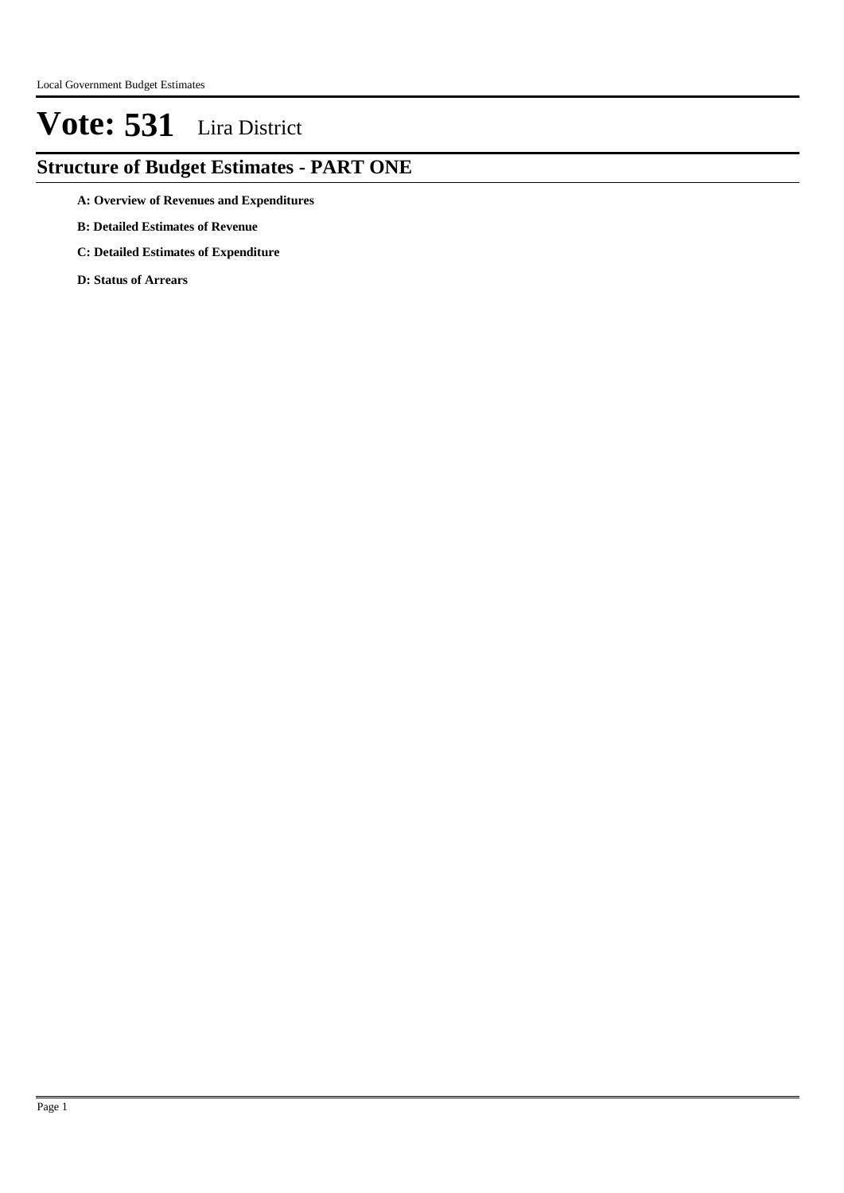# Vote: 531 Lira District

## Structure of Budget Estimates - PART ONE

**A: Overview of Revenues and Expenditures**

**B: Detailed Estimates of Revenue**

**C: Detailed Estimates of Expenditure**

**D: Status of Arrears**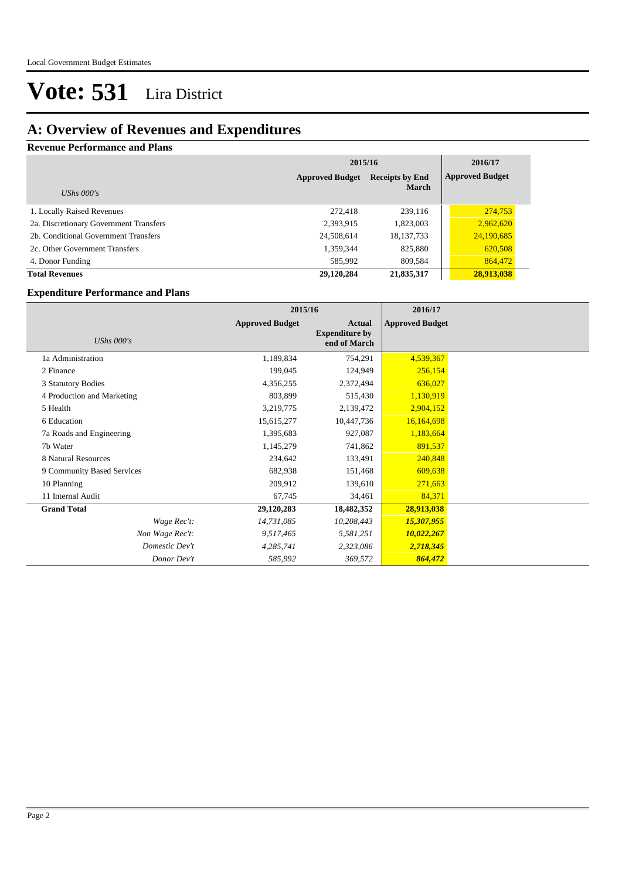# Vote: 531 Lira District

## A: Overview of Revenues and Expenditures

### Revenue Performance and Plans

| *UShs 000's* | 2015/16 Approved Budget | 2015/16 Receipts by End March | 2016/17 Approved Budget |
|---|---|---|---|
| 1. Locally Raised Revenues | 272,418 | 239,116 | 274,753 |
| 2a. Discretionary Government Transfers | 2,393,915 | 1,823,003 | 2,962,620 |
| 2b. Conditional Government Transfers | 24,508,614 | 18,137,733 | 24,190,685 |
| 2c. Other Government Transfers | 1,359,344 | 825,880 | 620,508 |
| 4. Donor Funding | 585,992 | 809,584 | 864,472 |
| **Total Revenues** | **29,120,284** | **21,835,317** | **28,913,038** |

### Expenditure Performance and Plans

| *UShs 000's* | 2015/16 Approved Budget | 2015/16 Actual Expenditure by end of March | 2016/17 Approved Budget |
|---|---|---|---|
| 1a Administration | 1,189,834 | 754,291 | 4,539,367 |
| 2 Finance | 199,045 | 124,949 | 256,154 |
| 3 Statutory Bodies | 4,356,255 | 2,372,494 | 636,027 |
| 4 Production and Marketing | 803,899 | 515,430 | 1,130,919 |
| 5 Health | 3,219,775 | 2,139,472 | 2,904,152 |
| 6 Education | 15,615,277 | 10,447,736 | 16,164,698 |
| 7a Roads and Engineering | 1,395,683 | 927,087 | 1,183,664 |
| 7b Water | 1,145,279 | 741,862 | 891,537 |
| 8 Natural Resources | 234,642 | 133,491 | 240,848 |
| 9 Community Based Services | 682,938 | 151,468 | 609,638 |
| 10 Planning | 209,912 | 139,610 | 271,663 |
| 11 Internal Audit | 67,745 | 34,461 | 84,371 |
| **Grand Total** | **29,120,283** | **18,482,352** | **28,913,038** |
| *Wage Rec't:* | *14,731,085* | *10,208,443* | ***15,307,955*** |
| *Non Wage Rec't:* | *9,517,465* | *5,581,251* | ***10,022,267*** |
| *Domestic Dev't* | *4,285,741* | *2,323,086* | ***2,718,345*** |
| *Donor Dev't* | *585,992* | *369,572* | ***864,472*** |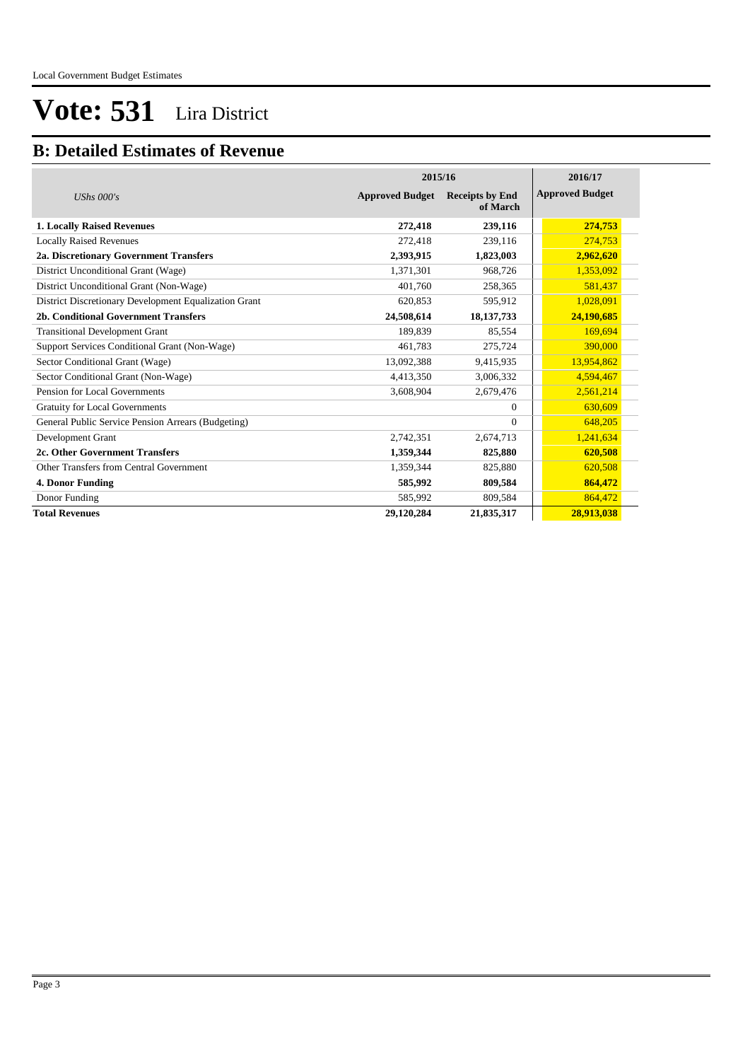# Vote: 531 Lira District

## B: Detailed Estimates of Revenue

| *UShs 000's* | 2015/16 Approved Budget | 2015/16 Receipts by End of March | 2016/17 Approved Budget |
|---|---|---|---|
| **1. Locally Raised Revenues** | **272,418** | **239,116** | **274,753** |
| Locally Raised Revenues | 272,418 | 239,116 | 274,753 |
| **2a. Discretionary Government Transfers** | **2,393,915** | **1,823,003** | **2,962,620** |
| District Unconditional Grant (Wage) | 1,371,301 | 968,726 | 1,353,092 |
| District Unconditional Grant (Non-Wage) | 401,760 | 258,365 | 581,437 |
| District Discretionary Development Equalization Grant | 620,853 | 595,912 | 1,028,091 |
| **2b. Conditional Government Transfers** | **24,508,614** | **18,137,733** | **24,190,685** |
| Transitional Development Grant | 189,839 | 85,554 | 169,694 |
| Support Services Conditional Grant (Non-Wage) | 461,783 | 275,724 | 390,000 |
| Sector Conditional Grant (Wage) | 13,092,388 | 9,415,935 | 13,954,862 |
| Sector Conditional Grant (Non-Wage) | 4,413,350 | 3,006,332 | 4,594,467 |
| Pension for Local Governments | 3,608,904 | 2,679,476 | 2,561,214 |
| Gratuity for Local Governments | | 0 | 630,609 |
| General Public Service Pension Arrears (Budgeting) | | 0 | 648,205 |
| Development Grant | 2,742,351 | 2,674,713 | 1,241,634 |
| **2c. Other Government Transfers** | **1,359,344** | **825,880** | **620,508** |
| Other Transfers from Central Government | 1,359,344 | 825,880 | 620,508 |
| **4. Donor Funding** | **585,992** | **809,584** | **864,472** |
| Donor Funding | 585,992 | 809,584 | 864,472 |
| **Total Revenues** | **29,120,284** | **21,835,317** | **28,913,038** |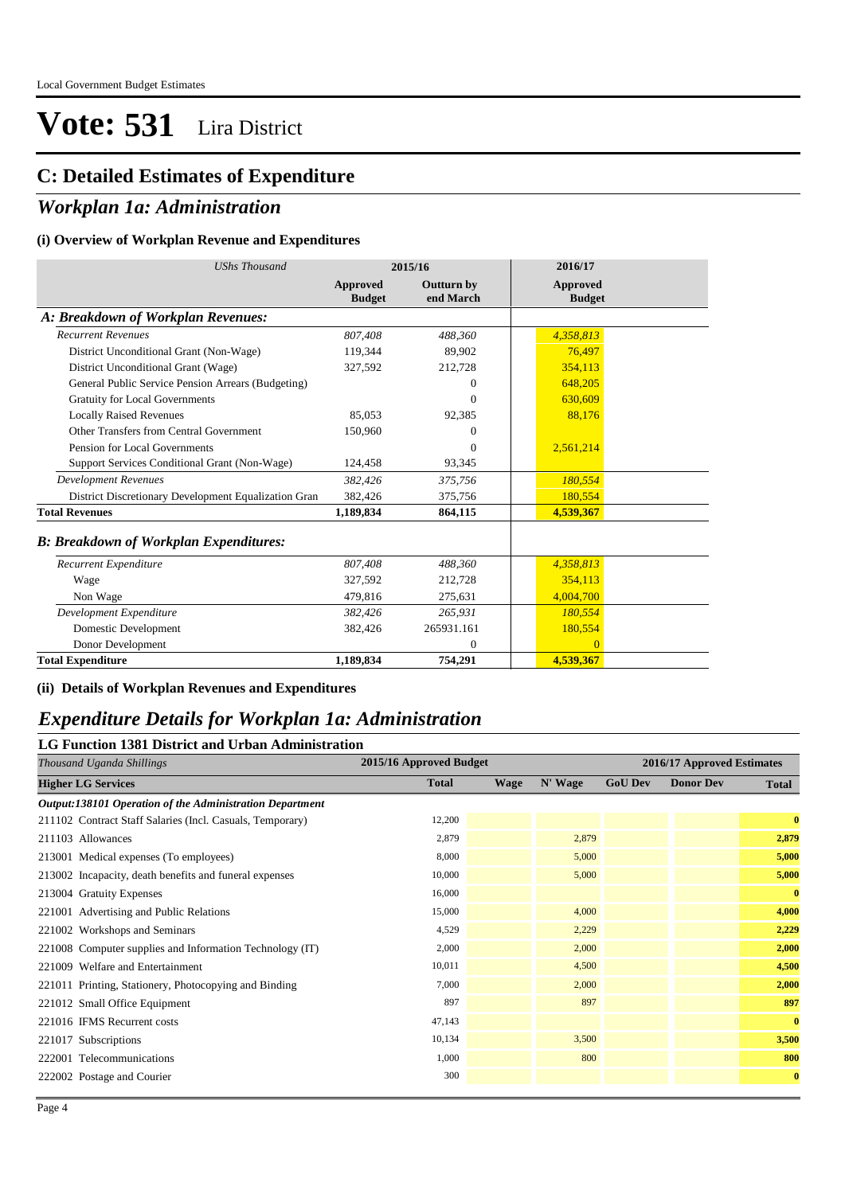Local Government Budget Estimates

# Vote: 531 Lira District

## C: Detailed Estimates of Expenditure

## *Workplan 1a: Administration*

### (i) Overview of Workplan Revenue and Expenditures

| *UShs Thousand* | 2015/16 | | 2016/17 |
|---|---|---|---|
| | **Approved Budget** | **Outturn by end March** | **Approved Budget** |
| ***A: Breakdown of Workplan Revenues:*** | | | |
| *Recurrent Revenues* | *807,408* | *488,360* | *4,358,813* |
| District Unconditional Grant (Non-Wage) | 119,344 | 89,902 | 76,497 |
| District Unconditional Grant (Wage) | 327,592 | 212,728 | 354,113 |
| General Public Service Pension Arrears (Budgeting) | | 0 | 648,205 |
| Gratuity for Local Governments | | 0 | 630,609 |
| Locally Raised Revenues | 85,053 | 92,385 | 88,176 |
| Other Transfers from Central Government | 150,960 | 0 | |
| Pension for Local Governments | | 0 | 2,561,214 |
| Support Services Conditional Grant (Non-Wage) | 124,458 | 93,345 | |
| *Development Revenues* | *382,426* | *375,756* | *180,554* |
| District Discretionary Development Equalization Gran | 382,426 | 375,756 | 180,554 |
| **Total Revenues** | **1,189,834** | **864,115** | **4,539,367** |
| ***B: Breakdown of Workplan Expenditures:*** | | | |
| *Recurrent Expenditure* | *807,408* | *488,360* | *4,358,813* |
| Wage | 327,592 | 212,728 | 354,113 |
| Non Wage | 479,816 | 275,631 | 4,004,700 |
| *Development Expenditure* | *382,426* | *265,931* | *180,554* |
| Domestic Development | 382,426 | 265931.161 | 180,554 |
| Donor Development | | 0 | 0 |
| **Total Expenditure** | **1,189,834** | **754,291** | **4,539,367** |

### (ii) Details of Workplan Revenues and Expenditures

## *Expenditure Details for Workplan 1a: Administration*

### LG Function 1381 District and Urban Administration

| *Thousand Uganda Shillings* | 2015/16 Approved Budget | 2016/17 Approved Estimates | | | | |
|---|---|---|---|---|---|---|
| **Higher LG Services** | **Total** | **Wage** | **N' Wage** | **GoU Dev** | **Donor Dev** | **Total** |
| ***Output:138101 Operation of the Administration Department*** | | | | | | |
| 211102 Contract Staff Salaries (Incl. Casuals, Temporary) | 12,200 | | | | | **0** |
| 211103 Allowances | 2,879 | | 2,879 | | | **2,879** |
| 213001 Medical expenses (To employees) | 8,000 | | 5,000 | | | **5,000** |
| 213002 Incapacity, death benefits and funeral expenses | 10,000 | | 5,000 | | | **5,000** |
| 213004 Gratuity Expenses | 16,000 | | | | | **0** |
| 221001 Advertising and Public Relations | 15,000 | | 4,000 | | | **4,000** |
| 221002 Workshops and Seminars | 4,529 | | 2,229 | | | **2,229** |
| 221008 Computer supplies and Information Technology (IT) | 2,000 | | 2,000 | | | **2,000** |
| 221009 Welfare and Entertainment | 10,011 | | 4,500 | | | **4,500** |
| 221011 Printing, Stationery, Photocopying and Binding | 7,000 | | 2,000 | | | **2,000** |
| 221012 Small Office Equipment | 897 | | 897 | | | **897** |
| 221016 IFMS Recurrent costs | 47,143 | | | | | **0** |
| 221017 Subscriptions | 10,134 | | 3,500 | | | **3,500** |
| 222001 Telecommunications | 1,000 | | 800 | | | **800** |
| 222002 Postage and Courier | 300 | | | | | **0** |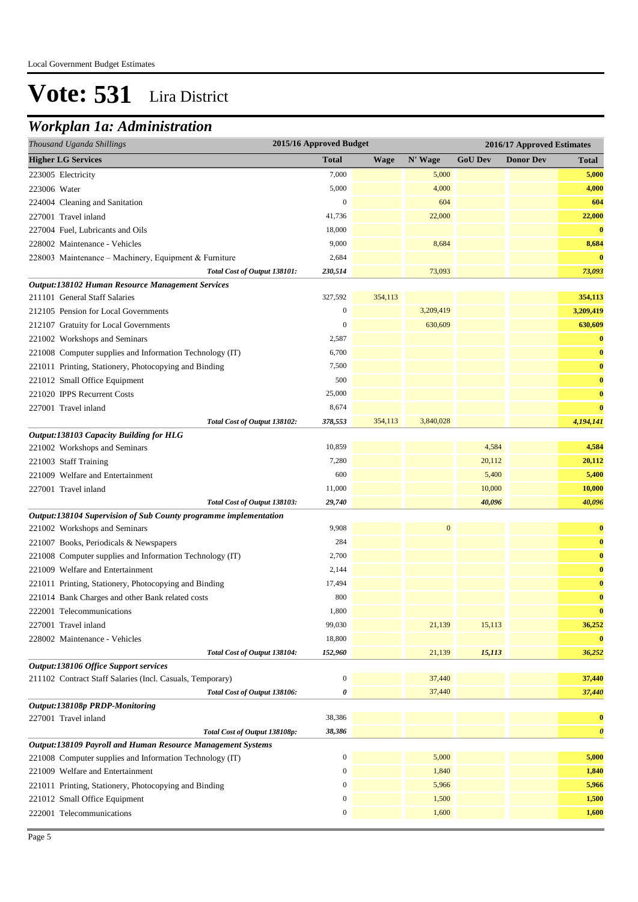Local Government Budget Estimates

# Vote: 531 Lira District

## Workplan 1a: Administration

| Thousand Uganda Shillings | 2015/16 Approved Budget | 2016/17 Approved Estimates | | | | |
|---|---|---|---|---|---|---|
| **Higher LG Services** | **Total** | **Wage** | **N' Wage** | **GoU Dev** | **Donor Dev** | **Total** |
| 223005 Electricity | 7,000 | | 5,000 | | | **5,000** |
| 223006 Water | 5,000 | | 4,000 | | | **4,000** |
| 224004 Cleaning and Sanitation | 0 | | 604 | | | **604** |
| 227001 Travel inland | 41,736 | | 22,000 | | | **22,000** |
| 227004 Fuel, Lubricants and Oils | 18,000 | | | | | **0** |
| 228002 Maintenance - Vehicles | 9,000 | | 8,684 | | | **8,684** |
| 228003 Maintenance – Machinery, Equipment & Furniture | 2,684 | | | | | **0** |
| *Total Cost of Output 138101:* | *230,514* | | 73,093 | | | *73,093* |
| ***Output:138102 Human Resource Management Services*** | | | | | | |
| 211101 General Staff Salaries | 327,592 | 354,113 | | | | **354,113** |
| 212105 Pension for Local Governments | 0 | | 3,209,419 | | | **3,209,419** |
| 212107 Gratuity for Local Governments | 0 | | 630,609 | | | **630,609** |
| 221002 Workshops and Seminars | 2,587 | | | | | **0** |
| 221008 Computer supplies and Information Technology (IT) | 6,700 | | | | | **0** |
| 221011 Printing, Stationery, Photocopying and Binding | 7,500 | | | | | **0** |
| 221012 Small Office Equipment | 500 | | | | | **0** |
| 221020 IPPS Recurrent Costs | 25,000 | | | | | **0** |
| 227001 Travel inland | 8,674 | | | | | **0** |
| *Total Cost of Output 138102:* | *378,553* | 354,113 | 3,840,028 | | | *4,194,141* |
| ***Output:138103 Capacity Building for HLG*** | | | | | | |
| 221002 Workshops and Seminars | 10,859 | | | 4,584 | | **4,584** |
| 221003 Staff Training | 7,280 | | | 20,112 | | **20,112** |
| 221009 Welfare and Entertainment | 600 | | | 5,400 | | **5,400** |
| 227001 Travel inland | 11,000 | | | 10,000 | | **10,000** |
| *Total Cost of Output 138103:* | *29,740* | | | *40,096* | | *40,096* |
| ***Output:138104 Supervision of Sub County programme implementation*** | | | | | | |
| 221002 Workshops and Seminars | 9,908 | | 0 | | | **0** |
| 221007 Books, Periodicals & Newspapers | 284 | | | | | **0** |
| 221008 Computer supplies and Information Technology (IT) | 2,700 | | | | | **0** |
| 221009 Welfare and Entertainment | 2,144 | | | | | **0** |
| 221011 Printing, Stationery, Photocopying and Binding | 17,494 | | | | | **0** |
| 221014 Bank Charges and other Bank related costs | 800 | | | | | **0** |
| 222001 Telecommunications | 1,800 | | | | | **0** |
| 227001 Travel inland | 99,030 | | 21,139 | 15,113 | | **36,252** |
| 228002 Maintenance - Vehicles | 18,800 | | | | | **0** |
| *Total Cost of Output 138104:* | *152,960* | | 21,139 | *15,113* | | *36,252* |
| ***Output:138106 Office Support services*** | | | | | | |
| 211102 Contract Staff Salaries (Incl. Casuals, Temporary) | 0 | | 37,440 | | | **37,440** |
| *Total Cost of Output 138106:* | *0* | | 37,440 | | | *37,440* |
| ***Output:138108p PRDP-Monitoring*** | | | | | | |
| 227001 Travel inland | 38,386 | | | | | **0** |
| *Total Cost of Output 138108p:* | *38,386* | | | | | ***0*** |
| ***Output:138109 Payroll and Human Resource Management Systems*** | | | | | | |
| 221008 Computer supplies and Information Technology (IT) | 0 | | 5,000 | | | **5,000** |
| 221009 Welfare and Entertainment | 0 | | 1,840 | | | **1,840** |
| 221011 Printing, Stationery, Photocopying and Binding | 0 | | 5,966 | | | **5,966** |
| 221012 Small Office Equipment | 0 | | 1,500 | | | **1,500** |
| 222001 Telecommunications | 0 | | 1,600 | | | **1,600** |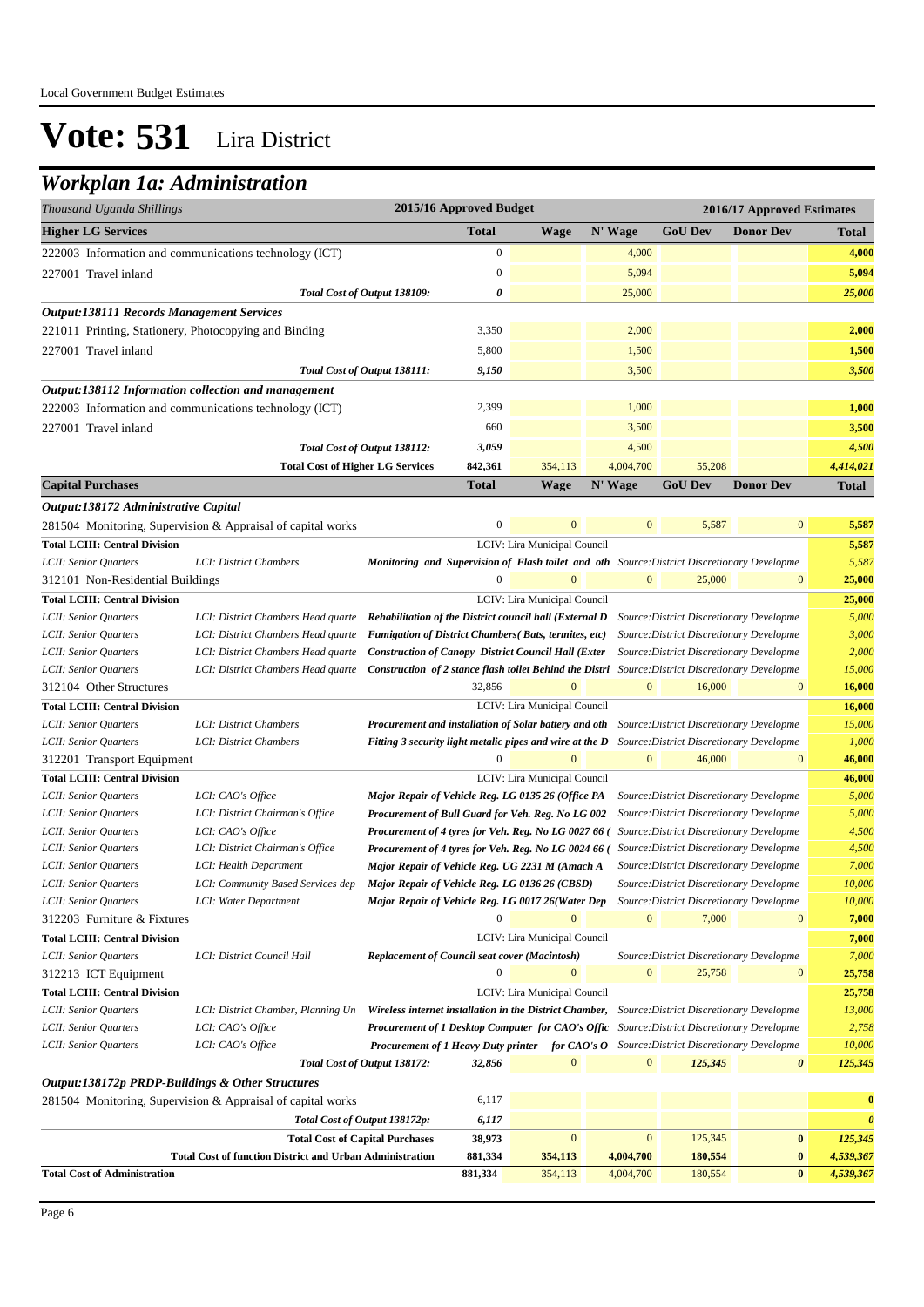Local Government Budget Estimates

# Vote: 531 Lira District

## Workplan 1a: Administration

| Thousand Uganda Shillings | | | 2015/16 Approved Budget | | | 2016/17 Approved Estimates | | |
|---|---|---|---|---|---|---|---|---|
| **Higher LG Services** | | | **Total** | **Wage** | **N' Wage** | **GoU Dev** | **Donor Dev** | **Total** |
| 222003 Information and communications technology (ICT) | | | 0 | | 4,000 | | | **4,000** |
| 227001 Travel inland | | | 0 | | 5,094 | | | **5,094** |
| | | *Total Cost of Output 138109:* | *0* | | 25,000 | | | ***25,000*** |
| ***Output:138111 Records Management Services*** | | | | | | | | |
| 221011 Printing, Stationery, Photocopying and Binding | | | 3,350 | | 2,000 | | | **2,000** |
| 227001 Travel inland | | | 5,800 | | 1,500 | | | **1,500** |
| | | *Total Cost of Output 138111:* | *9,150* | | 3,500 | | | ***3,500*** |
| ***Output:138112 Information collection and management*** | | | | | | | | |
| 222003 Information and communications technology (ICT) | | | 2,399 | | 1,000 | | | **1,000** |
| 227001 Travel inland | | | 660 | | 3,500 | | | **3,500** |
| | | *Total Cost of Output 138112:* | *3,059* | | 4,500 | | | ***4,500*** |
| | | **Total Cost of Higher LG Services** | **842,361** | 354,113 | 4,004,700 | 55,208 | | ***4,414,021*** |
| **Capital Purchases** | | | **Total** | **Wage** | **N' Wage** | **GoU Dev** | **Donor Dev** | **Total** |
| ***Output:138172 Administrative Capital*** | | | | | | | | |
| 281504 Monitoring, Supervision & Appraisal of capital works | | | 0 | 0 | 0 | 5,587 | 0 | **5,587** |
| **Total LCIII: Central Division** | | | LCIV: Lira Municipal Council | | | | | **5,587** |
| *LCII: Senior Quarters* | *LCI: District Chambers* | ***Monitoring and Supervision of Flash toilet and oth*** | | | *Source:District Discretionary Developme* | | | *5,587* |
| 312101 Non-Residential Buildings | | | 0 | 0 | 0 | 25,000 | 0 | **25,000** |
| **Total LCIII: Central Division** | | | LCIV: Lira Municipal Council | | | | | **25,000** |
| *LCII: Senior Quarters* | *LCI: District Chambers Head quarte* | ***Rehabilitation of the District council hall (External D*** | | | *Source:District Discretionary Developme* | | | *5,000* |
| *LCII: Senior Quarters* | *LCI: District Chambers Head quarte* | ***Fumigation of District Chambers( Bats, termites, etc)*** | | | *Source:District Discretionary Developme* | | | *3,000* |
| *LCII: Senior Quarters* | *LCI: District Chambers Head quarte* | ***Construction of Canopy District Council Hall (Exter*** | | | *Source:District Discretionary Developme* | | | *2,000* |
| *LCII: Senior Quarters* | *LCI: District Chambers Head quarte* | ***Construction of 2 stance flash toilet Behind the Distri*** | | | *Source:District Discretionary Developme* | | | *15,000* |
| 312104 Other Structures | | | 32,856 | 0 | 0 | 16,000 | 0 | **16,000** |
| **Total LCIII: Central Division** | | | LCIV: Lira Municipal Council | | | | | **16,000** |
| *LCII: Senior Quarters* | *LCI: District Chambers* | ***Procurement and installation of Solar battery and oth*** | | | *Source:District Discretionary Developme* | | | *15,000* |
| *LCII: Senior Quarters* | *LCI: District Chambers* | ***Fitting 3 security light metalic pipes and wire at the D*** | | | *Source:District Discretionary Developme* | | | *1,000* |
| 312201 Transport Equipment | | | 0 | 0 | 0 | 46,000 | 0 | **46,000** |
| **Total LCIII: Central Division** | | | LCIV: Lira Municipal Council | | | | | **46,000** |
| *LCII: Senior Quarters* | *LCI: CAO's Office* | ***Major Repair of Vehicle Reg. LG 0135 26 (Office PA*** | | | *Source:District Discretionary Developme* | | | *5,000* |
| *LCII: Senior Quarters* | *LCI: District Chairman's Office* | ***Procurement of Bull Guard for Veh. Reg. No LG 002*** | | | *Source:District Discretionary Developme* | | | *5,000* |
| *LCII: Senior Quarters* | *LCI: CAO's Office* | ***Procurement of 4 tyres for Veh. Reg. No LG 0027 66 (*** | | | *Source:District Discretionary Developme* | | | *4,500* |
| *LCII: Senior Quarters* | *LCI: District Chairman's Office* | ***Procurement of 4 tyres for Veh. Reg. No LG 0024 66 (*** | | | *Source:District Discretionary Developme* | | | *4,500* |
| *LCII: Senior Quarters* | *LCI: Health Department* | ***Major Repair of Vehicle Reg. UG 2231 M (Amach A*** | | | *Source:District Discretionary Developme* | | | *7,000* |
| *LCII: Senior Quarters* | *LCI: Community Based Services dep* | ***Major Repair of Vehicle Reg. LG 0136 26 (CBSD)*** | | | *Source:District Discretionary Developme* | | | *10,000* |
| *LCII: Senior Quarters* | *LCI: Water Department* | ***Major Repair of Vehicle Reg. LG 0017 26(Water Dep*** | | | *Source:District Discretionary Developme* | | | *10,000* |
| 312203 Furniture & Fixtures | | | 0 | 0 | 0 | 7,000 | 0 | **7,000** |
| **Total LCIII: Central Division** | | | LCIV: Lira Municipal Council | | | | | **7,000** |
| *LCII: Senior Quarters* | *LCI: District Council Hall* | ***Replacement of Council seat cover (Macintosh)*** | | | *Source:District Discretionary Developme* | | | *7,000* |
| 312213 ICT Equipment | | | 0 | 0 | 0 | 25,758 | 0 | **25,758** |
| **Total LCIII: Central Division** | | | LCIV: Lira Municipal Council | | | | | **25,758** |
| *LCII: Senior Quarters* | *LCI: District Chamber, Planning Un* | ***Wireless internet installation in the District Chamber,*** | | | *Source:District Discretionary Developme* | | | *13,000* |
| *LCII: Senior Quarters* | *LCI: CAO's Office* | ***Procurement of 1 Desktop Computer for CAO's Offic*** | | | *Source:District Discretionary Developme* | | | *2,758* |
| *LCII: Senior Quarters* | *LCI: CAO's Office* | ***Procurement of 1 Heavy Duty printer for CAO's O*** | | | *Source:District Discretionary Developme* | | | *10,000* |
| | | *Total Cost of Output 138172:* | *32,856* | 0 | 0 | *125,345* | *0* | ***125,345*** |
| ***Output:138172p PRDP-Buildings & Other Structures*** | | | | | | | | |
| 281504 Monitoring, Supervision & Appraisal of capital works | | | 6,117 | | | | | **0** |
| | | *Total Cost of Output 138172p:* | *6,117* | | | | | ***0*** |
| | | **Total Cost of Capital Purchases** | **38,973** | 0 | 0 | 125,345 | **0** | ***125,345*** |
| | **Total Cost of function District and Urban Administration** | | **881,334** | **354,113** | **4,004,700** | **180,554** | **0** | ***4,539,367*** |
| **Total Cost of Administration** | | | **881,334** | 354,113 | 4,004,700 | 180,554 | **0** | ***4,539,367*** |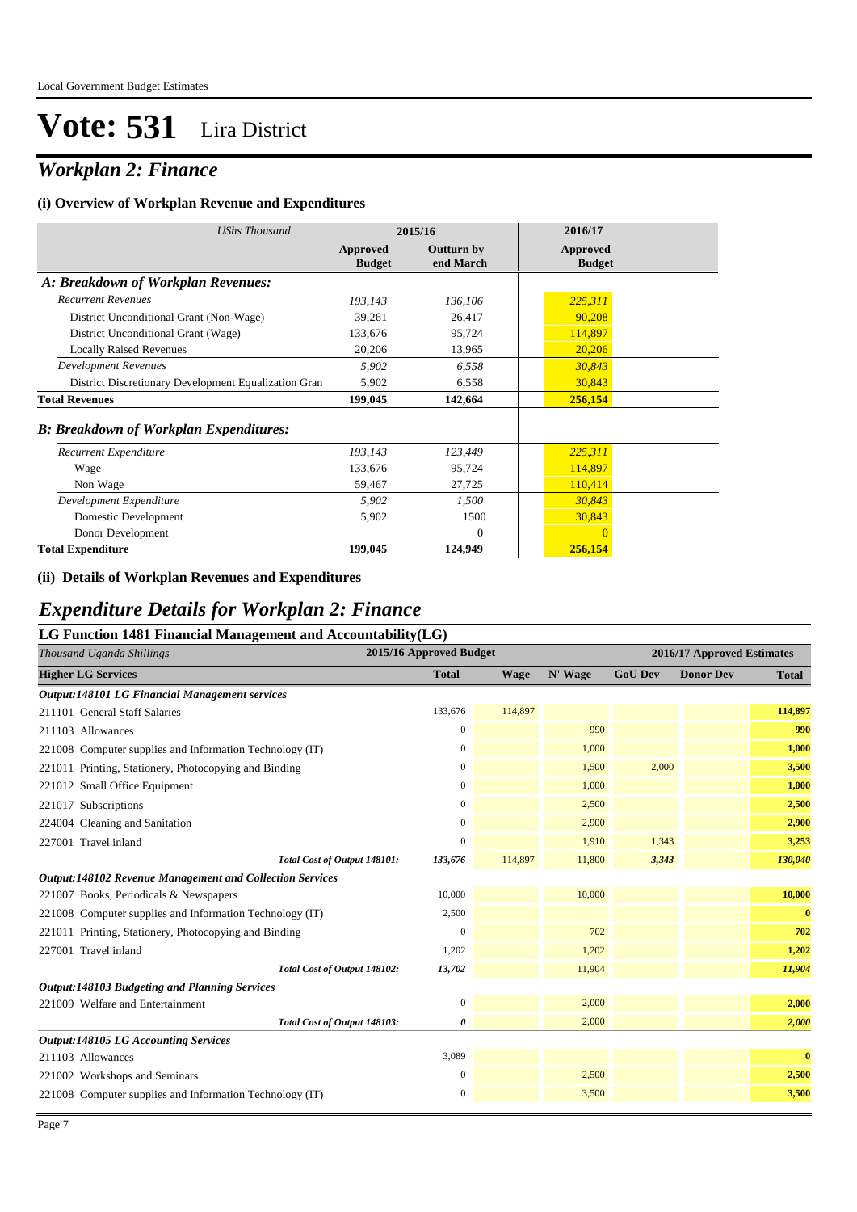# Vote: 531 Lira District

## *Workplan 2: Finance*

### (i) Overview of Workplan Revenue and Expenditures

| *UShs Thousand* | 2015/16 Approved Budget | 2015/16 Outturn by end March | 2016/17 Approved Budget |
|---|---|---|---|
| ***A: Breakdown of Workplan Revenues:*** | | | |
| *Recurrent Revenues* | *193,143* | *136,106* | *225,311* |
| District Unconditional Grant (Non-Wage) | 39,261 | 26,417 | 90,208 |
| District Unconditional Grant (Wage) | 133,676 | 95,724 | 114,897 |
| Locally Raised Revenues | 20,206 | 13,965 | 20,206 |
| *Development Revenues* | *5,902* | *6,558* | *30,843* |
| District Discretionary Development Equalization Gran | 5,902 | 6,558 | 30,843 |
| **Total Revenues** | **199,045** | **142,664** | **256,154** |
| ***B: Breakdown of Workplan Expenditures:*** | | | |
| *Recurrent Expenditure* | *193,143* | *123,449* | *225,311* |
| Wage | 133,676 | 95,724 | 114,897 |
| Non Wage | 59,467 | 27,725 | 110,414 |
| *Development Expenditure* | *5,902* | *1,500* | *30,843* |
| Domestic Development | 5,902 | 1500 | 30,843 |
| Donor Development | | 0 | 0 |
| **Total Expenditure** | **199,045** | **124,949** | **256,154** |

### (ii) Details of Workplan Revenues and Expenditures

## *Expenditure Details for Workplan 2: Finance*

### LG Function 1481 Financial Management and Accountability(LG)

| *Thousand Uganda Shillings* | 2015/16 Approved Budget | 2016/17 Approved Estimates | | | | |
|---|---|---|---|---|---|---|
| **Higher LG Services** | **Total** | **Wage** | **N' Wage** | **GoU Dev** | **Donor Dev** | **Total** |
| ***Output:148101 LG Financial Management services*** | | | | | | |
| 211101 General Staff Salaries | 133,676 | 114,897 | | | | **114,897** |
| 211103 Allowances | 0 | | 990 | | | **990** |
| 221008 Computer supplies and Information Technology (IT) | 0 | | 1,000 | | | **1,000** |
| 221011 Printing, Stationery, Photocopying and Binding | 0 | | 1,500 | 2,000 | | **3,500** |
| 221012 Small Office Equipment | 0 | | 1,000 | | | **1,000** |
| 221017 Subscriptions | 0 | | 2,500 | | | **2,500** |
| 224004 Cleaning and Sanitation | 0 | | 2,900 | | | **2,900** |
| 227001 Travel inland | 0 | | 1,910 | 1,343 | | **3,253** |
| *Total Cost of Output 148101:* | *133,676* | 114,897 | 11,800 | *3,343* | | ***130,040*** |
| ***Output:148102 Revenue Management and Collection Services*** | | | | | | |
| 221007 Books, Periodicals & Newspapers | 10,000 | | 10,000 | | | **10,000** |
| 221008 Computer supplies and Information Technology (IT) | 2,500 | | | | | **0** |
| 221011 Printing, Stationery, Photocopying and Binding | 0 | | 702 | | | **702** |
| 227001 Travel inland | 1,202 | | 1,202 | | | **1,202** |
| *Total Cost of Output 148102:* | *13,702* | | 11,904 | | | ***11,904*** |
| ***Output:148103 Budgeting and Planning Services*** | | | | | | |
| 221009 Welfare and Entertainment | 0 | | 2,000 | | | **2,000** |
| *Total Cost of Output 148103:* | *0* | | 2,000 | | | ***2,000*** |
| ***Output:148105 LG Accounting Services*** | | | | | | |
| 211103 Allowances | 3,089 | | | | | **0** |
| 221002 Workshops and Seminars | 0 | | 2,500 | | | **2,500** |
| 221008 Computer supplies and Information Technology (IT) | 0 | | 3,500 | | | **3,500** |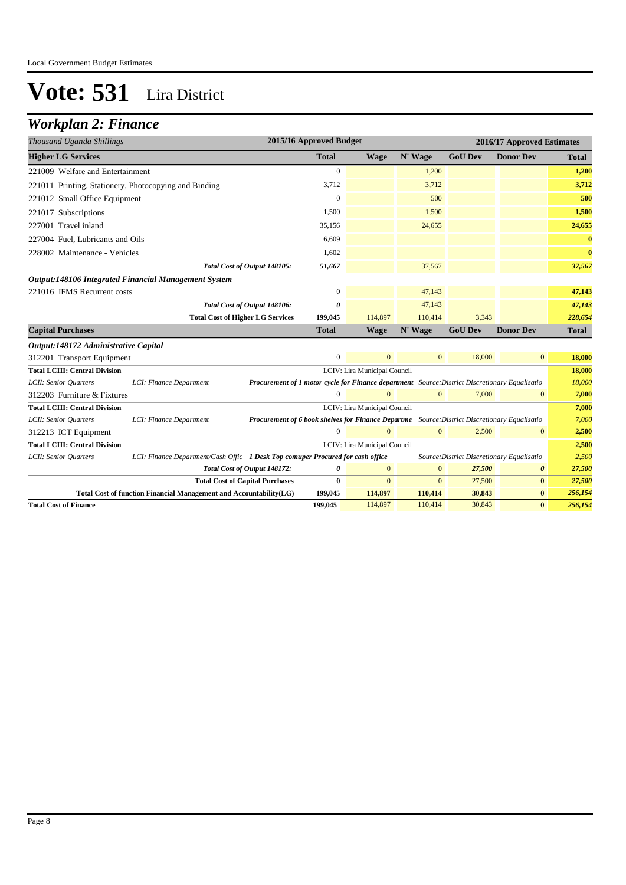Local Government Budget Estimates

# Vote: 531 Lira District

## Workplan 2: Finance

| Thousand Uganda Shillings | | | 2015/16 Approved Budget | 2016/17 Approved Estimates | | | | |
|---|---|---|---|---|---|---|---|---|
| **Higher LG Services** | | | **Total** | **Wage** | **N' Wage** | **GoU Dev** | **Donor Dev** | **Total** |
| 221009 Welfare and Entertainment | | | 0 | | 1,200 | | | **1,200** |
| 221011 Printing, Stationery, Photocopying and Binding | | | 3,712 | | 3,712 | | | **3,712** |
| 221012 Small Office Equipment | | | 0 | | 500 | | | **500** |
| 221017 Subscriptions | | | 1,500 | | 1,500 | | | **1,500** |
| 227001 Travel inland | | | 35,156 | | 24,655 | | | **24,655** |
| 227004 Fuel, Lubricants and Oils | | | 6,609 | | | | | **0** |
| 228002 Maintenance - Vehicles | | | 1,602 | | | | | **0** |
| | | *Total Cost of Output 148105:* | *51,667* | | 37,567 | | | ***37,567*** |
| ***Output:148106 Integrated Financial Management System*** | | | | | | | | |
| 221016 IFMS Recurrent costs | | | 0 | | 47,143 | | | **47,143** |
| | | *Total Cost of Output 148106:* | *0* | | 47,143 | | | ***47,143*** |
| | | **Total Cost of Higher LG Services** | **199,045** | 114,897 | 110,414 | 3,343 | | ***228,654*** |
| **Capital Purchases** | | | **Total** | **Wage** | **N' Wage** | **GoU Dev** | **Donor Dev** | **Total** |
| ***Output:148172 Administrative Capital*** | | | | | | | | |
| 312201 Transport Equipment | | | 0 | 0 | 0 | 18,000 | 0 | **18,000** |
| **Total LCIII: Central Division** | | | LCIV: Lira Municipal Council | | | | | **18,000** |
| *LCII: Senior Quarters* | *LCI: Finance Department* | ***Procurement of 1 motor cycle for Finance department*** | | *Source:District Discretionary Equalisatio* | | | | *18,000* |
| 312203 Furniture & Fixtures | | | 0 | 0 | 0 | 7,000 | 0 | **7,000** |
| **Total LCIII: Central Division** | | | LCIV: Lira Municipal Council | | | | | **7,000** |
| *LCII: Senior Quarters* | *LCI: Finance Department* | ***Procurement of 6 book shelves for Finance Departme*** | | *Source:District Discretionary Equalisatio* | | | | *7,000* |
| 312213 ICT Equipment | | | 0 | 0 | 0 | 2,500 | 0 | **2,500** |
| **Total LCIII: Central Division** | | | LCIV: Lira Municipal Council | | | | | **2,500** |
| *LCII: Senior Quarters* | *LCI: Finance Department/Cash Offic* | ***1 Desk Top comuper Procured for cash office*** | | *Source:District Discretionary Equalisatio* | | | | *2,500* |
| | | *Total Cost of Output 148172:* | *0* | 0 | 0 | *27,500* | *0* | ***27,500*** |
| | | **Total Cost of Capital Purchases** | **0** | 0 | 0 | 27,500 | **0** | ***27,500*** |
| **Total Cost of function Financial Management and Accountability(LG)** | | | **199,045** | **114,897** | **110,414** | **30,843** | **0** | ***256,154*** |
| **Total Cost of Finance** | | | **199,045** | 114,897 | 110,414 | 30,843 | **0** | ***256,154*** |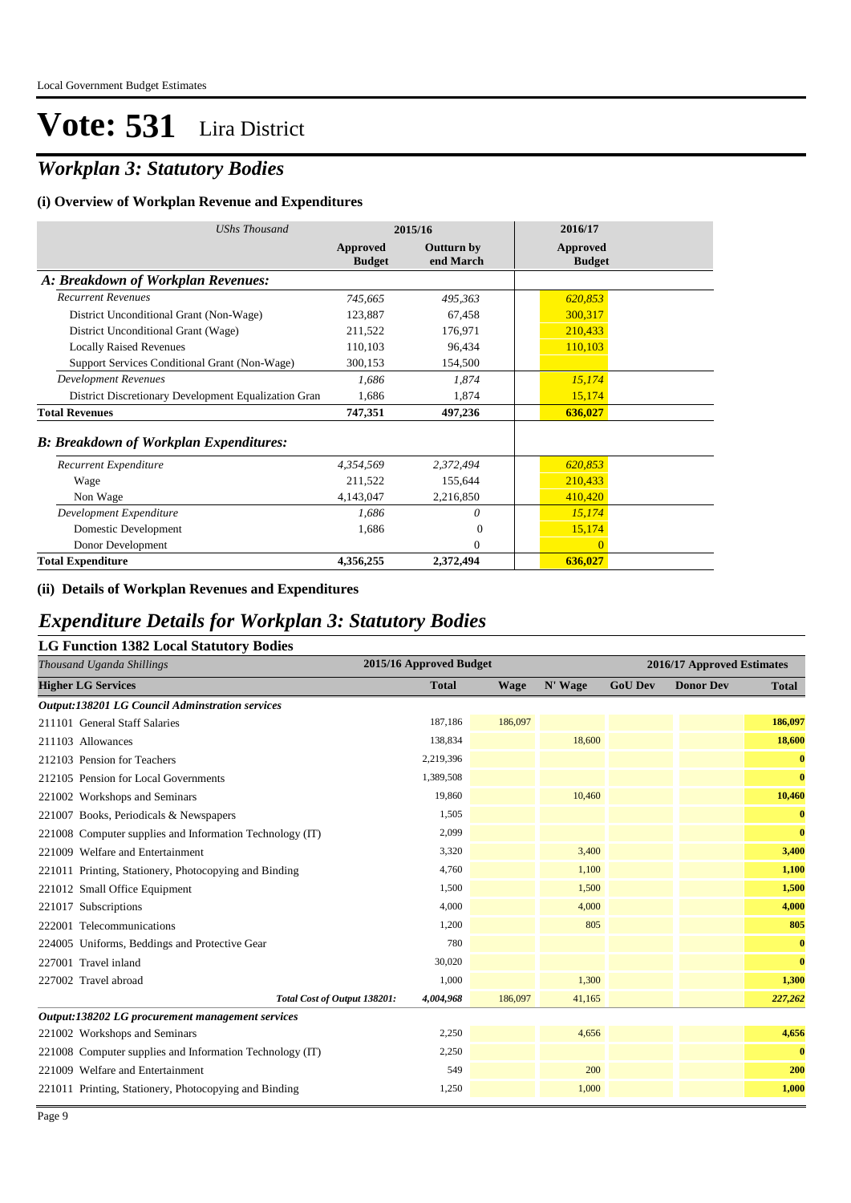# Vote: 531 Lira District

## *Workplan 3: Statutory Bodies*

### (i) Overview of Workplan Revenue and Expenditures

| *UShs Thousand* | 2015/16 | | 2016/17 |
|---|---|---|---|
| | **Approved Budget** | **Outturn by end March** | **Approved Budget** |
| ***A: Breakdown of Workplan Revenues:*** | | | |
| *Recurrent Revenues* | *745,665* | *495,363* | *620,853* |
| District Unconditional Grant (Non-Wage) | 123,887 | 67,458 | 300,317 |
| District Unconditional Grant (Wage) | 211,522 | 176,971 | 210,433 |
| Locally Raised Revenues | 110,103 | 96,434 | 110,103 |
| Support Services Conditional Grant (Non-Wage) | 300,153 | 154,500 | |
| *Development Revenues* | *1,686* | *1,874* | *15,174* |
| District Discretionary Development Equalization Gran | 1,686 | 1,874 | 15,174 |
| **Total Revenues** | **747,351** | **497,236** | **636,027** |
| ***B: Breakdown of Workplan Expenditures:*** | | | |
| *Recurrent Expenditure* | *4,354,569* | *2,372,494* | *620,853* |
| Wage | 211,522 | 155,644 | 210,433 |
| Non Wage | 4,143,047 | 2,216,850 | 410,420 |
| *Development Expenditure* | *1,686* | *0* | *15,174* |
| Domestic Development | 1,686 | 0 | 15,174 |
| Donor Development | | 0 | 0 |
| **Total Expenditure** | **4,356,255** | **2,372,494** | **636,027** |

### (ii) Details of Workplan Revenues and Expenditures

## *Expenditure Details for Workplan 3: Statutory Bodies*

### LG Function 1382 Local Statutory Bodies

| *Thousand Uganda Shillings* | 2015/16 Approved Budget | 2016/17 Approved Estimates | | | | |
|---|---|---|---|---|---|---|
| **Higher LG Services** | **Total** | **Wage** | **N' Wage** | **GoU Dev** | **Donor Dev** | **Total** |
| ***Output:138201 LG Council Adminstration services*** | | | | | | |
| 211101 General Staff Salaries | 187,186 | 186,097 | | | | **186,097** |
| 211103 Allowances | 138,834 | | 18,600 | | | **18,600** |
| 212103 Pension for Teachers | 2,219,396 | | | | | **0** |
| 212105 Pension for Local Governments | 1,389,508 | | | | | **0** |
| 221002 Workshops and Seminars | 19,860 | | 10,460 | | | **10,460** |
| 221007 Books, Periodicals & Newspapers | 1,505 | | | | | **0** |
| 221008 Computer supplies and Information Technology (IT) | 2,099 | | | | | **0** |
| 221009 Welfare and Entertainment | 3,320 | | 3,400 | | | **3,400** |
| 221011 Printing, Stationery, Photocopying and Binding | 4,760 | | 1,100 | | | **1,100** |
| 221012 Small Office Equipment | 1,500 | | 1,500 | | | **1,500** |
| 221017 Subscriptions | 4,000 | | 4,000 | | | **4,000** |
| 222001 Telecommunications | 1,200 | | 805 | | | **805** |
| 224005 Uniforms, Beddings and Protective Gear | 780 | | | | | **0** |
| 227001 Travel inland | 30,020 | | | | | **0** |
| 227002 Travel abroad | 1,000 | | 1,300 | | | **1,300** |
| *Total Cost of Output 138201:* | *4,004,968* | 186,097 | 41,165 | | | ***227,262*** |
| ***Output:138202 LG procurement management services*** | | | | | | |
| 221002 Workshops and Seminars | 2,250 | | 4,656 | | | **4,656** |
| 221008 Computer supplies and Information Technology (IT) | 2,250 | | | | | **0** |
| 221009 Welfare and Entertainment | 549 | | 200 | | | **200** |
| 221011 Printing, Stationery, Photocopying and Binding | 1,250 | | 1,000 | | | **1,000** |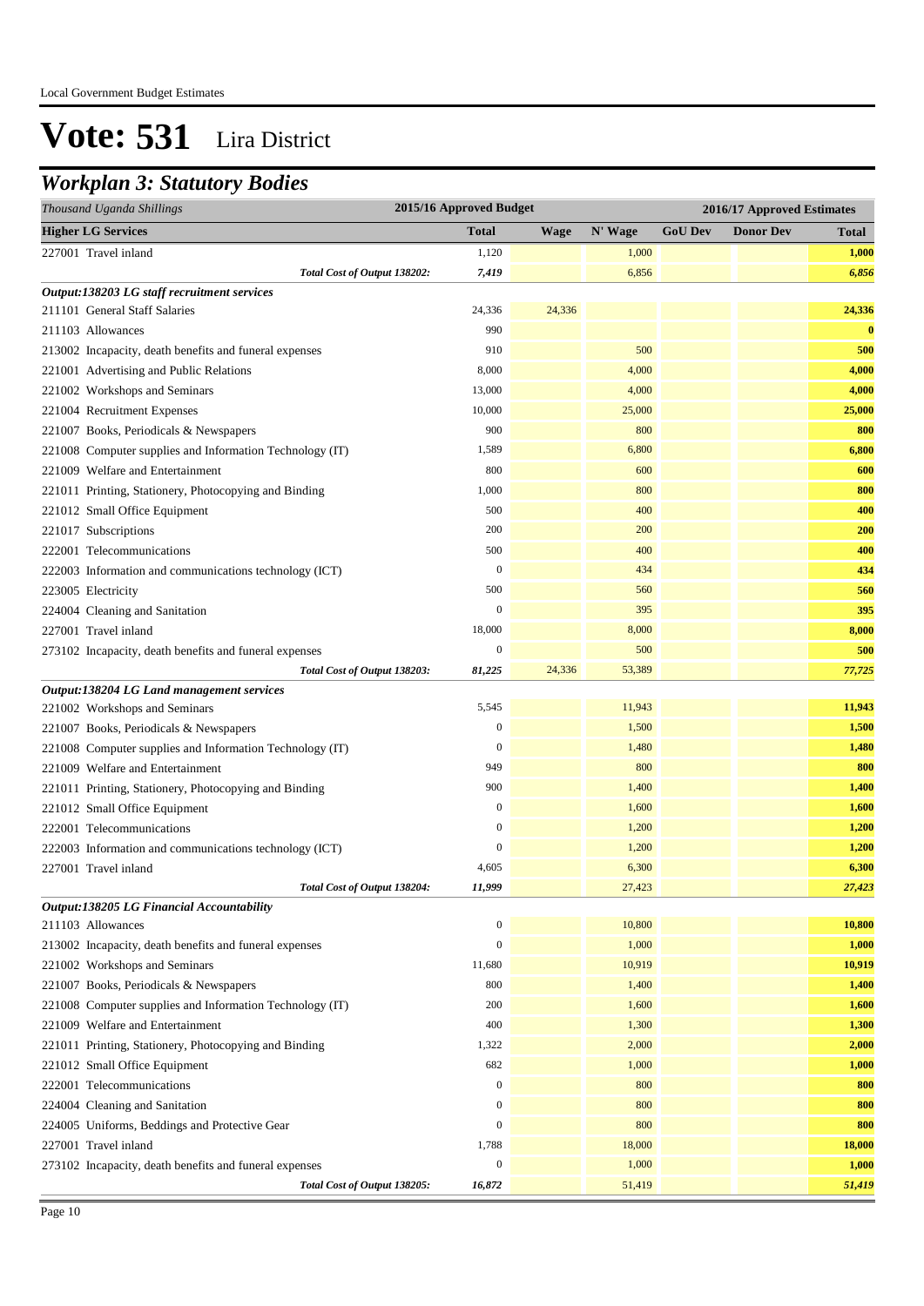# Vote: 531 Lira District

## *Workplan 3: Statutory Bodies*

| *Thousand Uganda Shillings* | 2015/16 Approved Budget | 2016/17 Approved Estimates | | | | |
|---|---|---|---|---|---|---|
| **Higher LG Services** | **Total** | **Wage** | **N' Wage** | **GoU Dev** | **Donor Dev** | **Total** |
| 227001 Travel inland | 1,120 | | 1,000 | | | **1,000** |
| ***Total Cost of Output 138202:*** | ***7,419*** | | 6,856 | | | ***6,856*** |
| ***Output:138203 LG staff recruitment services*** | | | | | | |
| 211101 General Staff Salaries | 24,336 | 24,336 | | | | **24,336** |
| 211103 Allowances | 990 | | | | | **0** |
| 213002 Incapacity, death benefits and funeral expenses | 910 | | 500 | | | **500** |
| 221001 Advertising and Public Relations | 8,000 | | 4,000 | | | **4,000** |
| 221002 Workshops and Seminars | 13,000 | | 4,000 | | | **4,000** |
| 221004 Recruitment Expenses | 10,000 | | 25,000 | | | **25,000** |
| 221007 Books, Periodicals & Newspapers | 900 | | 800 | | | **800** |
| 221008 Computer supplies and Information Technology (IT) | 1,589 | | 6,800 | | | **6,800** |
| 221009 Welfare and Entertainment | 800 | | 600 | | | **600** |
| 221011 Printing, Stationery, Photocopying and Binding | 1,000 | | 800 | | | **800** |
| 221012 Small Office Equipment | 500 | | 400 | | | **400** |
| 221017 Subscriptions | 200 | | 200 | | | **200** |
| 222001 Telecommunications | 500 | | 400 | | | **400** |
| 222003 Information and communications technology (ICT) | 0 | | 434 | | | **434** |
| 223005 Electricity | 500 | | 560 | | | **560** |
| 224004 Cleaning and Sanitation | 0 | | 395 | | | **395** |
| 227001 Travel inland | 18,000 | | 8,000 | | | **8,000** |
| 273102 Incapacity, death benefits and funeral expenses | 0 | | 500 | | | **500** |
| ***Total Cost of Output 138203:*** | ***81,225*** | 24,336 | 53,389 | | | ***77,725*** |
| ***Output:138204 LG Land management services*** | | | | | | |
| 221002 Workshops and Seminars | 5,545 | | 11,943 | | | **11,943** |
| 221007 Books, Periodicals & Newspapers | 0 | | 1,500 | | | **1,500** |
| 221008 Computer supplies and Information Technology (IT) | 0 | | 1,480 | | | **1,480** |
| 221009 Welfare and Entertainment | 949 | | 800 | | | **800** |
| 221011 Printing, Stationery, Photocopying and Binding | 900 | | 1,400 | | | **1,400** |
| 221012 Small Office Equipment | 0 | | 1,600 | | | **1,600** |
| 222001 Telecommunications | 0 | | 1,200 | | | **1,200** |
| 222003 Information and communications technology (ICT) | 0 | | 1,200 | | | **1,200** |
| 227001 Travel inland | 4,605 | | 6,300 | | | **6,300** |
| ***Total Cost of Output 138204:*** | ***11,999*** | | 27,423 | | | ***27,423*** |
| ***Output:138205 LG Financial Accountability*** | | | | | | |
| 211103 Allowances | 0 | | 10,800 | | | **10,800** |
| 213002 Incapacity, death benefits and funeral expenses | 0 | | 1,000 | | | **1,000** |
| 221002 Workshops and Seminars | 11,680 | | 10,919 | | | **10,919** |
| 221007 Books, Periodicals & Newspapers | 800 | | 1,400 | | | **1,400** |
| 221008 Computer supplies and Information Technology (IT) | 200 | | 1,600 | | | **1,600** |
| 221009 Welfare and Entertainment | 400 | | 1,300 | | | **1,300** |
| 221011 Printing, Stationery, Photocopying and Binding | 1,322 | | 2,000 | | | **2,000** |
| 221012 Small Office Equipment | 682 | | 1,000 | | | **1,000** |
| 222001 Telecommunications | 0 | | 800 | | | **800** |
| 224004 Cleaning and Sanitation | 0 | | 800 | | | **800** |
| 224005 Uniforms, Beddings and Protective Gear | 0 | | 800 | | | **800** |
| 227001 Travel inland | 1,788 | | 18,000 | | | **18,000** |
| 273102 Incapacity, death benefits and funeral expenses | 0 | | 1,000 | | | **1,000** |
| ***Total Cost of Output 138205:*** | ***16,872*** | | 51,419 | | | ***51,419*** |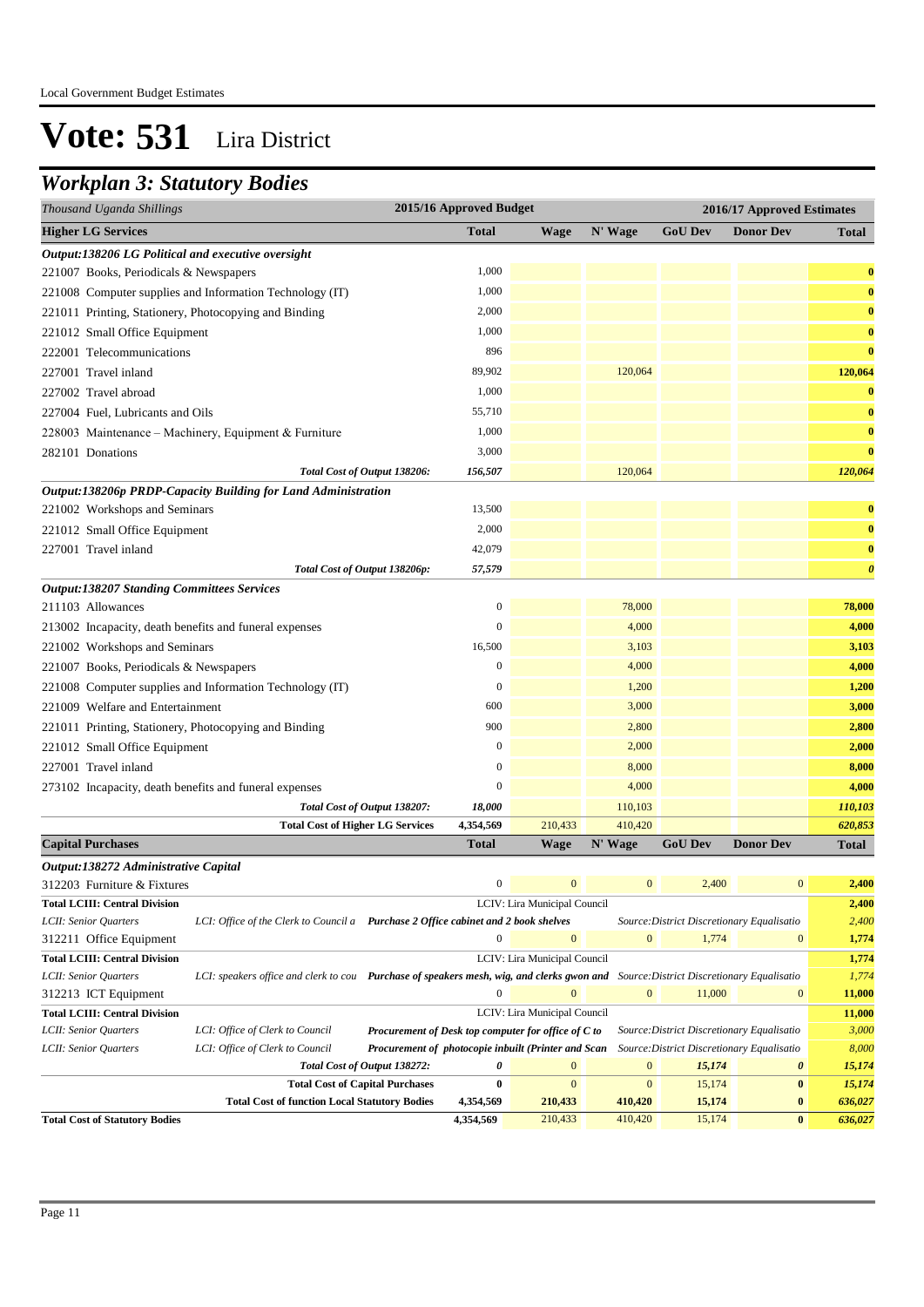Local Government Budget Estimates

# Vote: 531 Lira District

## Workplan 3: Statutory Bodies

| Thousand Uganda Shillings | | | 2015/16 Approved Budget | 2016/17 Approved Estimates | | | | |
|---|---|---|---|---|---|---|---|---|
| **Higher LG Services** | | | **Total** | **Wage** | **N' Wage** | **GoU Dev** | **Donor Dev** | **Total** |
| ***Output:138206 LG Political and executive oversight*** | | | | | | | | |
| 221007 Books, Periodicals & Newspapers | | | 1,000 | | | | | **0** |
| 221008 Computer supplies and Information Technology (IT) | | | 1,000 | | | | | **0** |
| 221011 Printing, Stationery, Photocopying and Binding | | | 2,000 | | | | | **0** |
| 221012 Small Office Equipment | | | 1,000 | | | | | **0** |
| 222001 Telecommunications | | | 896 | | | | | **0** |
| 227001 Travel inland | | | 89,902 | | 120,064 | | | **120,064** |
| 227002 Travel abroad | | | 1,000 | | | | | **0** |
| 227004 Fuel, Lubricants and Oils | | | 55,710 | | | | | **0** |
| 228003 Maintenance – Machinery, Equipment & Furniture | | | 1,000 | | | | | **0** |
| 282101 Donations | | | 3,000 | | | | | **0** |
| | | *Total Cost of Output 138206:* | *156,507* | | 120,064 | | | ***120,064*** |
| ***Output:138206p PRDP-Capacity Building for Land Administration*** | | | | | | | | |
| 221002 Workshops and Seminars | | | 13,500 | | | | | **0** |
| 221012 Small Office Equipment | | | 2,000 | | | | | **0** |
| 227001 Travel inland | | | 42,079 | | | | | **0** |
| | | *Total Cost of Output 138206p:* | *57,579* | | | | | ***0*** |
| ***Output:138207 Standing Committees Services*** | | | | | | | | |
| 211103 Allowances | | | 0 | | 78,000 | | | **78,000** |
| 213002 Incapacity, death benefits and funeral expenses | | | 0 | | 4,000 | | | **4,000** |
| 221002 Workshops and Seminars | | | 16,500 | | 3,103 | | | **3,103** |
| 221007 Books, Periodicals & Newspapers | | | 0 | | 4,000 | | | **4,000** |
| 221008 Computer supplies and Information Technology (IT) | | | 0 | | 1,200 | | | **1,200** |
| 221009 Welfare and Entertainment | | | 600 | | 3,000 | | | **3,000** |
| 221011 Printing, Stationery, Photocopying and Binding | | | 900 | | 2,800 | | | **2,800** |
| 221012 Small Office Equipment | | | 0 | | 2,000 | | | **2,000** |
| 227001 Travel inland | | | 0 | | 8,000 | | | **8,000** |
| 273102 Incapacity, death benefits and funeral expenses | | | 0 | | 4,000 | | | **4,000** |
| | | *Total Cost of Output 138207:* | *18,000* | | 110,103 | | | ***110,103*** |
| | | **Total Cost of Higher LG Services** | **4,354,569** | 210,433 | 410,420 | | | ***620,853*** |
| **Capital Purchases** | | | **Total** | **Wage** | **N' Wage** | **GoU Dev** | **Donor Dev** | **Total** |
| ***Output:138272 Administrative Capital*** | | | | | | | | |
| 312203 Furniture & Fixtures | | | 0 | 0 | 0 | 2,400 | 0 | **2,400** |
| **Total LCIII: Central Division** | | | LCIV: Lira Municipal Council | | | | | **2,400** |
| *LCII: Senior Quarters* | *LCI: Office of the Clerk to Council a* | ***Purchase 2 Office cabinet and 2 book shelves*** | | | *Source:District Discretionary Equalisatio* | | | *2,400* |
| 312211 Office Equipment | | | 0 | 0 | 0 | 1,774 | 0 | **1,774** |
| **Total LCIII: Central Division** | | | LCIV: Lira Municipal Council | | | | | **1,774** |
| *LCII: Senior Quarters* | *LCI: speakers office and clerk to cou* | ***Purchase of speakers mesh, wig, and clerks gwon and*** | | | *Source:District Discretionary Equalisatio* | | | *1,774* |
| 312213 ICT Equipment | | | 0 | 0 | 0 | 11,000 | 0 | **11,000** |
| **Total LCIII: Central Division** | | | LCIV: Lira Municipal Council | | | | | **11,000** |
| *LCII: Senior Quarters* | *LCI: Office of Clerk to Council* | ***Procurement of Desk top computer for office of C to*** | | | *Source:District Discretionary Equalisatio* | | | *3,000* |
| *LCII: Senior Quarters* | *LCI: Office of Clerk to Council* | ***Procurement of photocopie inbuilt (Printer and Scan*** | | | *Source:District Discretionary Equalisatio* | | | *8,000* |
| | | *Total Cost of Output 138272:* | *0* | 0 | 0 | *15,174* | *0* | ***15,174*** |
| | | **Total Cost of Capital Purchases** | **0** | 0 | 0 | 15,174 | **0** | ***15,174*** |
| | | **Total Cost of function Local Statutory Bodies** | **4,354,569** | **210,433** | **410,420** | **15,174** | **0** | ***636,027*** |
| **Total Cost of Statutory Bodies** | | | **4,354,569** | 210,433 | 410,420 | 15,174 | **0** | ***636,027*** |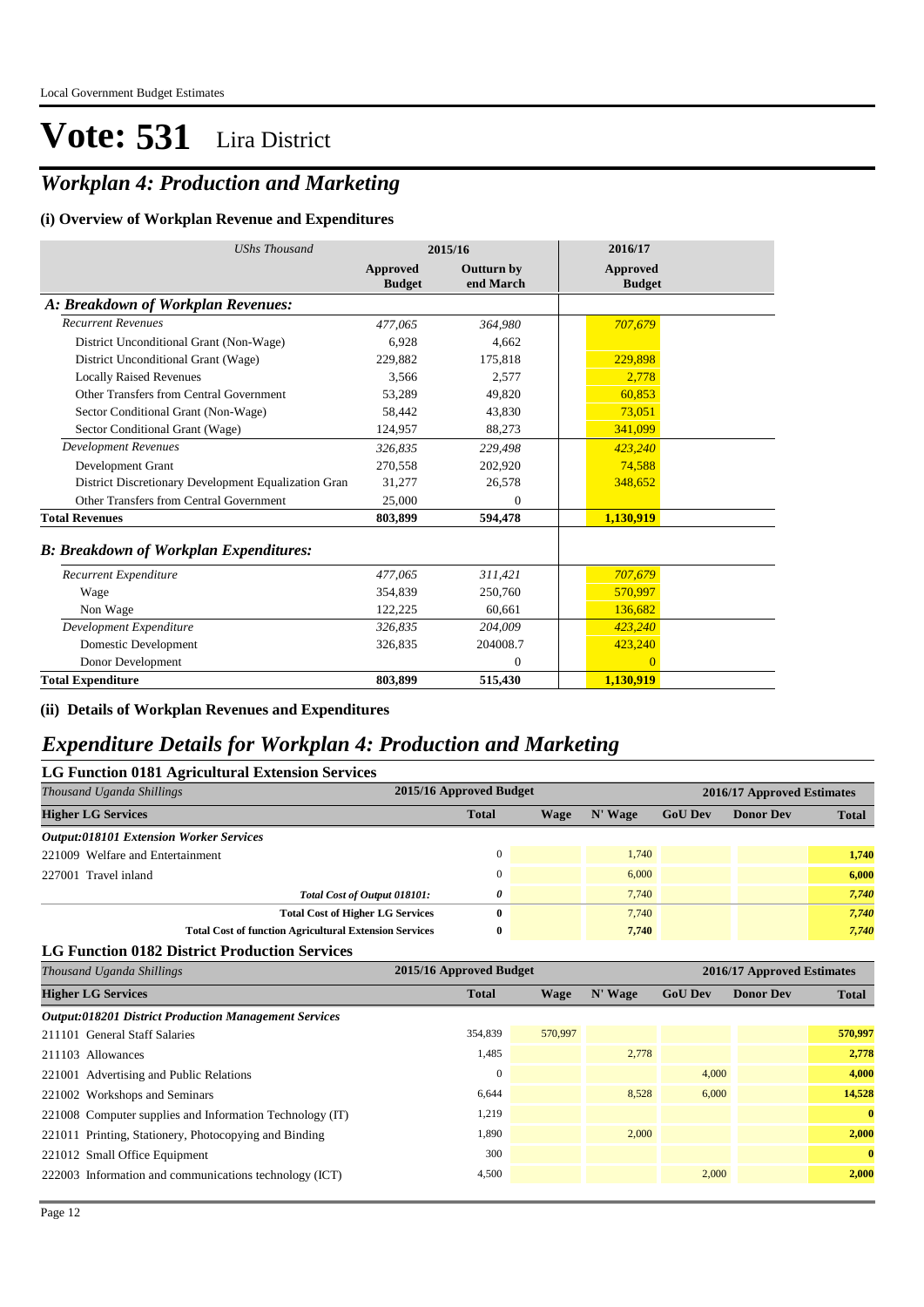Local Government Budget Estimates

# Vote: 531 Lira District

## Workplan 4: Production and Marketing

### (i) Overview of Workplan Revenue and Expenditures

| UShs Thousand | 2015/16 Approved Budget | 2015/16 Outturn by end March | 2016/17 Approved Budget |
|---|---|---|---|
| **A: Breakdown of Workplan Revenues:** | | | |
| *Recurrent Revenues* | *477,065* | *364,980* | *707,679* |
| District Unconditional Grant (Non-Wage) | 6,928 | 4,662 | |
| District Unconditional Grant (Wage) | 229,882 | 175,818 | 229,898 |
| Locally Raised Revenues | 3,566 | 2,577 | 2,778 |
| Other Transfers from Central Government | 53,289 | 49,820 | 60,853 |
| Sector Conditional Grant (Non-Wage) | 58,442 | 43,830 | 73,051 |
| Sector Conditional Grant (Wage) | 124,957 | 88,273 | 341,099 |
| *Development Revenues* | *326,835* | *229,498* | *423,240* |
| Development Grant | 270,558 | 202,920 | 74,588 |
| District Discretionary Development Equalization Gran | 31,277 | 26,578 | 348,652 |
| Other Transfers from Central Government | 25,000 | 0 | |
| **Total Revenues** | **803,899** | **594,478** | **1,130,919** |
| **B: Breakdown of Workplan Expenditures:** | | | |
| *Recurrent Expenditure* | *477,065* | *311,421* | *707,679* |
| Wage | 354,839 | 250,760 | 570,997 |
| Non Wage | 122,225 | 60,661 | 136,682 |
| *Development Expenditure* | *326,835* | *204,009* | *423,240* |
| Domestic Development | 326,835 | 204008.7 | 423,240 |
| Donor Development | | 0 | 0 |
| **Total Expenditure** | **803,899** | **515,430** | **1,130,919** |

### (ii) Details of Workplan Revenues and Expenditures

## Expenditure Details for Workplan 4: Production and Marketing

### LG Function 0181 Agricultural Extension Services

| Thousand Uganda Shillings | 2015/16 Approved Budget | 2016/17 Approved Estimates | | | | |
|---|---|---|---|---|---|---|
| **Higher LG Services** | **Total** | **Wage** | **N' Wage** | **GoU Dev** | **Donor Dev** | **Total** |
| ***Output:018101 Extension Worker Services*** | | | | | | |
| 221009 Welfare and Entertainment | 0 | | 1,740 | | | **1,740** |
| 227001 Travel inland | 0 | | 6,000 | | | **6,000** |
| *Total Cost of Output 018101:* | *0* | | 7,740 | | | *7,740* |
| **Total Cost of Higher LG Services** | **0** | | 7,740 | | | *7,740* |
| **Total Cost of function Agricultural Extension Services** | **0** | | **7,740** | | | *7,740* |

### LG Function 0182 District Production Services

| Thousand Uganda Shillings | 2015/16 Approved Budget | 2016/17 Approved Estimates | | | | |
|---|---|---|---|---|---|---|
| **Higher LG Services** | **Total** | **Wage** | **N' Wage** | **GoU Dev** | **Donor Dev** | **Total** |
| ***Output:018201 District Production Management Services*** | | | | | | |
| 211101 General Staff Salaries | 354,839 | 570,997 | | | | **570,997** |
| 211103 Allowances | 1,485 | | 2,778 | | | **2,778** |
| 221001 Advertising and Public Relations | 0 | | | 4,000 | | **4,000** |
| 221002 Workshops and Seminars | 6,644 | | 8,528 | 6,000 | | **14,528** |
| 221008 Computer supplies and Information Technology (IT) | 1,219 | | | | | **0** |
| 221011 Printing, Stationery, Photocopying and Binding | 1,890 | | 2,000 | | | **2,000** |
| 221012 Small Office Equipment | 300 | | | | | **0** |
| 222003 Information and communications technology (ICT) | 4,500 | | | 2,000 | | **2,000** |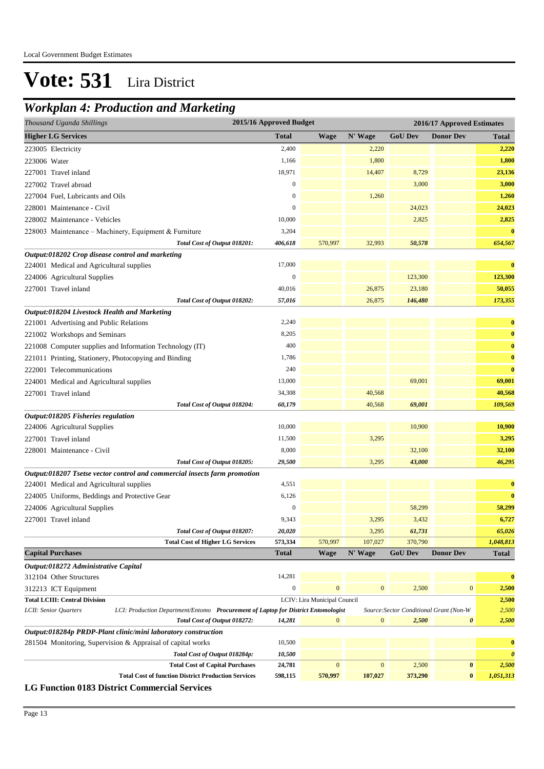# Vote: 531 Lira District

## Workplan 4: Production and Marketing

| Thousand Uganda Shillings | 2015/16 Approved Budget | 2016/17 Approved Estimates | | | | |
|---|---|---|---|---|---|---|
| **Higher LG Services** | **Total** | **Wage** | **N' Wage** | **GoU Dev** | **Donor Dev** | **Total** |
| 223005 Electricity | 2,400 | | 2,220 | | | **2,220** |
| 223006 Water | 1,166 | | 1,800 | | | **1,800** |
| 227001 Travel inland | 18,971 | | 14,407 | 8,729 | | **23,136** |
| 227002 Travel abroad | 0 | | | 3,000 | | **3,000** |
| 227004 Fuel, Lubricants and Oils | 0 | | 1,260 | | | **1,260** |
| 228001 Maintenance - Civil | 0 | | | 24,023 | | **24,023** |
| 228002 Maintenance - Vehicles | 10,000 | | | 2,825 | | **2,825** |
| 228003 Maintenance – Machinery, Equipment & Furniture | 3,204 | | | | | **0** |
| ***Total Cost of Output 018201:*** | ***406,618*** | 570,997 | 32,993 | ***50,578*** | | ***654,567*** |
| ***Output:018202 Crop disease control and marketing*** | | | | | | |
| 224001 Medical and Agricultural supplies | 17,000 | | | | | **0** |
| 224006 Agricultural Supplies | 0 | | | 123,300 | | **123,300** |
| 227001 Travel inland | 40,016 | | 26,875 | 23,180 | | **50,055** |
| ***Total Cost of Output 018202:*** | ***57,016*** | | 26,875 | ***146,480*** | | ***173,355*** |
| ***Output:018204 Livestock Health and Marketing*** | | | | | | |
| 221001 Advertising and Public Relations | 2,240 | | | | | **0** |
| 221002 Workshops and Seminars | 8,205 | | | | | **0** |
| 221008 Computer supplies and Information Technology (IT) | 400 | | | | | **0** |
| 221011 Printing, Stationery, Photocopying and Binding | 1,786 | | | | | **0** |
| 222001 Telecommunications | 240 | | | | | **0** |
| 224001 Medical and Agricultural supplies | 13,000 | | | 69,001 | | **69,001** |
| 227001 Travel inland | 34,308 | | 40,568 | | | **40,568** |
| ***Total Cost of Output 018204:*** | ***60,179*** | | 40,568 | ***69,001*** | | ***109,569*** |
| ***Output:018205 Fisheries regulation*** | | | | | | |
| 224006 Agricultural Supplies | 10,000 | | | 10,900 | | **10,900** |
| 227001 Travel inland | 11,500 | | 3,295 | | | **3,295** |
| 228001 Maintenance - Civil | 8,000 | | | 32,100 | | **32,100** |
| ***Total Cost of Output 018205:*** | ***29,500*** | | 3,295 | ***43,000*** | | ***46,295*** |
| ***Output:018207 Tsetse vector control and commercial insects farm promotion*** | | | | | | |
| 224001 Medical and Agricultural supplies | 4,551 | | | | | **0** |
| 224005 Uniforms, Beddings and Protective Gear | 6,126 | | | | | **0** |
| 224006 Agricultural Supplies | 0 | | | 58,299 | | **58,299** |
| 227001 Travel inland | 9,343 | | 3,295 | 3,432 | | **6,727** |
| ***Total Cost of Output 018207:*** | ***20,020*** | | 3,295 | ***61,731*** | | ***65,026*** |
| **Total Cost of Higher LG Services** | **573,334** | 570,997 | 107,027 | 370,790 | | ***1,048,813*** |
| **Capital Purchases** | **Total** | **Wage** | **N' Wage** | **GoU Dev** | **Donor Dev** | **Total** |
| ***Output:018272 Administrative Capital*** | | | | | | |
| 312104 Other Structures | 14,281 | | | | | **0** |
| 312213 ICT Equipment | 0 | 0 | 0 | 2,500 | 0 | **2,500** |
| **Total LCIII: Central Division** | | LCIV: Lira Municipal Council | | | | **2,500** |
| *LCII: Senior Quarters* — *LCI: Production Department/Entomo* ***Procurement of Laptop for District Entomologist*** | | | | *Source:Sector Conditional Grant (Non-W* | | *2,500* |
| ***Total Cost of Output 018272:*** | ***14,281*** | 0 | 0 | ***2,500*** | ***0*** | ***2,500*** |
| ***Output:018284p PRDP-Plant clinic/mini laboratory construction*** | | | | | | |
| 281504 Monitoring, Supervision & Appraisal of capital works | 10,500 | | | | | **0** |
| ***Total Cost of Output 018284p:*** | ***10,500*** | | | | | ***0*** |
| **Total Cost of Capital Purchases** | **24,781** | 0 | 0 | 2,500 | **0** | ***2,500*** |
| **Total Cost of function District Production Services** | **598,115** | **570,997** | **107,027** | **373,290** | **0** | ***1,051,313*** |

**LG Function 0183 District Commercial Services**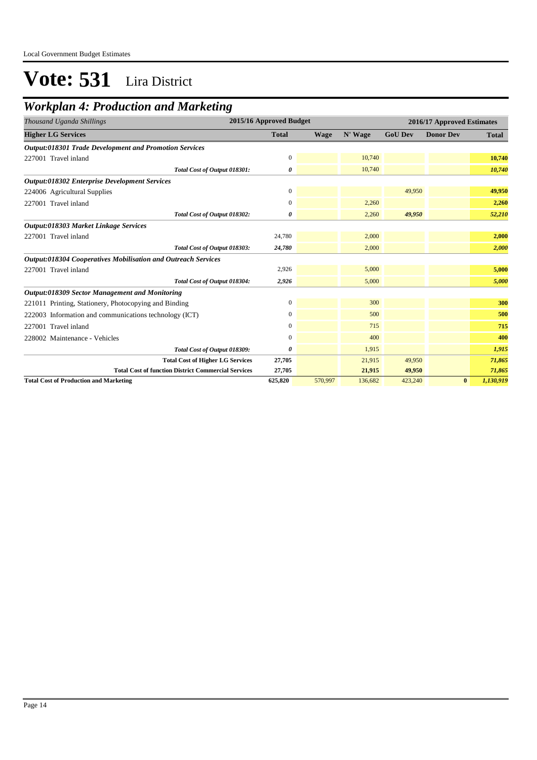# Vote: 531 Lira District

## *Workplan 4: Production and Marketing*

| *Thousand Uganda Shillings* | 2015/16 Approved Budget | 2016/17 Approved Estimates | | | | |
|---|---|---|---|---|---|---|
| **Higher LG Services** | **Total** | **Wage** | **N' Wage** | **GoU Dev** | **Donor Dev** | **Total** |
| ***Output:018301 Trade Development and Promotion Services*** | | | | | | |
| 227001 Travel inland | 0 | | 10,740 | | | **10,740** |
| *Total Cost of Output 018301:* | *0* | | 10,740 | | | ***10,740*** |
| ***Output:018302 Enterprise Development Services*** | | | | | | |
| 224006 Agricultural Supplies | 0 | | | 49,950 | | **49,950** |
| 227001 Travel inland | 0 | | 2,260 | | | **2,260** |
| *Total Cost of Output 018302:* | *0* | | 2,260 | *49,950* | | ***52,210*** |
| ***Output:018303 Market Linkage Services*** | | | | | | |
| 227001 Travel inland | 24,780 | | 2,000 | | | **2,000** |
| *Total Cost of Output 018303:* | *24,780* | | 2,000 | | | ***2,000*** |
| ***Output:018304 Cooperatives Mobilisation and Outreach Services*** | | | | | | |
| 227001 Travel inland | 2,926 | | 5,000 | | | **5,000** |
| *Total Cost of Output 018304:* | *2,926* | | 5,000 | | | ***5,000*** |
| ***Output:018309 Sector Management and Monitoring*** | | | | | | |
| 221011 Printing, Stationery, Photocopying and Binding | 0 | | 300 | | | **300** |
| 222003 Information and communications technology (ICT) | 0 | | 500 | | | **500** |
| 227001 Travel inland | 0 | | 715 | | | **715** |
| 228002 Maintenance - Vehicles | 0 | | 400 | | | **400** |
| *Total Cost of Output 018309:* | *0* | | 1,915 | | | ***1,915*** |
| **Total Cost of Higher LG Services** | **27,705** | | 21,915 | 49,950 | | ***71,865*** |
| **Total Cost of function District Commercial Services** | **27,705** | | **21,915** | **49,950** | | ***71,865*** |
| **Total Cost of Production and Marketing** | **625,820** | 570,997 | 136,682 | 423,240 | **0** | ***1,130,919*** |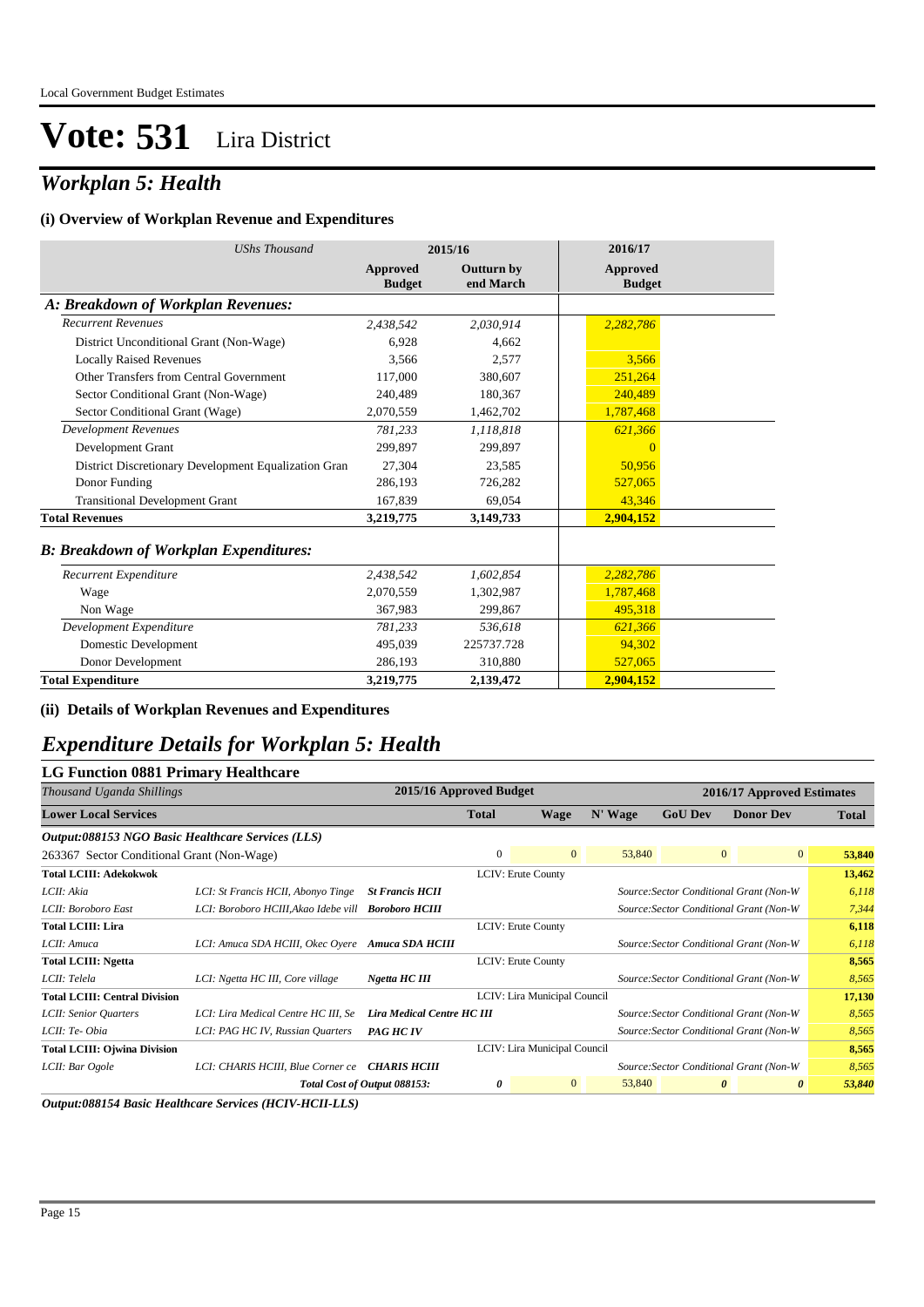# Vote: 531 Lira District

## *Workplan 5: Health*

### (i) Overview of Workplan Revenue and Expenditures

| *UShs Thousand* | 2015/16 Approved Budget | 2015/16 Outturn by end March | 2016/17 Approved Budget |
|---|---|---|---|
| ***A: Breakdown of Workplan Revenues:*** | | | |
| *Recurrent Revenues* | *2,438,542* | *2,030,914* | *2,282,786* |
| District Unconditional Grant (Non-Wage) | 6,928 | 4,662 | |
| Locally Raised Revenues | 3,566 | 2,577 | 3,566 |
| Other Transfers from Central Government | 117,000 | 380,607 | 251,264 |
| Sector Conditional Grant (Non-Wage) | 240,489 | 180,367 | 240,489 |
| Sector Conditional Grant (Wage) | 2,070,559 | 1,462,702 | 1,787,468 |
| *Development Revenues* | *781,233* | *1,118,818* | *621,366* |
| Development Grant | 299,897 | 299,897 | 0 |
| District Discretionary Development Equalization Gran | 27,304 | 23,585 | 50,956 |
| Donor Funding | 286,193 | 726,282 | 527,065 |
| Transitional Development Grant | 167,839 | 69,054 | 43,346 |
| **Total Revenues** | **3,219,775** | **3,149,733** | **2,904,152** |
| ***B: Breakdown of Workplan Expenditures:*** | | | |
| *Recurrent Expenditure* | *2,438,542* | *1,602,854* | *2,282,786* |
| Wage | 2,070,559 | 1,302,987 | 1,787,468 |
| Non Wage | 367,983 | 299,867 | 495,318 |
| *Development Expenditure* | *781,233* | *536,618* | *621,366* |
| Domestic Development | 495,039 | 225737.728 | 94,302 |
| Donor Development | 286,193 | 310,880 | 527,065 |
| **Total Expenditure** | **3,219,775** | **2,139,472** | **2,904,152** |

### (ii) Details of Workplan Revenues and Expenditures

## *Expenditure Details for Workplan 5: Health*

### LG Function 0881 Primary Healthcare

| *Thousand Uganda Shillings* | | | 2015/16 Approved Budget | | 2016/17 Approved Estimates | | | |
|---|---|---|---|---|---|---|---|---|
| **Lower Local Services** | | | **Total** | **Wage** | **N' Wage** | **GoU Dev** | **Donor Dev** | **Total** |
| ***Output:088153 NGO Basic Healthcare Services (LLS)*** | | | | | | | | |
| 263367 Sector Conditional Grant (Non-Wage) | | | 0 | 0 | 53,840 | 0 | 0 | **53,840** |
| **Total LCIII: Adekokwok** | | | LCIV: Erute County | | | | | **13,462** |
| *LCII: Akia* | *LCI: St Francis HCII, Abonyo Tinge* | ***St Francis HCII*** | | | *Source:Sector Conditional Grant (Non-W* | | | *6,118* |
| *LCII: Boroboro East* | *LCI: Boroboro HCIII,Akao Idebe vill* | ***Boroboro HCIII*** | | | *Source:Sector Conditional Grant (Non-W* | | | *7,344* |
| **Total LCIII: Lira** | | | LCIV: Erute County | | | | | **6,118** |
| *LCII: Amuca* | *LCI: Amuca SDA HCIII, Okec Oyere* | ***Amuca SDA HCIII*** | | | *Source:Sector Conditional Grant (Non-W* | | | *6,118* |
| **Total LCIII: Ngetta** | | | LCIV: Erute County | | | | | **8,565** |
| *LCII: Telela* | *LCI: Ngetta HC III, Core village* | ***Ngetta HC III*** | | | *Source:Sector Conditional Grant (Non-W* | | | *8,565* |
| **Total LCIII: Central Division** | | | LCIV: Lira Municipal Council | | | | | **17,130** |
| *LCII: Senior Quarters* | *LCI: Lira Medical Centre HC III, Se* | ***Lira Medical Centre HC III*** | | | *Source:Sector Conditional Grant (Non-W* | | | *8,565* |
| *LCII: Te- Obia* | *LCI: PAG HC IV, Russian Quarters* | ***PAG HC IV*** | | | *Source:Sector Conditional Grant (Non-W* | | | *8,565* |
| **Total LCIII: Ojwina Division** | | | LCIV: Lira Municipal Council | | | | | **8,565** |
| *LCII: Bar Ogole* | *LCI: CHARIS HCIII, Blue Corner ce* | ***CHARIS HCIII*** | | | *Source:Sector Conditional Grant (Non-W* | | | *8,565* |
| | | ***Total Cost of Output 088153:*** | *0* | 0 | 53,840 | *0* | *0* | ***53,840*** |

***Output:088154 Basic Healthcare Services (HCIV-HCII-LLS)***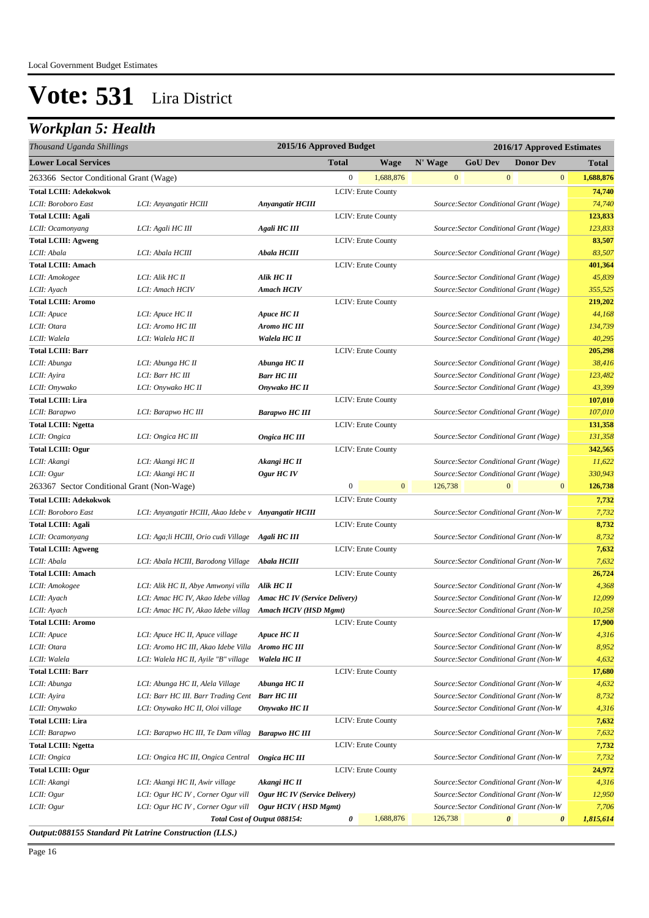Local Government Budget Estimates

# Vote: 531 Lira District

## *Workplan 5: Health*

| *Thousand Uganda Shillings* | | | 2015/16 Approved Budget | | 2016/17 Approved Estimates | | | |
|---|---|---|---|---|---|---|---|---|
| **Lower Local Services** | | | **Total** | **Wage** | **N' Wage** | **GoU Dev** | **Donor Dev** | **Total** |
| 263366 Sector Conditional Grant (Wage) | | | 0 | 1,688,876 | 0 | 0 | 0 | **1,688,876** |
| **Total LCIII: Adekokwok** | | | LCIV: Erute County | | | | | **74,740** |
| *LCII: Boroboro East* | *LCI: Anyangatir HCIII* | ***Anyangatir HCIII*** | | | *Source:Sector Conditional Grant (Wage)* | | | *74,740* |
| **Total LCIII: Agali** | | | LCIV: Erute County | | | | | **123,833** |
| *LCII: Ocamonyang* | *LCI: Agali HC III* | ***Agali HC III*** | | | *Source:Sector Conditional Grant (Wage)* | | | *123,833* |
| **Total LCIII: Agweng** | | | LCIV: Erute County | | | | | **83,507** |
| *LCII: Abala* | *LCI: Abala HCIII* | ***Abala HCIII*** | | | *Source:Sector Conditional Grant (Wage)* | | | *83,507* |
| **Total LCIII: Amach** | | | LCIV: Erute County | | | | | **401,364** |
| *LCII: Amokogee* | *LCI: Alik HC II* | ***Alik HC II*** | | | *Source:Sector Conditional Grant (Wage)* | | | *45,839* |
| *LCII: Ayach* | *LCI: Amach HCIV* | ***Amach HCIV*** | | | *Source:Sector Conditional Grant (Wage)* | | | *355,525* |
| **Total LCIII: Aromo** | | | LCIV: Erute County | | | | | **219,202** |
| *LCII: Apuce* | *LCI: Apuce HC II* | ***Apuce HC II*** | | | *Source:Sector Conditional Grant (Wage)* | | | *44,168* |
| *LCII: Otara* | *LCI: Aromo HC III* | ***Aromo HC III*** | | | *Source:Sector Conditional Grant (Wage)* | | | *134,739* |
| *LCII: Walela* | *LCI: Walela HC II* | ***Walela HC II*** | | | *Source:Sector Conditional Grant (Wage)* | | | *40,295* |
| **Total LCIII: Barr** | | | LCIV: Erute County | | | | | **205,298** |
| *LCII: Abunga* | *LCI: Abunga HC II* | ***Abunga HC II*** | | | *Source:Sector Conditional Grant (Wage)* | | | *38,416* |
| *LCII: Ayira* | *LCI: Barr HC III* | ***Barr HC III*** | | | *Source:Sector Conditional Grant (Wage)* | | | *123,482* |
| *LCII: Onywako* | *LCI: Onywako HC II* | ***Onywako HC II*** | | | *Source:Sector Conditional Grant (Wage)* | | | *43,399* |
| **Total LCIII: Lira** | | | LCIV: Erute County | | | | | **107,010** |
| *LCII: Barapwo* | *LCI: Barapwo HC III* | ***Barapwo HC III*** | | | *Source:Sector Conditional Grant (Wage)* | | | *107,010* |
| **Total LCIII: Ngetta** | | | LCIV: Erute County | | | | | **131,358** |
| *LCII: Ongica* | *LCI: Ongica HC III* | ***Ongica HC III*** | | | *Source:Sector Conditional Grant (Wage)* | | | *131,358* |
| **Total LCIII: Ogur** | | | LCIV: Erute County | | | | | **342,565** |
| *LCII: Akangi* | *LCI: Akangi HC II* | ***Akangi HC II*** | | | *Source:Sector Conditional Grant (Wage)* | | | *11,622* |
| *LCII: Ogur* | *LCI: Akangi HC II* | ***Ogur HC IV*** | | | *Source:Sector Conditional Grant (Wage)* | | | *330,943* |
| 263367 Sector Conditional Grant (Non-Wage) | | | 0 | 0 | 126,738 | 0 | 0 | **126,738** |
| **Total LCIII: Adekokwok** | | | LCIV: Erute County | | | | | **7,732** |
| *LCII: Boroboro East* | *LCI: Anyangatir HCIII, Akao Idebe v* | ***Anyangatir HCIII*** | | | *Source:Sector Conditional Grant (Non-W* | | | *7,732* |
| **Total LCIII: Agali** | | | LCIV: Erute County | | | | | **8,732** |
| *LCII: Ocamonyang* | *LCI: Aga;li HCIII, Orio cudi Village* | ***Agali HC III*** | | | *Source:Sector Conditional Grant (Non-W* | | | *8,732* |
| **Total LCIII: Agweng** | | | LCIV: Erute County | | | | | **7,632** |
| *LCII: Abala* | *LCI: Abala HCIII, Barodong Village* | ***Abala HCIII*** | | | *Source:Sector Conditional Grant (Non-W* | | | *7,632* |
| **Total LCIII: Amach** | | | LCIV: Erute County | | | | | **26,724** |
| *LCII: Amokogee* | *LCI: Alik HC II, Abye Amwonyi villa* | ***Alik HC II*** | | | *Source:Sector Conditional Grant (Non-W* | | | *4,368* |
| *LCII: Ayach* | *LCI: Amac HC IV, Akao Idebe villag* | ***Amac HC IV (Service Delivery)*** | | | *Source:Sector Conditional Grant (Non-W* | | | *12,099* |
| *LCII: Ayach* | *LCI: Amac HC IV, Akao Idebe villag* | ***Amach HCIV (HSD Mgmt)*** | | | *Source:Sector Conditional Grant (Non-W* | | | *10,258* |
| **Total LCIII: Aromo** | | | LCIV: Erute County | | | | | **17,900** |
| *LCII: Apuce* | *LCI: Apuce HC II, Apuce village* | ***Apuce HC II*** | | | *Source:Sector Conditional Grant (Non-W* | | | *4,316* |
| *LCII: Otara* | *LCI: Aromo HC III, Akao Idebe Villa* | ***Aromo HC III*** | | | *Source:Sector Conditional Grant (Non-W* | | | *8,952* |
| *LCII: Walela* | *LCI: Walela HC II, Ayile "B" village* | ***Walela HC II*** | | | *Source:Sector Conditional Grant (Non-W* | | | *4,632* |
| **Total LCIII: Barr** | | | LCIV: Erute County | | | | | **17,680** |
| *LCII: Abunga* | *LCI: Abunga HC II, Alela Village* | ***Abunga HC II*** | | | *Source:Sector Conditional Grant (Non-W* | | | *4,632* |
| *LCII: Ayira* | *LCI: Barr HC III. Barr Trading Cent* | ***Barr HC III*** | | | *Source:Sector Conditional Grant (Non-W* | | | *8,732* |
| *LCII: Onywako* | *LCI: Onywako HC II, Oloi village* | ***Onywako HC II*** | | | *Source:Sector Conditional Grant (Non-W* | | | *4,316* |
| **Total LCIII: Lira** | | | LCIV: Erute County | | | | | **7,632** |
| *LCII: Barapwo* | *LCI: Barapwo HC III, Te Dam villag* | ***Barapwo HC III*** | | | *Source:Sector Conditional Grant (Non-W* | | | *7,632* |
| **Total LCIII: Ngetta** | | | LCIV: Erute County | | | | | **7,732** |
| *LCII: Ongica* | *LCI: Ongica HC III, Ongica Central* | ***Ongica HC III*** | | | *Source:Sector Conditional Grant (Non-W* | | | *7,732* |
| **Total LCIII: Ogur** | | | LCIV: Erute County | | | | | **24,972** |
| *LCII: Akangi* | *LCI: Akangi HC II, Awir village* | ***Akangi HC II*** | | | *Source:Sector Conditional Grant (Non-W* | | | *4,316* |
| *LCII: Ogur* | *LCI: Ogur HC IV , Corner Ogur vill* | ***Ogur HC IV (Service Delivery)*** | | | *Source:Sector Conditional Grant (Non-W* | | | *12,950* |
| *LCII: Ogur* | *LCI: Ogur HC IV , Corner Ogur vill* | ***Ogur HCIV ( HSD Mgmt)*** | | | *Source:Sector Conditional Grant (Non-W* | | | *7,706* |
| | | ***Total Cost of Output 088154:*** | ***0*** | 1,688,876 | 126,738 | ***0*** | ***0*** | ***1,815,614*** |

***Output:088155 Standard Pit Latrine Construction (LLS.)***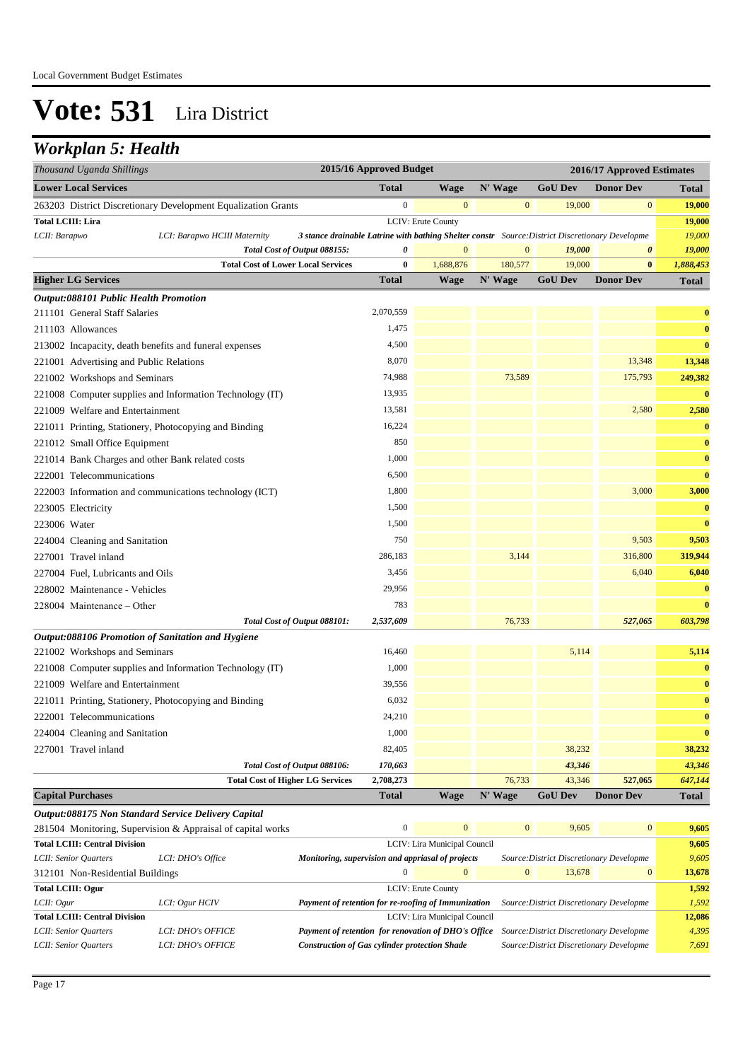# Vote: 531 Lira District

## Workplan 5: Health

| Thousand Uganda Shillings | | | 2015/16 Approved Budget | 2016/17 Approved Estimates | | | | |
|---|---|---|---|---|---|---|---|---|
| **Lower Local Services** | | | **Total** | **Wage** | **N' Wage** | **GoU Dev** | **Donor Dev** | **Total** |
| 263203 District Discretionary Development Equalization Grants | | | 0 | 0 | 0 | 19,000 | 0 | **19,000** |
| **Total LCIII: Lira** | | | | LCIV: Erute County | | | | **19,000** |
| *LCII: Barapwo* | *LCI: Barapwo HCIII Maternity* | ***3 stance drainable Latrine with bathing Shelter constr*** | | | | *Source:District Discretionary Developme* | | *19,000* |
| | | ***Total Cost of Output 088155:*** | ***0*** | *0* | *0* | ***19,000*** | ***0*** | ***19,000*** |
| | | **Total Cost of Lower Local Services** | **0** | 1,688,876 | 180,577 | 19,000 | **0** | ***1,888,453*** |
| **Higher LG Services** | | | **Total** | **Wage** | **N' Wage** | **GoU Dev** | **Donor Dev** | **Total** |
| ***Output:088101 Public Health Promotion*** | | | | | | | | |
| 211101 General Staff Salaries | | | 2,070,559 | | | | | **0** |
| 211103 Allowances | | | 1,475 | | | | | **0** |
| 213002 Incapacity, death benefits and funeral expenses | | | 4,500 | | | | | **0** |
| 221001 Advertising and Public Relations | | | 8,070 | | | | 13,348 | **13,348** |
| 221002 Workshops and Seminars | | | 74,988 | | 73,589 | | 175,793 | **249,382** |
| 221008 Computer supplies and Information Technology (IT) | | | 13,935 | | | | | **0** |
| 221009 Welfare and Entertainment | | | 13,581 | | | | 2,580 | **2,580** |
| 221011 Printing, Stationery, Photocopying and Binding | | | 16,224 | | | | | **0** |
| 221012 Small Office Equipment | | | 850 | | | | | **0** |
| 221014 Bank Charges and other Bank related costs | | | 1,000 | | | | | **0** |
| 222001 Telecommunications | | | 6,500 | | | | | **0** |
| 222003 Information and communications technology (ICT) | | | 1,800 | | | | 3,000 | **3,000** |
| 223005 Electricity | | | 1,500 | | | | | **0** |
| 223006 Water | | | 1,500 | | | | | **0** |
| 224004 Cleaning and Sanitation | | | 750 | | | | 9,503 | **9,503** |
| 227001 Travel inland | | | 286,183 | | 3,144 | | 316,800 | **319,944** |
| 227004 Fuel, Lubricants and Oils | | | 3,456 | | | | 6,040 | **6,040** |
| 228002 Maintenance - Vehicles | | | 29,956 | | | | | **0** |
| 228004 Maintenance – Other | | | 783 | | | | | **0** |
| | | ***Total Cost of Output 088101:*** | ***2,537,609*** | | *76,733* | | ***527,065*** | ***603,798*** |
| ***Output:088106 Promotion of Sanitation and Hygiene*** | | | | | | | | |
| 221002 Workshops and Seminars | | | 16,460 | | | 5,114 | | **5,114** |
| 221008 Computer supplies and Information Technology (IT) | | | 1,000 | | | | | **0** |
| 221009 Welfare and Entertainment | | | 39,556 | | | | | **0** |
| 221011 Printing, Stationery, Photocopying and Binding | | | 6,032 | | | | | **0** |
| 222001 Telecommunications | | | 24,210 | | | | | **0** |
| 224004 Cleaning and Sanitation | | | 1,000 | | | | | **0** |
| 227001 Travel inland | | | 82,405 | | | 38,232 | | **38,232** |
| | | ***Total Cost of Output 088106:*** | ***170,663*** | | | ***43,346*** | | ***43,346*** |
| | | **Total Cost of Higher LG Services** | **2,708,273** | | 76,733 | 43,346 | **527,065** | ***647,144*** |
| **Capital Purchases** | | | **Total** | **Wage** | **N' Wage** | **GoU Dev** | **Donor Dev** | **Total** |
| ***Output:088175 Non Standard Service Delivery Capital*** | | | | | | | | |
| 281504 Monitoring, Supervision & Appraisal of capital works | | | 0 | 0 | 0 | 9,605 | 0 | **9,605** |
| **Total LCIII: Central Division** | | | | LCIV: Lira Municipal Council | | | | **9,605** |
| *LCII: Senior Quarters* | *LCI: DHO's Office* | ***Monitoring, supervision and appriasal of projects*** | | | | *Source:District Discretionary Developme* | | *9,605* |
| 312101 Non-Residential Buildings | | | 0 | 0 | 0 | 13,678 | 0 | **13,678** |
| **Total LCIII: Ogur** | | | | LCIV: Erute County | | | | **1,592** |
| *LCII: Ogur* | *LCI: Ogur HCIV* | ***Payment of retention for re-roofing of Immunization*** | | | | *Source:District Discretionary Developme* | | *1,592* |
| **Total LCIII: Central Division** | | | | LCIV: Lira Municipal Council | | | | **12,086** |
| *LCII: Senior Quarters* | *LCI: DHO's OFFICE* | ***Payment of retention for renovation of DHO's Office*** | | | | *Source:District Discretionary Developme* | | *4,395* |
| *LCII: Senior Quarters* | *LCI: DHO's OFFICE* | ***Construction of Gas cylinder protection Shade*** | | | | *Source:District Discretionary Developme* | | *7,691* |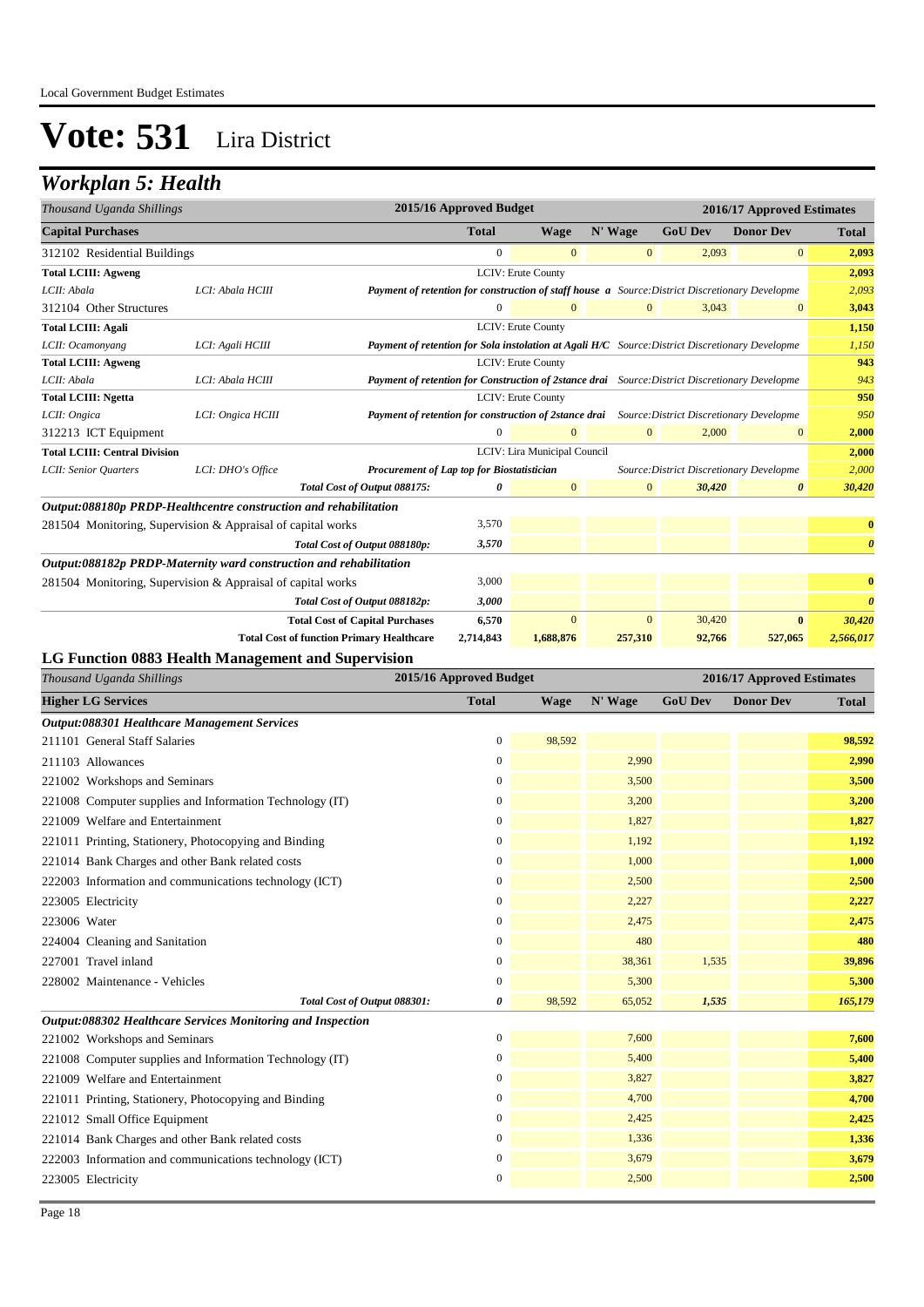# Vote: 531 Lira District

## Workplan 5: Health

| Thousand Uganda Shillings | | | 2015/16 Approved Budget | | 2016/17 Approved Estimates | | | |
|---|---|---|---|---|---|---|---|---|
| **Capital Purchases** | | | **Total** | **Wage** | **N' Wage** | **GoU Dev** | **Donor Dev** | **Total** |
| 312102 Residential Buildings | | | 0 | 0 | 0 | 2,093 | 0 | **2,093** |
| **Total LCIII: Agweng** | | | LCIV: Erute County | | | | | **2,093** |
| *LCII: Abala* | *LCI: Abala HCIII* | ***Payment of retention for construction of staff house a*** | *Source:District Discretionary Developme* | | | | | *2,093* |
| 312104 Other Structures | | | 0 | 0 | 0 | 3,043 | 0 | **3,043** |
| **Total LCIII: Agali** | | | LCIV: Erute County | | | | | **1,150** |
| *LCII: Ocamonyang* | *LCI: Agali HCIII* | ***Payment of retention for Sola instolation at Agali H/C*** | *Source:District Discretionary Developme* | | | | | *1,150* |
| **Total LCIII: Agweng** | | | LCIV: Erute County | | | | | **943** |
| *LCII: Abala* | *LCI: Abala HCIII* | ***Payment of retention for Construction of 2stance drai*** | *Source:District Discretionary Developme* | | | | | *943* |
| **Total LCIII: Ngetta** | | | LCIV: Erute County | | | | | **950** |
| *LCII: Ongica* | *LCI: Ongica HCIII* | ***Payment of retention for construction of 2stance drai*** | *Source:District Discretionary Developme* | | | | | *950* |
| 312213 ICT Equipment | | | 0 | 0 | 0 | 2,000 | 0 | **2,000** |
| **Total LCIII: Central Division** | | | LCIV: Lira Municipal Council | | | | | **2,000** |
| *LCII: Senior Quarters* | *LCI: DHO's Office* | ***Procurement of Lap top for Biostatistician*** | *Source:District Discretionary Developme* | | | | | *2,000* |
| | | *Total Cost of Output 088175:* | *0* | 0 | 0 | *30,420* | *0* | *30,420* |
| ***Output:088180p PRDP-Healthcentre construction and rehabilitation*** | | | | | | | | |
| 281504 Monitoring, Supervision & Appraisal of capital works | | | 3,570 | | | | | **0** |
| | | *Total Cost of Output 088180p:* | *3,570* | | | | | *0* |
| ***Output:088182p PRDP-Maternity ward construction and rehabilitation*** | | | | | | | | |
| 281504 Monitoring, Supervision & Appraisal of capital works | | | 3,000 | | | | | **0** |
| | | *Total Cost of Output 088182p:* | *3,000* | | | | | *0* |
| | | **Total Cost of Capital Purchases** | **6,570** | 0 | 0 | 30,420 | **0** | ***30,420*** |
| | | **Total Cost of function Primary Healthcare** | **2,714,843** | **1,688,876** | **257,310** | **92,766** | **527,065** | ***2,566,017*** |

### LG Function 0883 Health Management and Supervision

| Thousand Uganda Shillings | 2015/16 Approved Budget | 2016/17 Approved Estimates | | | | |
|---|---|---|---|---|---|---|
| **Higher LG Services** | **Total** | **Wage** | **N' Wage** | **GoU Dev** | **Donor Dev** | **Total** |
| ***Output:088301 Healthcare Management Services*** | | | | | | |
| 211101 General Staff Salaries | 0 | 98,592 | | | | **98,592** |
| 211103 Allowances | 0 | | 2,990 | | | **2,990** |
| 221002 Workshops and Seminars | 0 | | 3,500 | | | **3,500** |
| 221008 Computer supplies and Information Technology (IT) | 0 | | 3,200 | | | **3,200** |
| 221009 Welfare and Entertainment | 0 | | 1,827 | | | **1,827** |
| 221011 Printing, Stationery, Photocopying and Binding | 0 | | 1,192 | | | **1,192** |
| 221014 Bank Charges and other Bank related costs | 0 | | 1,000 | | | **1,000** |
| 222003 Information and communications technology (ICT) | 0 | | 2,500 | | | **2,500** |
| 223005 Electricity | 0 | | 2,227 | | | **2,227** |
| 223006 Water | 0 | | 2,475 | | | **2,475** |
| 224004 Cleaning and Sanitation | 0 | | 480 | | | **480** |
| 227001 Travel inland | 0 | | 38,361 | 1,535 | | **39,896** |
| 228002 Maintenance - Vehicles | 0 | | 5,300 | | | **5,300** |
| *Total Cost of Output 088301:* | *0* | 98,592 | 65,052 | *1,535* | | *165,179* |
| ***Output:088302 Healthcare Services Monitoring and Inspection*** | | | | | | |
| 221002 Workshops and Seminars | 0 | | 7,600 | | | **7,600** |
| 221008 Computer supplies and Information Technology (IT) | 0 | | 5,400 | | | **5,400** |
| 221009 Welfare and Entertainment | 0 | | 3,827 | | | **3,827** |
| 221011 Printing, Stationery, Photocopying and Binding | 0 | | 4,700 | | | **4,700** |
| 221012 Small Office Equipment | 0 | | 2,425 | | | **2,425** |
| 221014 Bank Charges and other Bank related costs | 0 | | 1,336 | | | **1,336** |
| 222003 Information and communications technology (ICT) | 0 | | 3,679 | | | **3,679** |
| 223005 Electricity | 0 | | 2,500 | | | **2,500** |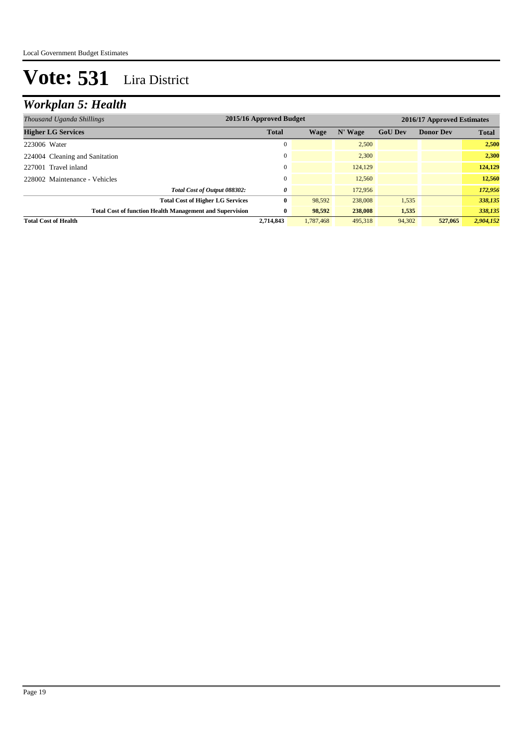# Vote: 531 Lira District

## *Workplan 5: Health*

| *Thousand Uganda Shillings* | 2015/16 Approved Budget | 2016/17 Approved Estimates | | | | |
|---|---|---|---|---|---|---|
| **Higher LG Services** | **Total** | **Wage** | **N' Wage** | **GoU Dev** | **Donor Dev** | **Total** |
| 223006 Water | 0 | | 2,500 | | | **2,500** |
| 224004 Cleaning and Sanitation | 0 | | 2,300 | | | **2,300** |
| 227001 Travel inland | 0 | | 124,129 | | | **124,129** |
| 228002 Maintenance - Vehicles | 0 | | 12,560 | | | **12,560** |
| ***Total Cost of Output 088302:*** | ***0*** | | 172,956 | | | ***172,956*** |
| **Total Cost of Higher LG Services** | **0** | 98,592 | 238,008 | 1,535 | | ***338,135*** |
| **Total Cost of function Health Management and Supervision** | **0** | **98,592** | **238,008** | **1,535** | | ***338,135*** |
| **Total Cost of Health** | **2,714,843** | 1,787,468 | 495,318 | 94,302 | **527,065** | ***2,904,152*** |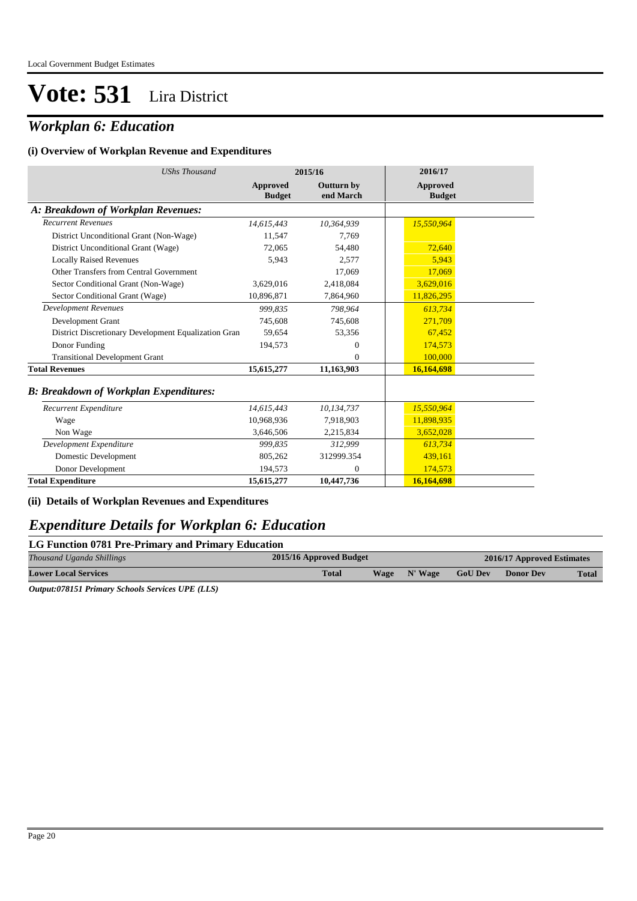# Vote: 531 Lira District

## *Workplan 6: Education*

### (i) Overview of Workplan Revenue and Expenditures

| *UShs Thousand* | 2015/16 | | 2016/17 |
|---|---|---|---|
| | **Approved Budget** | **Outturn by end March** | **Approved Budget** |
| ***A: Breakdown of Workplan Revenues:*** | | | |
| *Recurrent Revenues* | *14,615,443* | *10,364,939* | *15,550,964* |
| District Unconditional Grant (Non-Wage) | 11,547 | 7,769 | |
| District Unconditional Grant (Wage) | 72,065 | 54,480 | 72,640 |
| Locally Raised Revenues | 5,943 | 2,577 | 5,943 |
| Other Transfers from Central Government | | 17,069 | 17,069 |
| Sector Conditional Grant (Non-Wage) | 3,629,016 | 2,418,084 | 3,629,016 |
| Sector Conditional Grant (Wage) | 10,896,871 | 7,864,960 | 11,826,295 |
| *Development Revenues* | *999,835* | *798,964* | *613,734* |
| Development Grant | 745,608 | 745,608 | 271,709 |
| District Discretionary Development Equalization Gran | 59,654 | 53,356 | 67,452 |
| Donor Funding | 194,573 | 0 | 174,573 |
| Transitional Development Grant | | 0 | 100,000 |
| **Total Revenues** | **15,615,277** | **11,163,903** | **16,164,698** |
| ***B: Breakdown of Workplan Expenditures:*** | | | |
| *Recurrent Expenditure* | *14,615,443* | *10,134,737* | *15,550,964* |
| Wage | 10,968,936 | 7,918,903 | 11,898,935 |
| Non Wage | 3,646,506 | 2,215,834 | 3,652,028 |
| *Development Expenditure* | *999,835* | *312,999* | *613,734* |
| Domestic Development | 805,262 | 312999.354 | 439,161 |
| Donor Development | 194,573 | 0 | 174,573 |
| **Total Expenditure** | **15,615,277** | **10,447,736** | **16,164,698** |

### (ii) Details of Workplan Revenues and Expenditures

## *Expenditure Details for Workplan 6: Education*

### LG Function 0781 Pre-Primary and Primary Education

| *Thousand Uganda Shillings* | 2015/16 Approved Budget | 2016/17 Approved Estimates | | | | |
|---|---|---|---|---|---|---|
| **Lower Local Services** | **Total** | **Wage** | **N' Wage** | **GoU Dev** | **Donor Dev** | **Total** |

***Output:078151 Primary Schools Services UPE (LLS)***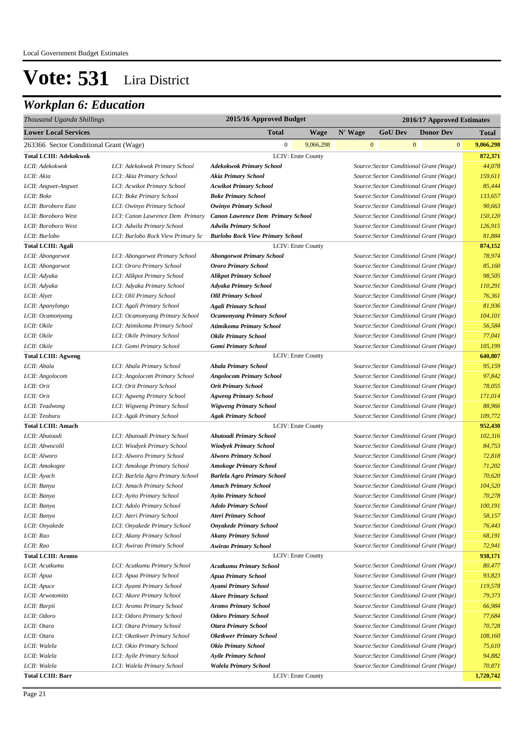# Vote: 531 Lira District

## *Workplan 6: Education*

| *Thousand Uganda Shillings* | | 2015/16 Approved Budget | | | 2016/17 Approved Estimates | | | |
|---|---|---|---|---|---|---|---|---|
| **Lower Local Services** | | **Total** | **Wage** | **N' Wage** | **GoU Dev** | **Donor Dev** | | **Total** |
| 263366 Sector Conditional Grant (Wage) | | 0 | 9,066,298 | 0 | 0 | 0 | | **9,066,298** |
| **Total LCIII: Adekokwok** | | LCIV: Erute County | | | | | | **872,371** |
| *LCII: Adekokwok* | *LCI: Adekokwok Primary School* | ***Adekokwok Primary School*** | | *Source:Sector Conditional Grant (Wage)* | | | | *44,078* |
| *LCII: Akia* | *LCI: Akia Primary School* | ***Akia Primary School*** | | *Source:Sector Conditional Grant (Wage)* | | | | *159,611* |
| *LCII: Angwet-Angwet* | *LCI: Acwikot Primary School* | ***Acwikot Primary School*** | | *Source:Sector Conditional Grant (Wage)* | | | | *85,444* |
| *LCII: Boke* | *LCI: Boke Primary School* | ***Boke Primary School*** | | *Source:Sector Conditional Grant (Wage)* | | | | *133,657* |
| *LCII: Boroboro East* | *LCI: Owinyo Primary School* | ***Owinyo Primary School*** | | *Source:Sector Conditional Grant (Wage)* | | | | *90,663* |
| *LCII: Boroboro West* | *LCI: Canon Lawrence Dem Primary* | ***Canon Lawrence Dem Primary School*** | | *Source:Sector Conditional Grant (Wage)* | | | | *150,120* |
| *LCII: Boroboro West* | *LCI: Adwila Primary School* | ***Adwila Primary School*** | | *Source:Sector Conditional Grant (Wage)* | | | | *126,915* |
| *LCII: Burlobo* | *LCI: Burlobo Rock View Primary Sc* | ***Burlobo Rock View Primary School*** | | *Source:Sector Conditional Grant (Wage)* | | | | *81,884* |
| **Total LCIII: Agali** | | LCIV: Erute County | | | | | | **874,152** |
| *LCII: Abongorwot* | *LCI: Abongorwot Primary School* | ***Abongorwot Primary School*** | | *Source:Sector Conditional Grant (Wage)* | | | | *78,974* |
| *LCII: Abongorwot* | *LCI: Ororo Primary School* | ***Ororo Primary School*** | | *Source:Sector Conditional Grant (Wage)* | | | | *85,160* |
| *LCII: Adyaka* | *LCI: Alikpot Primary School* | ***Alikpot Primary School*** | | *Source:Sector Conditional Grant (Wage)* | | | | *98,505* |
| *LCII: Adyaka* | *LCI: Adyaka Primary School* | ***Adyaka Primary School*** | | *Source:Sector Conditional Grant (Wage)* | | | | *110,291* |
| *LCII: Alyet* | *LCI: Olil Primary School* | ***Olil Primary School*** | | *Source:Sector Conditional Grant (Wage)* | | | | *76,361* |
| *LCII: Apanylongo* | *LCI: Agali Primary School* | ***Agali Primary School*** | | *Source:Sector Conditional Grant (Wage)* | | | | *81,936* |
| *LCII: Ocamonyang* | *LCI: Ocamonyang Primary School* | ***Ocamonyang Primary School*** | | *Source:Sector Conditional Grant (Wage)* | | | | *104,101* |
| *LCII: Okile* | *LCI: Atimikoma Primary School* | ***Atimikoma Primary School*** | | *Source:Sector Conditional Grant (Wage)* | | | | *56,584* |
| *LCII: Okile* | *LCI: Okile Primary School* | ***Okile Primary School*** | | *Source:Sector Conditional Grant (Wage)* | | | | *77,041* |
| *LCII: Okile* | *LCI: Gomi Primary School* | ***Gomi Primary School*** | | *Source:Sector Conditional Grant (Wage)* | | | | *105,199* |
| **Total LCIII: Agweng** | | LCIV: Erute County | | | | | | **640,807** |
| *LCII: Abala* | *LCI: Abala Primary School* | ***Abala Primary School*** | | *Source:Sector Conditional Grant (Wage)* | | | | *95,159* |
| *LCII: Angolocom* | *LCI: Angolocom Primary School* | ***Angolocom Primary School*** | | *Source:Sector Conditional Grant (Wage)* | | | | *97,842* |
| *LCII: Orit* | *LCI: Orit Primary School* | ***Orit Primary School*** | | *Source:Sector Conditional Grant (Wage)* | | | | *78,055* |
| *LCII: Orit* | *LCI: Agweng Primary School* | ***Agweng Primary School*** | | *Source:Sector Conditional Grant (Wage)* | | | | *171,014* |
| *LCII: Teadwong* | *LCI: Wigweng Primary School* | ***Wigweng Primary School*** | | *Source:Sector Conditional Grant (Wage)* | | | | *88,966* |
| *LCII: Teoburu* | *LCI: Agak Primary School* | ***Agak Primary School*** | | *Source:Sector Conditional Grant (Wage)* | | | | *109,772* |
| **Total LCIII: Amach** | | LCIV: Erute County | | | | | | **952,430** |
| *LCII: Abutoadi* | *LCI: Abutoadi Primary School* | ***Abutoadi Primary School*** | | *Source:Sector Conditional Grant (Wage)* | | | | *102,316* |
| *LCII: Abwocolil* | *LCI: Wiodyek Primary School* | ***Wiodyek Primary School*** | | *Source:Sector Conditional Grant (Wage)* | | | | *84,753* |
| *LCII: Alworo* | *LCI: Alworo Primary School* | ***Alworo Primary School*** | | *Source:Sector Conditional Grant (Wage)* | | | | *72,818* |
| *LCII: Amokogee* | *LCI: Amokoge Primary School* | ***Amokoge Primary School*** | | *Source:Sector Conditional Grant (Wage)* | | | | *71,202* |
| *LCII: Ayach* | *LCI: Barlela Agro Primary School* | ***Barlela Agro Primary School*** | | *Source:Sector Conditional Grant (Wage)* | | | | *70,620* |
| *LCII: Banya* | *LCI: Amach Primary School* | ***Amach Primary School*** | | *Source:Sector Conditional Grant (Wage)* | | | | *104,520* |
| *LCII: Banya* | *LCI: Ayito Primary School* | ***Ayito Primary School*** | | *Source:Sector Conditional Grant (Wage)* | | | | *70,278* |
| *LCII: Banya* | *LCI: Adolo Primary School* | ***Adolo Primary School*** | | *Source:Sector Conditional Grant (Wage)* | | | | *100,191* |
| *LCII: Banya* | *LCI: Ateri Primary School* | ***Ateri Primary School*** | | *Source:Sector Conditional Grant (Wage)* | | | | *58,157* |
| *LCII: Onyakede* | *LCI: Onyakede Primary School* | ***Onyakede Primary School*** | | *Source:Sector Conditional Grant (Wage)* | | | | *76,443* |
| *LCII: Rao* | *LCI: Akany Primary School* | ***Akany Primary School*** | | *Source:Sector Conditional Grant (Wage)* | | | | *68,191* |
| *LCII: Rao* | *LCI: Awirao Primary School* | ***Awirao Primary School*** | | *Source:Sector Conditional Grant (Wage)* | | | | *72,941* |
| **Total LCIII: Aromo** | | LCIV: Erute County | | | | | | **938,171** |
| *LCII: Acutkumu* | *LCI: Acutkumu Primary School* | ***Acutkumu Primary School*** | | *Source:Sector Conditional Grant (Wage)* | | | | *80,477* |
| *LCII: Apua* | *LCI: Apua Primary School* | ***Apua Primary School*** | | *Source:Sector Conditional Grant (Wage)* | | | | *93,823* |
| *LCII: Apuce* | *LCI: Ayami Primary School* | ***Ayami Primary School*** | | *Source:Sector Conditional Grant (Wage)* | | | | *119,578* |
| *LCII: Arwotomito* | *LCI: Akore Primary School* | ***Akore Primary School*** | | *Source:Sector Conditional Grant (Wage)* | | | | *79,373* |
| *LCII: Barpii* | *LCI: Aromo Primary School* | ***Aromo Primary School*** | | *Source:Sector Conditional Grant (Wage)* | | | | *66,984* |
| *LCII: Odoro* | *LCI: Odoro Primary School* | ***Odoro Primary School*** | | *Source:Sector Conditional Grant (Wage)* | | | | *77,684* |
| *LCII: Otara* | *LCI: Otara Primary School* | ***Otara Primary School*** | | *Source:Sector Conditional Grant (Wage)* | | | | *70,728* |
| *LCII: Otara* | *LCI: Oketkwer Primary School* | ***Oketkwer Primary School*** | | *Source:Sector Conditional Grant (Wage)* | | | | *108,160* |
| *LCII: Walela* | *LCI: Okio Primary School* | ***Okio Primary School*** | | *Source:Sector Conditional Grant (Wage)* | | | | *75,610* |
| *LCII: Walela* | *LCI: Ayile Primary School* | ***Ayile Primary School*** | | *Source:Sector Conditional Grant (Wage)* | | | | *94,882* |
| *LCII: Walela* | *LCI: Walela Primary School* | ***Walela Primary School*** | | *Source:Sector Conditional Grant (Wage)* | | | | *70,871* |
| **Total LCIII: Barr** | | LCIV: Erute County | | | | | | **1,720,742** |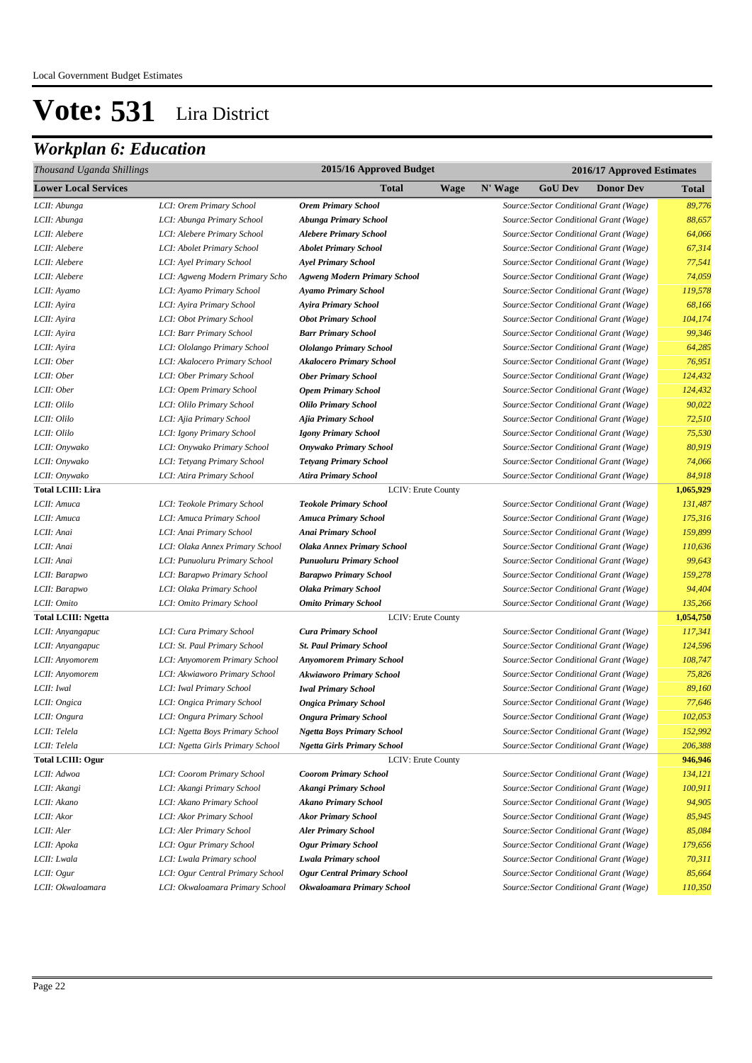# Vote: 531 Lira District

## *Workplan 6: Education*

| *Thousand Uganda Shillings* | | 2015/16 Approved Budget | | 2016/17 Approved Estimates | | | |
|---|---|---|---|---|---|---|---|
| **Lower Local Services** | | **Total** | **Wage** | **N' Wage** | **GoU Dev** | **Donor Dev** | **Total** |
| *LCII: Abunga* | *LCI: Orem Primary School* | ***Orem Primary School*** | | *Source:Sector Conditional Grant (Wage)* | | | *89,776* |
| *LCII: Abunga* | *LCI: Abunga Primary School* | ***Abunga Primary School*** | | *Source:Sector Conditional Grant (Wage)* | | | *88,657* |
| *LCII: Alebere* | *LCI: Alebere Primary School* | ***Alebere Primary School*** | | *Source:Sector Conditional Grant (Wage)* | | | *64,066* |
| *LCII: Alebere* | *LCI: Abolet Primary School* | ***Abolet Primary School*** | | *Source:Sector Conditional Grant (Wage)* | | | *67,314* |
| *LCII: Alebere* | *LCI: Ayel Primary School* | ***Ayel Primary School*** | | *Source:Sector Conditional Grant (Wage)* | | | *77,541* |
| *LCII: Alebere* | *LCI: Agweng Modern Primary Scho* | ***Agweng Modern Primary School*** | | *Source:Sector Conditional Grant (Wage)* | | | *74,059* |
| *LCII: Ayamo* | *LCI: Ayamo Primary School* | ***Ayamo Primary School*** | | *Source:Sector Conditional Grant (Wage)* | | | *119,578* |
| *LCII: Ayira* | *LCI: Ayira Primary School* | ***Ayira Primary School*** | | *Source:Sector Conditional Grant (Wage)* | | | *68,166* |
| *LCII: Ayira* | *LCI: Obot Primary School* | ***Obot Primary School*** | | *Source:Sector Conditional Grant (Wage)* | | | *104,174* |
| *LCII: Ayira* | *LCI: Barr Primary School* | ***Barr Primary School*** | | *Source:Sector Conditional Grant (Wage)* | | | *99,346* |
| *LCII: Ayira* | *LCI: Ololango Primary School* | ***Ololango Primary School*** | | *Source:Sector Conditional Grant (Wage)* | | | *64,285* |
| *LCII: Ober* | *LCI: Akalocero Primary School* | ***Akalocero Primary School*** | | *Source:Sector Conditional Grant (Wage)* | | | *76,951* |
| *LCII: Ober* | *LCI: Ober Primary School* | ***Ober Primary School*** | | *Source:Sector Conditional Grant (Wage)* | | | *124,432* |
| *LCII: Ober* | *LCI: Opem Primary School* | ***Opem Primary School*** | | *Source:Sector Conditional Grant (Wage)* | | | *124,432* |
| *LCII: Olilo* | *LCI: Olilo Primary School* | ***Olilo Primary School*** | | *Source:Sector Conditional Grant (Wage)* | | | *90,022* |
| *LCII: Olilo* | *LCI: Ajia Primary School* | ***Ajia Primary School*** | | *Source:Sector Conditional Grant (Wage)* | | | *72,510* |
| *LCII: Olilo* | *LCI: Igony Primary School* | ***Igony Primary School*** | | *Source:Sector Conditional Grant (Wage)* | | | *75,530* |
| *LCII: Onywako* | *LCI: Onywako Primary School* | ***Onywako Primary School*** | | *Source:Sector Conditional Grant (Wage)* | | | *80,919* |
| *LCII: Onywako* | *LCI: Tetyang Primary School* | ***Tetyang Primary School*** | | *Source:Sector Conditional Grant (Wage)* | | | *74,066* |
| *LCII: Onywako* | *LCI: Atira Primary School* | ***Atira Primary School*** | | *Source:Sector Conditional Grant (Wage)* | | | *84,918* |
| **Total LCIII: Lira** | | LCIV: Erute County | | | | | **1,065,929** |
| *LCII: Amuca* | *LCI: Teokole Primary School* | ***Teokole Primary School*** | | *Source:Sector Conditional Grant (Wage)* | | | *131,487* |
| *LCII: Amuca* | *LCI: Amuca Primary School* | ***Amuca Primary School*** | | *Source:Sector Conditional Grant (Wage)* | | | *175,316* |
| *LCII: Anai* | *LCI: Anai Primary School* | ***Anai Primary School*** | | *Source:Sector Conditional Grant (Wage)* | | | *159,899* |
| *LCII: Anai* | *LCI: Olaka Annex Primary School* | ***Olaka Annex Primary School*** | | *Source:Sector Conditional Grant (Wage)* | | | *110,636* |
| *LCII: Anai* | *LCI: Punuoluru Primary School* | ***Punuoluru Primary School*** | | *Source:Sector Conditional Grant (Wage)* | | | *99,643* |
| *LCII: Barapwo* | *LCI: Barapwo Primary School* | ***Barapwo Primary School*** | | *Source:Sector Conditional Grant (Wage)* | | | *159,278* |
| *LCII: Barapwo* | *LCI: Olaka Primary School* | ***Olaka Primary School*** | | *Source:Sector Conditional Grant (Wage)* | | | *94,404* |
| *LCII: Omito* | *LCI: Omito Primary School* | ***Omito Primary School*** | | *Source:Sector Conditional Grant (Wage)* | | | *135,266* |
| **Total LCIII: Ngetta** | | LCIV: Erute County | | | | | **1,054,750** |
| *LCII: Anyangapuc* | *LCI: Cura Primary School* | ***Cura Primary School*** | | *Source:Sector Conditional Grant (Wage)* | | | *117,341* |
| *LCII: Anyangapuc* | *LCI: St. Paul Primary School* | ***St. Paul Primary School*** | | *Source:Sector Conditional Grant (Wage)* | | | *124,596* |
| *LCII: Anyomorem* | *LCI: Anyomorem Primary School* | ***Anyomorem Primary School*** | | *Source:Sector Conditional Grant (Wage)* | | | *108,747* |
| *LCII: Anyomorem* | *LCI: Akwiaworo Primary School* | ***Akwiaworo Primary School*** | | *Source:Sector Conditional Grant (Wage)* | | | *75,826* |
| *LCII: Iwal* | *LCI: Iwal Primary School* | ***Iwal Primary School*** | | *Source:Sector Conditional Grant (Wage)* | | | *89,160* |
| *LCII: Ongica* | *LCI: Ongica Primary School* | ***Ongica Primary School*** | | *Source:Sector Conditional Grant (Wage)* | | | *77,646* |
| *LCII: Ongura* | *LCI: Ongura Primary School* | ***Ongura Primary School*** | | *Source:Sector Conditional Grant (Wage)* | | | *102,053* |
| *LCII: Telela* | *LCI: Ngetta Boys Primary School* | ***Ngetta Boys Primary School*** | | *Source:Sector Conditional Grant (Wage)* | | | *152,992* |
| *LCII: Telela* | *LCI: Ngetta Girls Primary School* | ***Ngetta Girls Primary School*** | | *Source:Sector Conditional Grant (Wage)* | | | *206,388* |
| **Total LCIII: Ogur** | | LCIV: Erute County | | | | | **946,946** |
| *LCII: Adwoa* | *LCI: Coorom Primary School* | ***Coorom Primary School*** | | *Source:Sector Conditional Grant (Wage)* | | | *134,121* |
| *LCII: Akangi* | *LCI: Akangi Primary School* | ***Akangi Primary School*** | | *Source:Sector Conditional Grant (Wage)* | | | *100,911* |
| *LCII: Akano* | *LCI: Akano Primary School* | ***Akano Primary School*** | | *Source:Sector Conditional Grant (Wage)* | | | *94,905* |
| *LCII: Akor* | *LCI: Akor Primary School* | ***Akor Primary School*** | | *Source:Sector Conditional Grant (Wage)* | | | *85,945* |
| *LCII: Aler* | *LCI: Aler Primary School* | ***Aler Primary School*** | | *Source:Sector Conditional Grant (Wage)* | | | *85,084* |
| *LCII: Apoka* | *LCI: Ogur Primary School* | ***Ogur Primary School*** | | *Source:Sector Conditional Grant (Wage)* | | | *179,656* |
| *LCII: Lwala* | *LCI: Lwala Primary school* | ***Lwala Primary school*** | | *Source:Sector Conditional Grant (Wage)* | | | *70,311* |
| *LCII: Ogur* | *LCI: Ogur Central Primary School* | ***Ogur Central Primary School*** | | *Source:Sector Conditional Grant (Wage)* | | | *85,664* |
| *LCII: Okwaloamara* | *LCI: Okwaloamara Primary School* | ***Okwaloamara Primary School*** | | *Source:Sector Conditional Grant (Wage)* | | | *110,350* |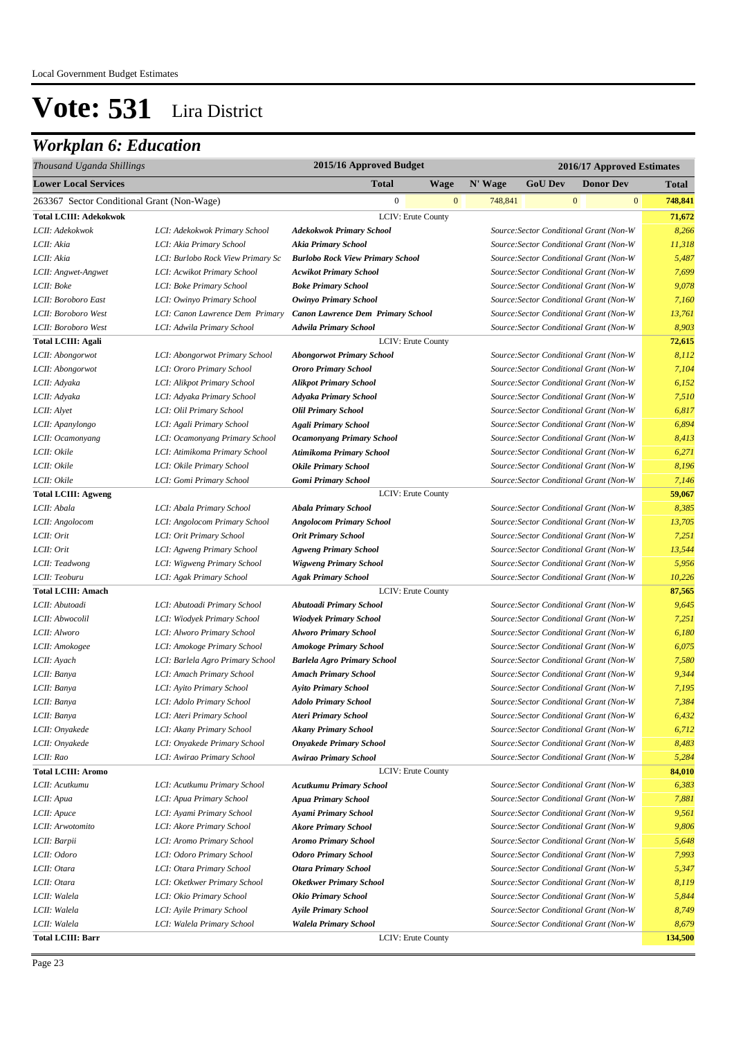Local Government Budget Estimates

# Vote: 531 Lira District

## *Workplan 6: Education*

| *Thousand Uganda Shillings* | | 2015/16 Approved Budget | | 2016/17 Approved Estimates | | | |
|---|---|---|---|---|---|---|---|
| **Lower Local Services** | | **Total** | **Wage** | **N' Wage** | **GoU Dev** | **Donor Dev** | **Total** |
| 263367 Sector Conditional Grant (Non-Wage) | | 0 | 0 | 748,841 | 0 | 0 | 748,841 |
| **Total LCIII: Adekokwok** | | LCIV: Erute County | | | | | 71,672 |
| *LCII: Adekokwok* | *LCI: Adekokwok Primary School* | ***Adekokwok Primary School*** | | | *Source:Sector Conditional Grant (Non-W* | | *8,266* |
| *LCII: Akia* | *LCI: Akia Primary School* | ***Akia Primary School*** | | | *Source:Sector Conditional Grant (Non-W* | | *11,318* |
| *LCII: Akia* | *LCI: Burlobo Rock View Primary Sc* | ***Burlobo Rock View Primary School*** | | | *Source:Sector Conditional Grant (Non-W* | | *5,487* |
| *LCII: Angwet-Angwet* | *LCI: Acwikot Primary School* | ***Acwikot Primary School*** | | | *Source:Sector Conditional Grant (Non-W* | | *7,699* |
| *LCII: Boke* | *LCI: Boke Primary School* | ***Boke Primary School*** | | | *Source:Sector Conditional Grant (Non-W* | | *9,078* |
| *LCII: Boroboro East* | *LCI: Owinyo Primary School* | ***Owinyo Primary School*** | | | *Source:Sector Conditional Grant (Non-W* | | *7,160* |
| *LCII: Boroboro West* | *LCI: Canon Lawrence Dem Primary* | ***Canon Lawrence Dem Primary School*** | | | *Source:Sector Conditional Grant (Non-W* | | *13,761* |
| *LCII: Boroboro West* | *LCI: Adwila Primary School* | ***Adwila Primary School*** | | | *Source:Sector Conditional Grant (Non-W* | | *8,903* |
| **Total LCIII: Agali** | | LCIV: Erute County | | | | | 72,615 |
| *LCII: Abongorwot* | *LCI: Abongorwot Primary School* | ***Abongorwot Primary School*** | | | *Source:Sector Conditional Grant (Non-W* | | *8,112* |
| *LCII: Abongorwot* | *LCI: Ororo Primary School* | ***Ororo Primary School*** | | | *Source:Sector Conditional Grant (Non-W* | | *7,104* |
| *LCII: Adyaka* | *LCI: Alikpot Primary School* | ***Alikpot Primary School*** | | | *Source:Sector Conditional Grant (Non-W* | | *6,152* |
| *LCII: Adyaka* | *LCI: Adyaka Primary School* | ***Adyaka Primary School*** | | | *Source:Sector Conditional Grant (Non-W* | | *7,510* |
| *LCII: Alyet* | *LCI: Olil Primary School* | ***Olil Primary School*** | | | *Source:Sector Conditional Grant (Non-W* | | *6,817* |
| *LCII: Apanylongo* | *LCI: Agali Primary School* | ***Agali Primary School*** | | | *Source:Sector Conditional Grant (Non-W* | | *6,894* |
| *LCII: Ocamonyang* | *LCI: Ocamonyang Primary School* | ***Ocamonyang Primary School*** | | | *Source:Sector Conditional Grant (Non-W* | | *8,413* |
| *LCII: Okile* | *LCI: Atimikoma Primary School* | ***Atimikoma Primary School*** | | | *Source:Sector Conditional Grant (Non-W* | | *6,271* |
| *LCII: Okile* | *LCI: Okile Primary School* | ***Okile Primary School*** | | | *Source:Sector Conditional Grant (Non-W* | | *8,196* |
| *LCII: Okile* | *LCI: Gomi Primary School* | ***Gomi Primary School*** | | | *Source:Sector Conditional Grant (Non-W* | | *7,146* |
| **Total LCIII: Agweng** | | LCIV: Erute County | | | | | 59,067 |
| *LCII: Abala* | *LCI: Abala Primary School* | ***Abala Primary School*** | | | *Source:Sector Conditional Grant (Non-W* | | *8,385* |
| *LCII: Angolocom* | *LCI: Angolocom Primary School* | ***Angolocom Primary School*** | | | *Source:Sector Conditional Grant (Non-W* | | *13,705* |
| *LCII: Orit* | *LCI: Orit Primary School* | ***Orit Primary School*** | | | *Source:Sector Conditional Grant (Non-W* | | *7,251* |
| *LCII: Orit* | *LCI: Agweng Primary School* | ***Agweng Primary School*** | | | *Source:Sector Conditional Grant (Non-W* | | *13,544* |
| *LCII: Teadwong* | *LCI: Wigweng Primary School* | ***Wigweng Primary School*** | | | *Source:Sector Conditional Grant (Non-W* | | *5,956* |
| *LCII: Teoburu* | *LCI: Agak Primary School* | ***Agak Primary School*** | | | *Source:Sector Conditional Grant (Non-W* | | *10,226* |
| **Total LCIII: Amach** | | LCIV: Erute County | | | | | 87,565 |
| *LCII: Abutoadi* | *LCI: Abutoadi Primary School* | ***Abutoadi Primary School*** | | | *Source:Sector Conditional Grant (Non-W* | | *9,645* |
| *LCII: Abwocolil* | *LCI: Wiodyek Primary School* | ***Wiodyek Primary School*** | | | *Source:Sector Conditional Grant (Non-W* | | *7,251* |
| *LCII: Alworo* | *LCI: Alworo Primary School* | ***Alworo Primary School*** | | | *Source:Sector Conditional Grant (Non-W* | | *6,180* |
| *LCII: Amokogee* | *LCI: Amokoge Primary School* | ***Amokoge Primary School*** | | | *Source:Sector Conditional Grant (Non-W* | | *6,075* |
| *LCII: Ayach* | *LCI: Barlela Agro Primary School* | ***Barlela Agro Primary School*** | | | *Source:Sector Conditional Grant (Non-W* | | *7,580* |
| *LCII: Banya* | *LCI: Amach Primary School* | ***Amach Primary School*** | | | *Source:Sector Conditional Grant (Non-W* | | *9,344* |
| *LCII: Banya* | *LCI: Ayito Primary School* | ***Ayito Primary School*** | | | *Source:Sector Conditional Grant (Non-W* | | *7,195* |
| *LCII: Banya* | *LCI: Adolo Primary School* | ***Adolo Primary School*** | | | *Source:Sector Conditional Grant (Non-W* | | *7,384* |
| *LCII: Banya* | *LCI: Ateri Primary School* | ***Ateri Primary School*** | | | *Source:Sector Conditional Grant (Non-W* | | *6,432* |
| *LCII: Onyakede* | *LCI: Akany Primary School* | ***Akany Primary School*** | | | *Source:Sector Conditional Grant (Non-W* | | *6,712* |
| *LCII: Onyakede* | *LCI: Onyakede Primary School* | ***Onyakede Primary School*** | | | *Source:Sector Conditional Grant (Non-W* | | *8,483* |
| *LCII: Rao* | *LCI: Awirao Primary School* | ***Awirao Primary School*** | | | *Source:Sector Conditional Grant (Non-W* | | *5,284* |
| **Total LCIII: Aromo** | | LCIV: Erute County | | | | | 84,010 |
| *LCII: Acutkumu* | *LCI: Acutkumu Primary School* | ***Acutkumu Primary School*** | | | *Source:Sector Conditional Grant (Non-W* | | *6,383* |
| *LCII: Apua* | *LCI: Apua Primary School* | ***Apua Primary School*** | | | *Source:Sector Conditional Grant (Non-W* | | *7,881* |
| *LCII: Apuce* | *LCI: Ayami Primary School* | ***Ayami Primary School*** | | | *Source:Sector Conditional Grant (Non-W* | | *9,561* |
| *LCII: Arwotomito* | *LCI: Akore Primary School* | ***Akore Primary School*** | | | *Source:Sector Conditional Grant (Non-W* | | *9,806* |
| *LCII: Barpii* | *LCI: Aromo Primary School* | ***Aromo Primary School*** | | | *Source:Sector Conditional Grant (Non-W* | | *5,648* |
| *LCII: Odoro* | *LCI: Odoro Primary School* | ***Odoro Primary School*** | | | *Source:Sector Conditional Grant (Non-W* | | *7,993* |
| *LCII: Otara* | *LCI: Otara Primary School* | ***Otara Primary School*** | | | *Source:Sector Conditional Grant (Non-W* | | *5,347* |
| *LCII: Otara* | *LCI: Oketkwer Primary School* | ***Oketkwer Primary School*** | | | *Source:Sector Conditional Grant (Non-W* | | *8,119* |
| *LCII: Walela* | *LCI: Okio Primary School* | ***Okio Primary School*** | | | *Source:Sector Conditional Grant (Non-W* | | *5,844* |
| *LCII: Walela* | *LCI: Ayile Primary School* | ***Ayile Primary School*** | | | *Source:Sector Conditional Grant (Non-W* | | *8,749* |
| *LCII: Walela* | *LCI: Walela Primary School* | ***Walela Primary School*** | | | *Source:Sector Conditional Grant (Non-W* | | *8,679* |
| **Total LCIII: Barr** | | LCIV: Erute County | | | | | 134,500 |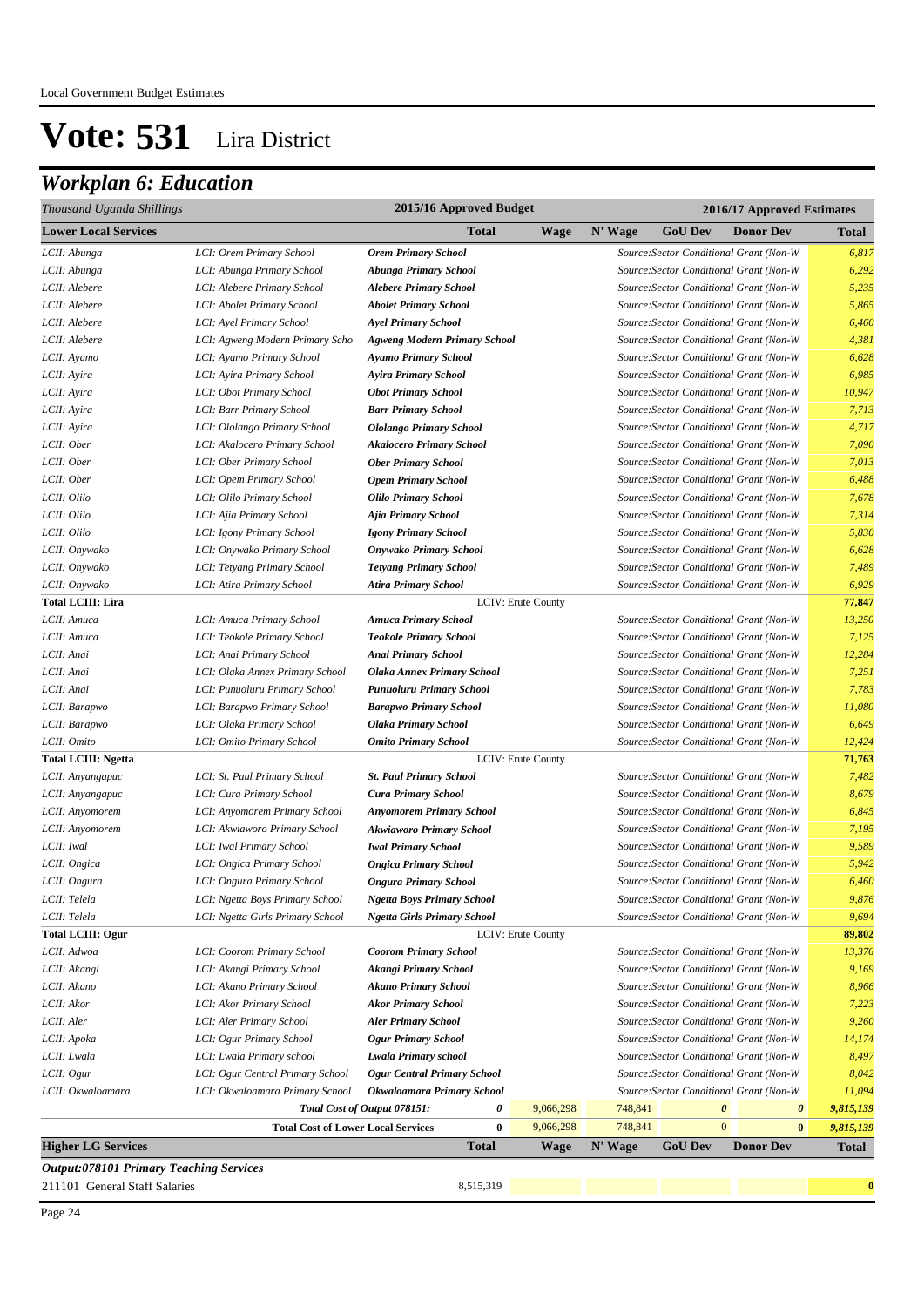Local Government Budget Estimates

# Vote: 531 Lira District

## Workplan 6: Education

| Thousand Uganda Shillings | | | 2015/16 Approved Budget | | 2016/17 Approved Estimates | | | | |
|---|---|---|---|---|---|---|---|---|---|
| **Lower Local Services** | | | **Total** | **Wage** | **N' Wage** | **GoU Dev** | **Donor Dev** | | **Total** |
| *LCII: Abunga* | *LCI: Orem Primary School* | ***Orem Primary School*** | | | *Source:Sector Conditional Grant (Non-W* | | | | *6,817* |
| *LCII: Abunga* | *LCI: Abunga Primary School* | ***Abunga Primary School*** | | | *Source:Sector Conditional Grant (Non-W* | | | | *6,292* |
| *LCII: Alebere* | *LCI: Alebere Primary School* | ***Alebere Primary School*** | | | *Source:Sector Conditional Grant (Non-W* | | | | *5,235* |
| *LCII: Alebere* | *LCI: Abolet Primary School* | ***Abolet Primary School*** | | | *Source:Sector Conditional Grant (Non-W* | | | | *5,865* |
| *LCII: Alebere* | *LCI: Ayel Primary School* | ***Ayel Primary School*** | | | *Source:Sector Conditional Grant (Non-W* | | | | *6,460* |
| *LCII: Alebere* | *LCI: Agweng Modern Primary Scho* | ***Agweng Modern Primary School*** | | | *Source:Sector Conditional Grant (Non-W* | | | | *4,381* |
| *LCII: Ayamo* | *LCI: Ayamo Primary School* | ***Ayamo Primary School*** | | | *Source:Sector Conditional Grant (Non-W* | | | | *6,628* |
| *LCII: Ayira* | *LCI: Ayira Primary School* | ***Ayira Primary School*** | | | *Source:Sector Conditional Grant (Non-W* | | | | *6,985* |
| *LCII: Ayira* | *LCI: Obot Primary School* | ***Obot Primary School*** | | | *Source:Sector Conditional Grant (Non-W* | | | | *10,947* |
| *LCII: Ayira* | *LCI: Barr Primary School* | ***Barr Primary School*** | | | *Source:Sector Conditional Grant (Non-W* | | | | *7,713* |
| *LCII: Ayira* | *LCI: Ololango Primary School* | ***Ololango Primary School*** | | | *Source:Sector Conditional Grant (Non-W* | | | | *4,717* |
| *LCII: Ober* | *LCI: Akalocero Primary School* | ***Akalocero Primary School*** | | | *Source:Sector Conditional Grant (Non-W* | | | | *7,090* |
| *LCII: Ober* | *LCI: Ober Primary School* | ***Ober Primary School*** | | | *Source:Sector Conditional Grant (Non-W* | | | | *7,013* |
| *LCII: Ober* | *LCI: Opem Primary School* | ***Opem Primary School*** | | | *Source:Sector Conditional Grant (Non-W* | | | | *6,488* |
| *LCII: Olilo* | *LCI: Olilo Primary School* | ***Olilo Primary School*** | | | *Source:Sector Conditional Grant (Non-W* | | | | *7,678* |
| *LCII: Olilo* | *LCI: Ajia Primary School* | ***Ajia Primary School*** | | | *Source:Sector Conditional Grant (Non-W* | | | | *7,314* |
| *LCII: Olilo* | *LCI: Igony Primary School* | ***Igony Primary School*** | | | *Source:Sector Conditional Grant (Non-W* | | | | *5,830* |
| *LCII: Onywako* | *LCI: Onywako Primary School* | ***Onywako Primary School*** | | | *Source:Sector Conditional Grant (Non-W* | | | | *6,628* |
| *LCII: Onywako* | *LCI: Tetyang Primary School* | ***Tetyang Primary School*** | | | *Source:Sector Conditional Grant (Non-W* | | | | *7,489* |
| *LCII: Onywako* | *LCI: Atira Primary School* | ***Atira Primary School*** | | | *Source:Sector Conditional Grant (Non-W* | | | | *6,929* |
| **Total LCIII: Lira** | | | LCIV: Erute County | | | | | | **77,847** |
| *LCII: Amuca* | *LCI: Amuca Primary School* | ***Amuca Primary School*** | | | *Source:Sector Conditional Grant (Non-W* | | | | *13,250* |
| *LCII: Amuca* | *LCI: Teokole Primary School* | ***Teokole Primary School*** | | | *Source:Sector Conditional Grant (Non-W* | | | | *7,125* |
| *LCII: Anai* | *LCI: Anai Primary School* | ***Anai Primary School*** | | | *Source:Sector Conditional Grant (Non-W* | | | | *12,284* |
| *LCII: Anai* | *LCI: Olaka Annex Primary School* | ***Olaka Annex Primary School*** | | | *Source:Sector Conditional Grant (Non-W* | | | | *7,251* |
| *LCII: Anai* | *LCI: Punuoluru Primary School* | ***Punuoluru Primary School*** | | | *Source:Sector Conditional Grant (Non-W* | | | | *7,783* |
| *LCII: Barapwo* | *LCI: Barapwo Primary School* | ***Barapwo Primary School*** | | | *Source:Sector Conditional Grant (Non-W* | | | | *11,080* |
| *LCII: Barapwo* | *LCI: Olaka Primary School* | ***Olaka Primary School*** | | | *Source:Sector Conditional Grant (Non-W* | | | | *6,649* |
| *LCII: Omito* | *LCI: Omito Primary School* | ***Omito Primary School*** | | | *Source:Sector Conditional Grant (Non-W* | | | | *12,424* |
| **Total LCIII: Ngetta** | | | LCIV: Erute County | | | | | | **71,763** |
| *LCII: Anyangapuc* | *LCI: St. Paul Primary School* | ***St. Paul Primary School*** | | | *Source:Sector Conditional Grant (Non-W* | | | | *7,482* |
| *LCII: Anyangapuc* | *LCI: Cura Primary School* | ***Cura Primary School*** | | | *Source:Sector Conditional Grant (Non-W* | | | | *8,679* |
| *LCII: Anyomorem* | *LCI: Anyomorem Primary School* | ***Anyomorem Primary School*** | | | *Source:Sector Conditional Grant (Non-W* | | | | *6,845* |
| *LCII: Anyomorem* | *LCI: Akwiaworo Primary School* | ***Akwiaworo Primary School*** | | | *Source:Sector Conditional Grant (Non-W* | | | | *7,195* |
| *LCII: Iwal* | *LCI: Iwal Primary School* | ***Iwal Primary School*** | | | *Source:Sector Conditional Grant (Non-W* | | | | *9,589* |
| *LCII: Ongica* | *LCI: Ongica Primary School* | ***Ongica Primary School*** | | | *Source:Sector Conditional Grant (Non-W* | | | | *5,942* |
| *LCII: Ongura* | *LCI: Ongura Primary School* | ***Ongura Primary School*** | | | *Source:Sector Conditional Grant (Non-W* | | | | *6,460* |
| *LCII: Telela* | *LCI: Ngetta Boys Primary School* | ***Ngetta Boys Primary School*** | | | *Source:Sector Conditional Grant (Non-W* | | | | *9,876* |
| *LCII: Telela* | *LCI: Ngetta Girls Primary School* | ***Ngetta Girls Primary School*** | | | *Source:Sector Conditional Grant (Non-W* | | | | *9,694* |
| **Total LCIII: Ogur** | | | LCIV: Erute County | | | | | | **89,802** |
| *LCII: Adwoa* | *LCI: Coorom Primary School* | ***Coorom Primary School*** | | | *Source:Sector Conditional Grant (Non-W* | | | | *13,376* |
| *LCII: Akangi* | *LCI: Akangi Primary School* | ***Akangi Primary School*** | | | *Source:Sector Conditional Grant (Non-W* | | | | *9,169* |
| *LCII: Akano* | *LCI: Akano Primary School* | ***Akano Primary School*** | | | *Source:Sector Conditional Grant (Non-W* | | | | *8,966* |
| *LCII: Akor* | *LCI: Akor Primary School* | ***Akor Primary School*** | | | *Source:Sector Conditional Grant (Non-W* | | | | *7,223* |
| *LCII: Aler* | *LCI: Aler Primary School* | ***Aler Primary School*** | | | *Source:Sector Conditional Grant (Non-W* | | | | *9,260* |
| *LCII: Apoka* | *LCI: Ogur Primary School* | ***Ogur Primary School*** | | | *Source:Sector Conditional Grant (Non-W* | | | | *14,174* |
| *LCII: Lwala* | *LCI: Lwala Primary school* | ***Lwala Primary school*** | | | *Source:Sector Conditional Grant (Non-W* | | | | *8,497* |
| *LCII: Ogur* | *LCI: Ogur Central Primary School* | ***Ogur Central Primary School*** | | | *Source:Sector Conditional Grant (Non-W* | | | | *8,042* |
| *LCII: Okwaloamara* | *LCI: Okwaloamara Primary School* | ***Okwaloamara Primary School*** | | | *Source:Sector Conditional Grant (Non-W* | | | | *11,094* |
| | | ***Total Cost of Output 078151:*** | ***0*** | 9,066,298 | 748,841 | ***0*** | ***0*** | | ***9,815,139*** |
| | | **Total Cost of Lower Local Services** | **0** | 9,066,298 | 748,841 | 0 | **0** | | ***9,815,139*** |
| **Higher LG Services** | | | **Total** | **Wage** | **N' Wage** | **GoU Dev** | **Donor Dev** | | **Total** |
| ***Output:078101 Primary Teaching Services*** | | | | | | | | | |
| 211101 General Staff Salaries | | | 8,515,319 | | | | | | **0** |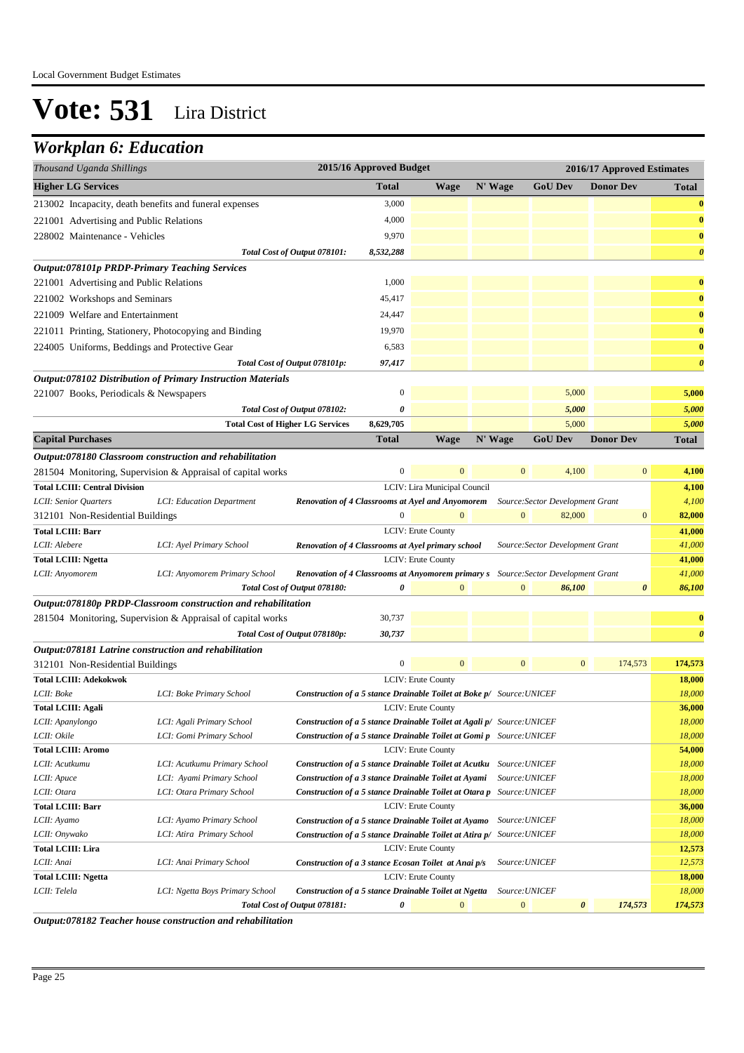Local Government Budget Estimates

# Vote: 531 Lira District

## Workplan 6: Education

| Thousand Uganda Shillings | | | 2015/16 Approved Budget | | | 2016/17 Approved Estimates | | |
|---|---|---|---|---|---|---|---|---|
| **Higher LG Services** | | | **Total** | **Wage** | **N' Wage** | **GoU Dev** | **Donor Dev** | **Total** |
| 213002 Incapacity, death benefits and funeral expenses | | | 3,000 | | | | | **0** |
| 221001 Advertising and Public Relations | | | 4,000 | | | | | **0** |
| 228002 Maintenance - Vehicles | | | 9,970 | | | | | **0** |
| | | *Total Cost of Output 078101:* | *8,532,288* | | | | | *0* |
| ***Output:078101p PRDP-Primary Teaching Services*** | | | | | | | | |
| 221001 Advertising and Public Relations | | | 1,000 | | | | | **0** |
| 221002 Workshops and Seminars | | | 45,417 | | | | | **0** |
| 221009 Welfare and Entertainment | | | 24,447 | | | | | **0** |
| 221011 Printing, Stationery, Photocopying and Binding | | | 19,970 | | | | | **0** |
| 224005 Uniforms, Beddings and Protective Gear | | | 6,583 | | | | | **0** |
| | | *Total Cost of Output 078101p:* | *97,417* | | | | | *0* |
| ***Output:078102 Distribution of Primary Instruction Materials*** | | | | | | | | |
| 221007 Books, Periodicals & Newspapers | | | 0 | | | 5,000 | | **5,000** |
| | | *Total Cost of Output 078102:* | *0* | | | *5,000* | | *5,000* |
| | | **Total Cost of Higher LG Services** | 8,629,705 | | | 5,000 | | *5,000* |
| **Capital Purchases** | | | **Total** | **Wage** | **N' Wage** | **GoU Dev** | **Donor Dev** | **Total** |
| ***Output:078180 Classroom construction and rehabilitation*** | | | | | | | | |
| 281504 Monitoring, Supervision & Appraisal of capital works | | | 0 | 0 | 0 | 4,100 | 0 | **4,100** |
| **Total LCIII: Central Division** | | | LCIV: Lira Municipal Council | | | | | **4,100** |
| *LCII: Senior Quarters* | *LCI: Education Department* | ***Renovation of 4 Classrooms at Ayel and Anyomorem*** | | | | *Source:Sector Development Grant* | | *4,100* |
| 312101 Non-Residential Buildings | | | 0 | 0 | 0 | 82,000 | 0 | **82,000** |
| **Total LCIII: Barr** | | | LCIV: Erute County | | | | | **41,000** |
| *LCII: Alebere* | *LCI: Ayel Primary School* | ***Renovation of 4 Classrooms at Ayel primary school*** | | | | *Source:Sector Development Grant* | | *41,000* |
| **Total LCIII: Ngetta** | | | LCIV: Erute County | | | | | **41,000** |
| *LCII: Anyomorem* | *LCI: Anyomorem Primary School* | ***Renovation of 4 Classrooms at Anyomorem primary s*** | | | | *Source:Sector Development Grant* | | *41,000* |
| | | *Total Cost of Output 078180:* | *0* | 0 | 0 | *86,100* | *0* | *86,100* |
| ***Output:078180p PRDP-Classroom construction and rehabilitation*** | | | | | | | | |
| 281504 Monitoring, Supervision & Appraisal of capital works | | | 30,737 | | | | | **0** |
| | | *Total Cost of Output 078180p:* | *30,737* | | | | | *0* |
| ***Output:078181 Latrine construction and rehabilitation*** | | | | | | | | |
| 312101 Non-Residential Buildings | | | 0 | 0 | 0 | 0 | 174,573 | **174,573** |
| **Total LCIII: Adekokwok** | | | LCIV: Erute County | | | | | **18,000** |
| *LCII: Boke* | *LCI: Boke Primary School* | ***Construction of a 5 stance Drainable Toilet at Boke p/*** | | | *Source:UNICEF* | | | *18,000* |
| **Total LCIII: Agali** | | | LCIV: Erute County | | | | | **36,000** |
| *LCII: Apanylongo* | *LCI: Agali Primary School* | ***Construction of a 5 stance Drainable Toilet at Agali p/*** | | | *Source:UNICEF* | | | *18,000* |
| *LCII: Okile* | *LCI: Gomi Primary School* | ***Construction of a 5 stance Drainable Toilet at Gomi p*** | | | *Source:UNICEF* | | | *18,000* |
| **Total LCIII: Aromo** | | | LCIV: Erute County | | | | | **54,000** |
| *LCII: Acutkumu* | *LCI: Acutkumu Primary School* | ***Construction of a 5 stance Drainable Toilet at Acutku*** | | | *Source:UNICEF* | | | *18,000* |
| *LCII: Apuce* | *LCI: Ayami Primary School* | ***Construction of a 3 stance Drainable Toilet at Ayami*** | | | *Source:UNICEF* | | | *18,000* |
| *LCII: Otara* | *LCI: Otara Primary School* | ***Construction of a 5 stance Drainable Toilet at Otara p*** | | | *Source:UNICEF* | | | *18,000* |
| **Total LCIII: Barr** | | | LCIV: Erute County | | | | | **36,000** |
| *LCII: Ayamo* | *LCI: Ayamo Primary School* | ***Construction of a 5 stance Drainable Toilet at Ayamo*** | | | *Source:UNICEF* | | | *18,000* |
| *LCII: Onywako* | *LCI: Atira Primary School* | ***Construction of a 5 stance Drainable Toilet at Atira p/*** | | | *Source:UNICEF* | | | *18,000* |
| **Total LCIII: Lira** | | | LCIV: Erute County | | | | | **12,573** |
| *LCII: Anai* | *LCI: Anai Primary School* | ***Construction of a 3 stance Ecosan Toilet at Anai p/s*** | | | *Source:UNICEF* | | | *12,573* |
| **Total LCIII: Ngetta** | | | LCIV: Erute County | | | | | **18,000** |
| *LCII: Telela* | *LCI: Ngetta Boys Primary School* | ***Construction of a 5 stance Drainable Toilet at Ngetta*** | | | *Source:UNICEF* | | | *18,000* |
| | | *Total Cost of Output 078181:* | *0* | 0 | 0 | *0* | *174,573* | *174,573* |

***Output:078182 Teacher house construction and rehabilitation***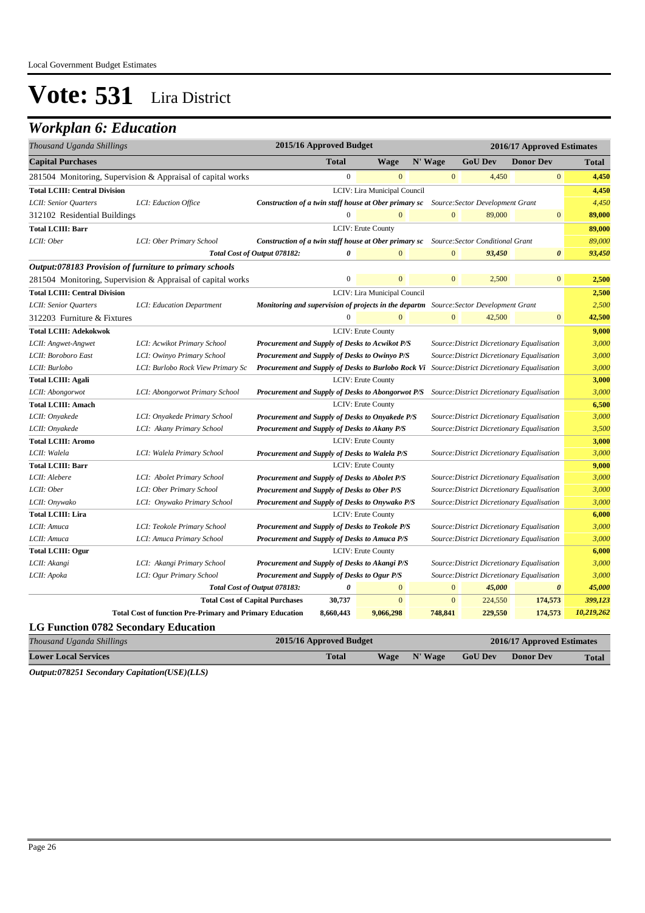Local Government Budget Estimates

# Vote: 531 Lira District

## Workplan 6: Education

| Thousand Uganda Shillings | | 2015/16 Approved Budget | | 2016/17 Approved Estimates | | | | |
|---|---|---|---|---|---|---|---|---|
| **Capital Purchases** | | | **Total** | **Wage** | **N' Wage** | **GoU Dev** | **Donor Dev** | **Total** |
| 281504 Monitoring, Supervision & Appraisal of capital works | | | 0 | 0 | 0 | 4,450 | 0 | **4,450** |
| **Total LCIII: Central Division** | | LCIV: Lira Municipal Council | | | | | | **4,450** |
| *LCII: Senior Quarters* | *LCI: Eduction Office* | ***Construction of a twin staff house at Ober primary sc*** | | | | *Source:Sector Development Grant* | | *4,450* |
| 312102 Residential Buildings | | | 0 | 0 | 0 | 89,000 | 0 | **89,000** |
| **Total LCIII: Barr** | | LCIV: Erute County | | | | | | **89,000** |
| *LCII: Ober* | *LCI: Ober Primary School* | ***Construction of a twin staff house at Ober primary sc*** | | | | *Source:Sector Conditional Grant* | | *89,000* |
| | | ***Total Cost of Output 078182:*** | ***0*** | 0 | 0 | ***93,450*** | ***0*** | ***93,450*** |
| ***Output:078183 Provision of furniture to primary schools*** | | | | | | | | |
| 281504 Monitoring, Supervision & Appraisal of capital works | | | 0 | 0 | 0 | 2,500 | 0 | **2,500** |
| **Total LCIII: Central Division** | | LCIV: Lira Municipal Council | | | | | | **2,500** |
| *LCII: Senior Quarters* | *LCI: Education Department* | ***Monitoring and supervision of projects in the departm*** | | | | *Source:Sector Development Grant* | | *2,500* |
| 312203 Furniture & Fixtures | | | 0 | 0 | 0 | 42,500 | 0 | **42,500** |
| **Total LCIII: Adekokwok** | | LCIV: Erute County | | | | | | **9,000** |
| *LCII: Angwet-Angwet* | *LCI: Acwikot Primary School* | ***Procurement and Supply of Desks to Acwikot P/S*** | | | | *Source:District Dicretionary Equalisation* | | *3,000* |
| *LCII: Boroboro East* | *LCI: Owinyo Primary School* | ***Procurement and Supply of Desks to Owinyo P/S*** | | | | *Source:District Dicretionary Equalisation* | | *3,000* |
| *LCII: Burlobo* | *LCI: Burlobo Rock View Primary Sc* | ***Procurement and Supply of Desks to Burlobo Rock Vi*** | | | | *Source:District Dicretionary Equalisation* | | *3,000* |
| **Total LCIII: Agali** | | LCIV: Erute County | | | | | | **3,000** |
| *LCII: Abongorwot* | *LCI: Abongorwot Primary School* | ***Procurement and Supply of Desks to Abongorwot P/S*** | | | | *Source:District Dicretionary Equalisation* | | *3,000* |
| **Total LCIII: Amach** | | LCIV: Erute County | | | | | | **6,500** |
| *LCII: Onyakede* | *LCI: Onyakede Primary School* | ***Procurement and Supply of Desks to Onyakede P/S*** | | | | *Source:District Dicretionary Equalisation* | | *3,000* |
| *LCII: Onyakede* | *LCI: Akany Primary School* | ***Procurement and Supply of Desks to Akany P/S*** | | | | *Source:District Dicretionary Equalisation* | | *3,500* |
| **Total LCIII: Aromo** | | LCIV: Erute County | | | | | | **3,000** |
| *LCII: Walela* | *LCI: Walela Primary School* | ***Procurement and Supply of Desks to Walela P/S*** | | | | *Source:District Dicretionary Equalisation* | | *3,000* |
| **Total LCIII: Barr** | | LCIV: Erute County | | | | | | **9,000** |
| *LCII: Alebere* | *LCI: Abolet Primary School* | ***Procurement and Supply of Desks to Abolet P/S*** | | | | *Source:District Dicretionary Equalisation* | | *3,000* |
| *LCII: Ober* | *LCI: Ober Primary School* | ***Procurement and Supply of Desks to Ober P/S*** | | | | *Source:District Dicretionary Equalisation* | | *3,000* |
| *LCII: Onywako* | *LCI: Onywako Primary School* | ***Procurement and Supply of Desks to Onywako P/S*** | | | | *Source:District Dicretionary Equalisation* | | *3,000* |
| **Total LCIII: Lira** | | LCIV: Erute County | | | | | | **6,000** |
| *LCII: Amuca* | *LCI: Teokole Primary School* | ***Procurement and Supply of Desks to Teokole P/S*** | | | | *Source:District Dicretionary Equalisation* | | *3,000* |
| *LCII: Amuca* | *LCI: Amuca Primary School* | ***Procurement and Supply of Desks to Amuca P/S*** | | | | *Source:District Dicretionary Equalisation* | | *3,000* |
| **Total LCIII: Ogur** | | LCIV: Erute County | | | | | | **6,000** |
| *LCII: Akangi* | *LCI: Akangi Primary School* | ***Procurement and Supply of Desks to Akangi P/S*** | | | | *Source:District Dicretionary Equalisation* | | *3,000* |
| *LCII: Apoka* | *LCI: Ogur Primary School* | ***Procurement and Supply of Desks to Ogur P/S*** | | | | *Source:District Dicretionary Equalisation* | | *3,000* |
| | | ***Total Cost of Output 078183:*** | ***0*** | 0 | 0 | ***45,000*** | ***0*** | ***45,000*** |
| | | **Total Cost of Capital Purchases** | **30,737** | 0 | 0 | 224,550 | 174,573 | ***399,123*** |
| | **Total Cost of function Pre-Primary and Primary Education** | | **8,660,443** | **9,066,298** | **748,841** | **229,550** | **174,573** | ***10,219,262*** |

### LG Function 0782 Secondary Education

| Thousand Uganda Shillings | 2015/16 Approved Budget | 2016/17 Approved Estimates | | | | |
|---|---|---|---|---|---|---|
| **Lower Local Services** | **Total** | **Wage** | **N' Wage** | **GoU Dev** | **Donor Dev** | **Total** |

***Output:078251 Secondary Capitation(USE)(LLS)***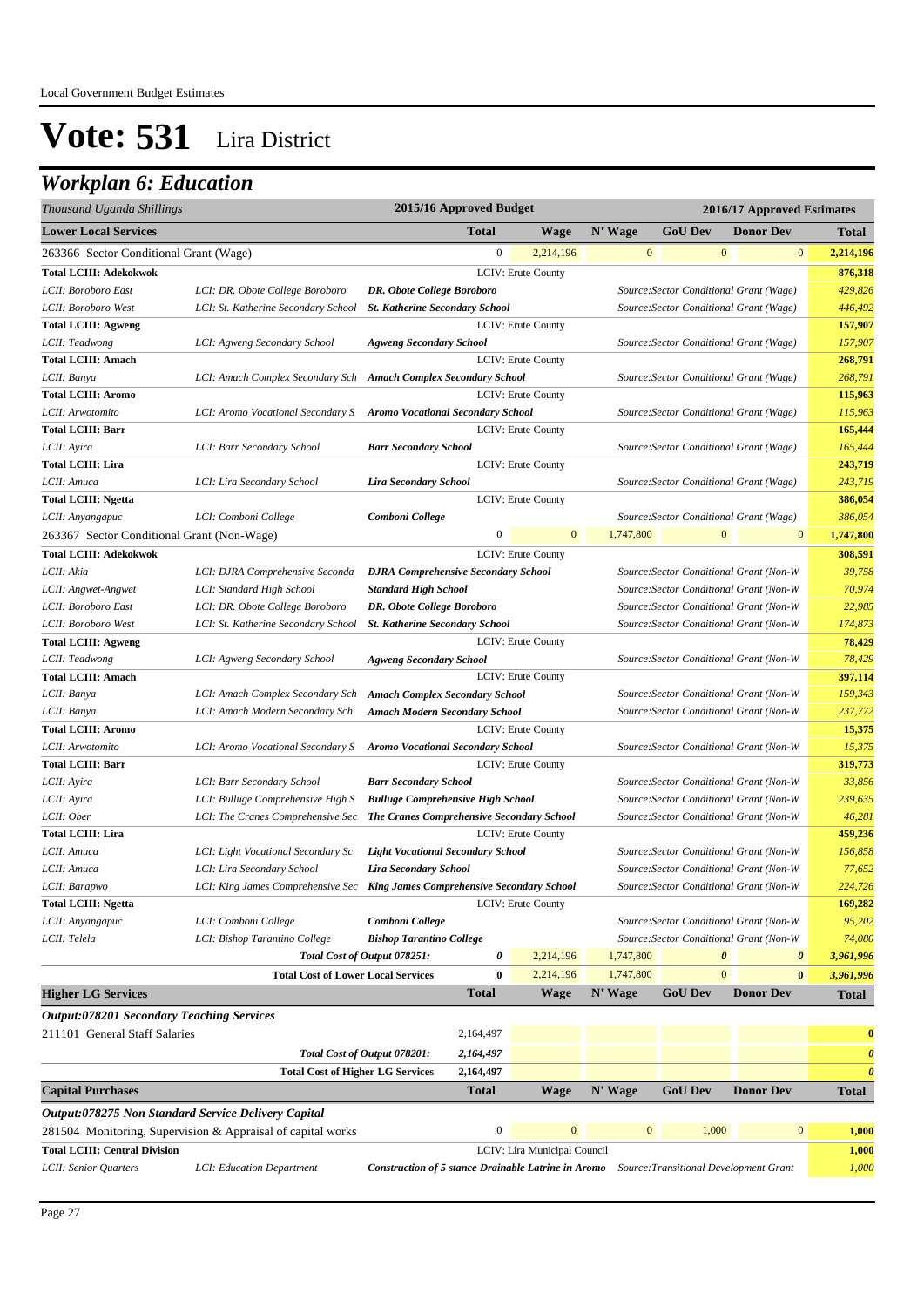Local Government Budget Estimates

# Vote: 531 Lira District

## Workplan 6: Education

| *Thousand Uganda Shillings* | | | 2015/16 Approved Budget | | 2016/17 Approved Estimates | | | |
|---|---|---|---|---|---|---|---|---|
| **Lower Local Services** | | | **Total** | **Wage** | **N' Wage** | **GoU Dev** | **Donor Dev** | **Total** |
| 263366 Sector Conditional Grant (Wage) | | | 0 | 2,214,196 | 0 | 0 | 0 | **2,214,196** |
| **Total LCIII: Adekokwok** | | | LCIV: Erute County | | | | | **876,318** |
| *LCII: Boroboro East* | *LCI: DR. Obote College Boroboro* | ***DR. Obote College Boroboro*** | | | *Source:Sector Conditional Grant (Wage)* | | | *429,826* |
| *LCII: Boroboro West* | *LCI: St. Katherine Secondary School* | ***St. Katherine Secondary School*** | | | *Source:Sector Conditional Grant (Wage)* | | | *446,492* |
| **Total LCIII: Agweng** | | | LCIV: Erute County | | | | | **157,907** |
| *LCII: Teadwong* | *LCI: Agweng Secondary School* | ***Agweng Secondary School*** | | | *Source:Sector Conditional Grant (Wage)* | | | *157,907* |
| **Total LCIII: Amach** | | | LCIV: Erute County | | | | | **268,791** |
| *LCII: Banya* | *LCI: Amach Complex Secondary Sch* | ***Amach Complex Secondary School*** | | | *Source:Sector Conditional Grant (Wage)* | | | *268,791* |
| **Total LCIII: Aromo** | | | LCIV: Erute County | | | | | **115,963** |
| *LCII: Arwotomito* | *LCI: Aromo Vocational Secondary S* | ***Aromo Vocational Secondary School*** | | | *Source:Sector Conditional Grant (Wage)* | | | *115,963* |
| **Total LCIII: Barr** | | | LCIV: Erute County | | | | | **165,444** |
| *LCII: Ayira* | *LCI: Barr Secondary School* | ***Barr Secondary School*** | | | *Source:Sector Conditional Grant (Wage)* | | | *165,444* |
| **Total LCIII: Lira** | | | LCIV: Erute County | | | | | **243,719** |
| *LCII: Amuca* | *LCI: Lira Secondary School* | ***Lira Secondary School*** | | | *Source:Sector Conditional Grant (Wage)* | | | *243,719* |
| **Total LCIII: Ngetta** | | | LCIV: Erute County | | | | | **386,054** |
| *LCII: Anyangapuc* | *LCI: Comboni College* | ***Comboni College*** | | | *Source:Sector Conditional Grant (Wage)* | | | *386,054* |
| 263367 Sector Conditional Grant (Non-Wage) | | | 0 | 0 | 1,747,800 | 0 | 0 | **1,747,800** |
| **Total LCIII: Adekokwok** | | | LCIV: Erute County | | | | | **308,591** |
| *LCII: Akia* | *LCI: DJRA Comprehensive Seconda* | ***DJRA Comprehensive Secondary School*** | | | *Source:Sector Conditional Grant (Non-W* | | | *39,758* |
| *LCII: Angwet-Angwet* | *LCI: Standard High School* | ***Standard High School*** | | | *Source:Sector Conditional Grant (Non-W* | | | *70,974* |
| *LCII: Boroboro East* | *LCI: DR. Obote College Boroboro* | ***DR. Obote College Boroboro*** | | | *Source:Sector Conditional Grant (Non-W* | | | *22,985* |
| *LCII: Boroboro West* | *LCI: St. Katherine Secondary School* | ***St. Katherine Secondary School*** | | | *Source:Sector Conditional Grant (Non-W* | | | *174,873* |
| **Total LCIII: Agweng** | | | LCIV: Erute County | | | | | **78,429** |
| *LCII: Teadwong* | *LCI: Agweng Secondary School* | ***Agweng Secondary School*** | | | *Source:Sector Conditional Grant (Non-W* | | | *78,429* |
| **Total LCIII: Amach** | | | LCIV: Erute County | | | | | **397,114** |
| *LCII: Banya* | *LCI: Amach Complex Secondary Sch* | ***Amach Complex Secondary School*** | | | *Source:Sector Conditional Grant (Non-W* | | | *159,343* |
| *LCII: Banya* | *LCI: Amach Modern Secondary Sch* | ***Amach Modern Secondary School*** | | | *Source:Sector Conditional Grant (Non-W* | | | *237,772* |
| **Total LCIII: Aromo** | | | LCIV: Erute County | | | | | **15,375** |
| *LCII: Arwotomito* | *LCI: Aromo Vocational Secondary S* | ***Aromo Vocational Secondary School*** | | | *Source:Sector Conditional Grant (Non-W* | | | *15,375* |
| **Total LCIII: Barr** | | | LCIV: Erute County | | | | | **319,773** |
| *LCII: Ayira* | *LCI: Barr Secondary School* | ***Barr Secondary School*** | | | *Source:Sector Conditional Grant (Non-W* | | | *33,856* |
| *LCII: Ayira* | *LCI: Bulluge Comprehensive High S* | ***Bulluge Comprehensive High School*** | | | *Source:Sector Conditional Grant (Non-W* | | | *239,635* |
| *LCII: Ober* | *LCI: The Cranes Comprehensive Sec* | ***The Cranes Comprehensive Secondary School*** | | | *Source:Sector Conditional Grant (Non-W* | | | *46,281* |
| **Total LCIII: Lira** | | | LCIV: Erute County | | | | | **459,236** |
| *LCII: Amuca* | *LCI: Light Vocational Secondary Sc* | ***Light Vocational Secondary School*** | | | *Source:Sector Conditional Grant (Non-W* | | | *156,858* |
| *LCII: Amuca* | *LCI: Lira Secondary School* | ***Lira Secondary School*** | | | *Source:Sector Conditional Grant (Non-W* | | | *77,652* |
| *LCII: Barapwo* | *LCI: King James Comprehensive Sec* | ***King James Comprehensive Secondary School*** | | | *Source:Sector Conditional Grant (Non-W* | | | *224,726* |
| **Total LCIII: Ngetta** | | | LCIV: Erute County | | | | | **169,282** |
| *LCII: Anyangapuc* | *LCI: Comboni College* | ***Comboni College*** | | | *Source:Sector Conditional Grant (Non-W* | | | *95,202* |
| *LCII: Telela* | *LCI: Bishop Tarantino College* | ***Bishop Tarantino College*** | | | *Source:Sector Conditional Grant (Non-W* | | | *74,080* |
| | | ***Total Cost of Output 078251:*** | ***0*** | 2,214,196 | 1,747,800 | ***0*** | ***0*** | ***3,961,996*** |
| | | **Total Cost of Lower Local Services** | **0** | 2,214,196 | 1,747,800 | 0 | **0** | ***3,961,996*** |
| **Higher LG Services** | | | **Total** | **Wage** | **N' Wage** | **GoU Dev** | **Donor Dev** | **Total** |
| ***Output:078201 Secondary Teaching Services*** | | | | | | | | |
| 211101 General Staff Salaries | | | 2,164,497 | | | | | **0** |
| | | ***Total Cost of Output 078201:*** | ***2,164,497*** | | | | | ***0*** |
| | | **Total Cost of Higher LG Services** | **2,164,497** | | | | | ***0*** |
| **Capital Purchases** | | | **Total** | **Wage** | **N' Wage** | **GoU Dev** | **Donor Dev** | **Total** |
| ***Output:078275 Non Standard Service Delivery Capital*** | | | | | | | | |
| 281504 Monitoring, Supervision & Appraisal of capital works | | | 0 | 0 | 0 | 1,000 | 0 | **1,000** |
| **Total LCIII: Central Division** | | | LCIV: Lira Municipal Council | | | | | **1,000** |
| *LCII: Senior Quarters* | *LCI: Education Department* | ***Construction of 5 stance Drainable Latrine in Aromo*** | | | *Source:Transitional Development Grant* | | | *1,000* |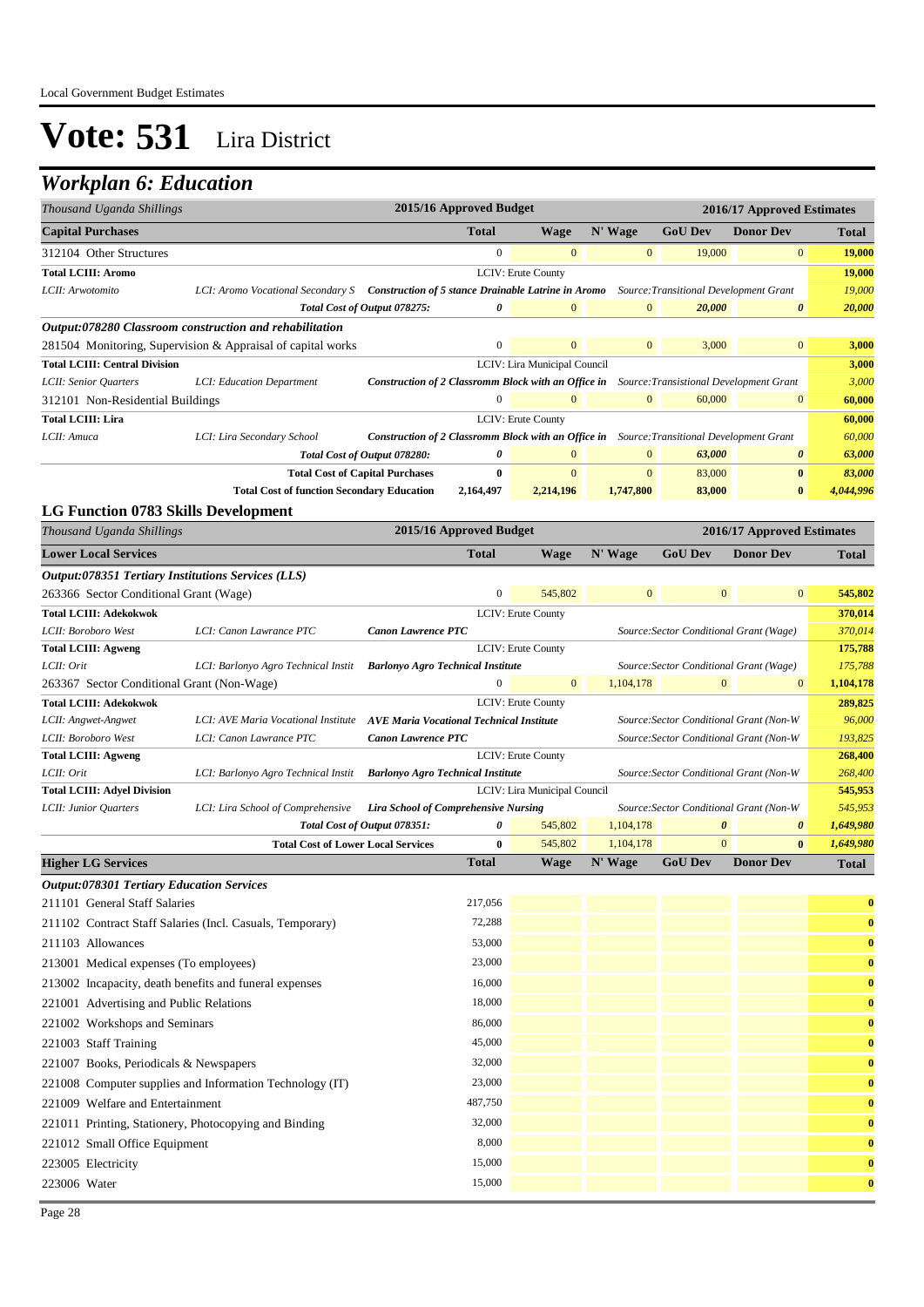# Vote: 531 Lira District

## Workplan 6: Education

| Thousand Uganda Shillings | | | 2015/16 Approved Budget | 2016/17 Approved Estimates | | | | |
|---|---|---|---|---|---|---|---|---|
| **Capital Purchases** | | | **Total** | **Wage** | **N' Wage** | **GoU Dev** | **Donor Dev** | **Total** |
| 312104 Other Structures | | | 0 | 0 | 0 | 19,000 | 0 | **19,000** |
| **Total LCIII: Aromo** | | | | LCIV: Erute County | | | | **19,000** |
| *LCII: Arwotomito* | *LCI: Aromo Vocational Secondary S* | ***Construction of 5 stance Drainable Latrine in Aromo*** | | | | *Source:Transitional Development Grant* | | *19,000* |
| | | ***Total Cost of Output 078275:*** | ***0*** | 0 | 0 | ***20,000*** | ***0*** | ***20,000*** |
| ***Output:078280 Classroom construction and rehabilitation*** | | | | | | | | |
| 281504 Monitoring, Supervision & Appraisal of capital works | | | 0 | 0 | 0 | 3,000 | 0 | **3,000** |
| **Total LCIII: Central Division** | | | | LCIV: Lira Municipal Council | | | | **3,000** |
| *LCII: Senior Quarters* | *LCI: Education Department* | ***Construction of 2 Classromm Block with an Office in*** | | | | *Source:Transitional Development Grant* | | *3,000* |
| 312101 Non-Residential Buildings | | | 0 | 0 | 0 | 60,000 | 0 | **60,000** |
| **Total LCIII: Lira** | | | | LCIV: Erute County | | | | **60,000** |
| *LCII: Amuca* | *LCI: Lira Secondary School* | ***Construction of 2 Classromm Block with an Office in*** | | | | *Source:Transitional Development Grant* | | *60,000* |
| | | ***Total Cost of Output 078280:*** | ***0*** | 0 | 0 | ***63,000*** | ***0*** | ***63,000*** |
| | | **Total Cost of Capital Purchases** | **0** | 0 | 0 | 83,000 | **0** | ***83,000*** |
| | | **Total Cost of function Secondary Education** | **2,164,497** | **2,214,196** | **1,747,800** | **83,000** | **0** | ***4,044,996*** |

### LG Function 0783 Skills Development

| Thousand Uganda Shillings | | | 2015/16 Approved Budget | 2016/17 Approved Estimates | | | | |
|---|---|---|---|---|---|---|---|---|
| **Lower Local Services** | | | **Total** | **Wage** | **N' Wage** | **GoU Dev** | **Donor Dev** | **Total** |
| ***Output:078351 Tertiary Institutions Services (LLS)*** | | | | | | | | |
| 263366 Sector Conditional Grant (Wage) | | | 0 | 545,802 | 0 | 0 | 0 | **545,802** |
| **Total LCIII: Adekokwok** | | | | LCIV: Erute County | | | | **370,014** |
| *LCII: Boroboro West* | *LCI: Canon Lawrance PTC* | ***Canon Lawrence PTC*** | | | | *Source:Sector Conditional Grant (Wage)* | | *370,014* |
| **Total LCIII: Agweng** | | | | LCIV: Erute County | | | | **175,788** |
| *LCII: Orit* | *LCI: Barlonyo Agro Technical Instit* | ***Barlonyo Agro Technical Institute*** | | | | *Source:Sector Conditional Grant (Wage)* | | *175,788* |
| 263367 Sector Conditional Grant (Non-Wage) | | | 0 | 0 | 1,104,178 | 0 | 0 | **1,104,178** |
| **Total LCIII: Adekokwok** | | | | LCIV: Erute County | | | | **289,825** |
| *LCII: Angwet-Angwet* | *LCI: AVE Maria Vocational Institute* | ***AVE Maria Vocational Technical Institute*** | | | | *Source:Sector Conditional Grant (Non-W* | | *96,000* |
| *LCII: Boroboro West* | *LCI: Canon Lawrance PTC* | ***Canon Lawrence PTC*** | | | | *Source:Sector Conditional Grant (Non-W* | | *193,825* |
| **Total LCIII: Agweng** | | | | LCIV: Erute County | | | | **268,400** |
| *LCII: Orit* | *LCI: Barlonyo Agro Technical Instit* | ***Barlonyo Agro Technical Institute*** | | | | *Source:Sector Conditional Grant (Non-W* | | *268,400* |
| **Total LCIII: Adyel Division** | | | | LCIV: Lira Municipal Council | | | | **545,953** |
| *LCII: Junior Quarters* | *LCI: Lira School of Comprehensive* | ***Lira School of Comprehensive Nursing*** | | | | *Source:Sector Conditional Grant (Non-W* | | *545,953* |
| | | ***Total Cost of Output 078351:*** | ***0*** | 545,802 | 1,104,178 | ***0*** | ***0*** | ***1,649,980*** |
| | | **Total Cost of Lower Local Services** | **0** | 545,802 | 1,104,178 | 0 | **0** | ***1,649,980*** |
| **Higher LG Services** | | | **Total** | **Wage** | **N' Wage** | **GoU Dev** | **Donor Dev** | **Total** |
| ***Output:078301 Tertiary Education Services*** | | | | | | | | |
| 211101 General Staff Salaries | | | 217,056 | | | | | **0** |
| 211102 Contract Staff Salaries (Incl. Casuals, Temporary) | | | 72,288 | | | | | **0** |
| 211103 Allowances | | | 53,000 | | | | | **0** |
| 213001 Medical expenses (To employees) | | | 23,000 | | | | | **0** |
| 213002 Incapacity, death benefits and funeral expenses | | | 16,000 | | | | | **0** |
| 221001 Advertising and Public Relations | | | 18,000 | | | | | **0** |
| 221002 Workshops and Seminars | | | 86,000 | | | | | **0** |
| 221003 Staff Training | | | 45,000 | | | | | **0** |
| 221007 Books, Periodicals & Newspapers | | | 32,000 | | | | | **0** |
| 221008 Computer supplies and Information Technology (IT) | | | 23,000 | | | | | **0** |
| 221009 Welfare and Entertainment | | | 487,750 | | | | | **0** |
| 221011 Printing, Stationery, Photocopying and Binding | | | 32,000 | | | | | **0** |
| 221012 Small Office Equipment | | | 8,000 | | | | | **0** |
| 223005 Electricity | | | 15,000 | | | | | **0** |
| 223006 Water | | | 15,000 | | | | | **0** |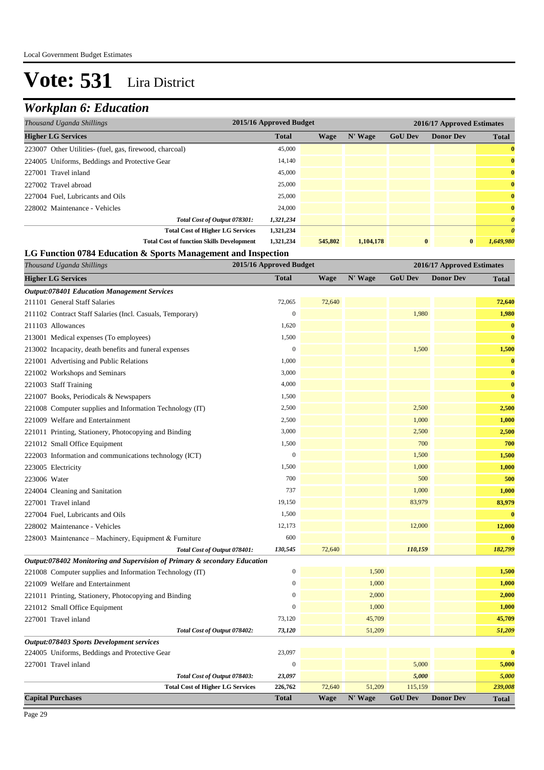# Vote: 531 Lira District

## Workplan 6: Education

| Thousand Uganda Shillings | 2015/16 Approved Budget | 2016/17 Approved Estimates | | | | |
|---|---|---|---|---|---|---|
| **Higher LG Services** | **Total** | **Wage** | **N' Wage** | **GoU Dev** | **Donor Dev** | **Total** |
| 223007 Other Utilities- (fuel, gas, firewood, charcoal) | 45,000 | | | | | **0** |
| 224005 Uniforms, Beddings and Protective Gear | 14,140 | | | | | **0** |
| 227001 Travel inland | 45,000 | | | | | **0** |
| 227002 Travel abroad | 25,000 | | | | | **0** |
| 227004 Fuel, Lubricants and Oils | 25,000 | | | | | **0** |
| 228002 Maintenance - Vehicles | 24,000 | | | | | **0** |
| *Total Cost of Output 078301:* | *1,321,234* | | | | | ***0*** |
| **Total Cost of Higher LG Services** | **1,321,234** | | | | | ***0*** |
| **Total Cost of function Skills Development** | **1,321,234** | **545,802** | **1,104,178** | **0** | **0** | ***1,649,980*** |

### LG Function 0784 Education & Sports Management and Inspection

| Thousand Uganda Shillings | 2015/16 Approved Budget | 2016/17 Approved Estimates | | | | |
|---|---|---|---|---|---|---|
| **Higher LG Services** | **Total** | **Wage** | **N' Wage** | **GoU Dev** | **Donor Dev** | **Total** |
| ***Output:078401 Education Management Services*** | | | | | | |
| 211101 General Staff Salaries | 72,065 | 72,640 | | | | **72,640** |
| 211102 Contract Staff Salaries (Incl. Casuals, Temporary) | 0 | | | 1,980 | | **1,980** |
| 211103 Allowances | 1,620 | | | | | **0** |
| 213001 Medical expenses (To employees) | 1,500 | | | | | **0** |
| 213002 Incapacity, death benefits and funeral expenses | 0 | | | 1,500 | | **1,500** |
| 221001 Advertising and Public Relations | 1,000 | | | | | **0** |
| 221002 Workshops and Seminars | 3,000 | | | | | **0** |
| 221003 Staff Training | 4,000 | | | | | **0** |
| 221007 Books, Periodicals & Newspapers | 1,500 | | | | | **0** |
| 221008 Computer supplies and Information Technology (IT) | 2,500 | | | 2,500 | | **2,500** |
| 221009 Welfare and Entertainment | 2,500 | | | 1,000 | | **1,000** |
| 221011 Printing, Stationery, Photocopying and Binding | 3,000 | | | 2,500 | | **2,500** |
| 221012 Small Office Equipment | 1,500 | | | 700 | | **700** |
| 222003 Information and communications technology (ICT) | 0 | | | 1,500 | | **1,500** |
| 223005 Electricity | 1,500 | | | 1,000 | | **1,000** |
| 223006 Water | 700 | | | 500 | | **500** |
| 224004 Cleaning and Sanitation | 737 | | | 1,000 | | **1,000** |
| 227001 Travel inland | 19,150 | | | 83,979 | | **83,979** |
| 227004 Fuel, Lubricants and Oils | 1,500 | | | | | **0** |
| 228002 Maintenance - Vehicles | 12,173 | | | 12,000 | | **12,000** |
| 228003 Maintenance – Machinery, Equipment & Furniture | 600 | | | | | **0** |
| *Total Cost of Output 078401:* | *130,545* | 72,640 | | *110,159* | | ***182,799*** |
| ***Output:078402 Monitoring and Supervision of Primary & secondary Education*** | | | | | | |
| 221008 Computer supplies and Information Technology (IT) | 0 | | 1,500 | | | **1,500** |
| 221009 Welfare and Entertainment | 0 | | 1,000 | | | **1,000** |
| 221011 Printing, Stationery, Photocopying and Binding | 0 | | 2,000 | | | **2,000** |
| 221012 Small Office Equipment | 0 | | 1,000 | | | **1,000** |
| 227001 Travel inland | 73,120 | | 45,709 | | | **45,709** |
| *Total Cost of Output 078402:* | *73,120* | | 51,209 | | | ***51,209*** |
| ***Output:078403 Sports Development services*** | | | | | | |
| 224005 Uniforms, Beddings and Protective Gear | 23,097 | | | | | **0** |
| 227001 Travel inland | 0 | | | 5,000 | | **5,000** |
| *Total Cost of Output 078403:* | *23,097* | | | *5,000* | | ***5,000*** |
| **Total Cost of Higher LG Services** | **226,762** | 72,640 | 51,209 | 115,159 | | ***239,008*** |
| **Capital Purchases** | **Total** | **Wage** | **N' Wage** | **GoU Dev** | **Donor Dev** | **Total** |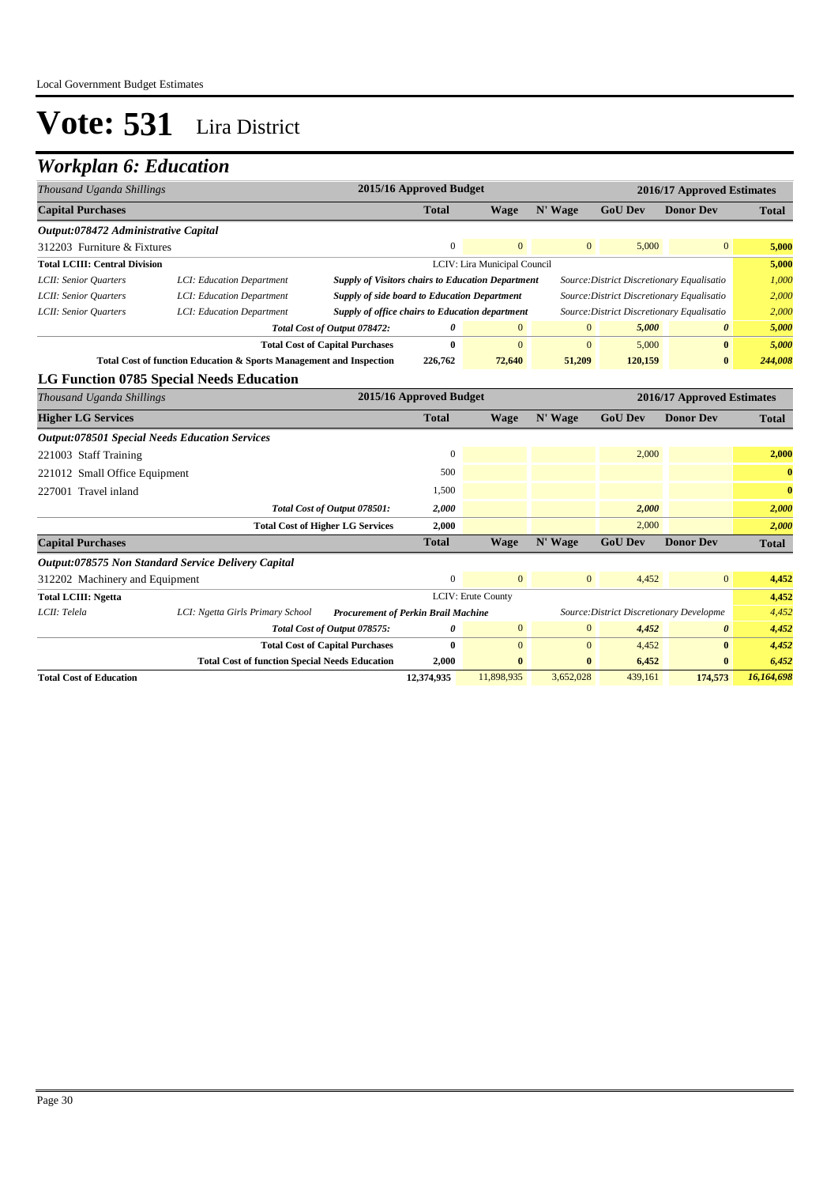# Vote: 531 Lira District

## *Workplan 6: Education*

| *Thousand Uganda Shillings* | | | 2015/16 Approved Budget | | | 2016/17 Approved Estimates | | |
|---|---|---|---|---|---|---|---|---|
| **Capital Purchases** | | | **Total** | **Wage** | **N' Wage** | **GoU Dev** | **Donor Dev** | **Total** |
| ***Output:078472 Administrative Capital*** | | | | | | | | |
| 312203 Furniture & Fixtures | | | 0 | 0 | 0 | 5,000 | 0 | **5,000** |
| **Total LCIII: Central Division** | | | | LCIV: Lira Municipal Council | | | | **5,000** |
| *LCII: Senior Quarters* | *LCI: Education Department* | ***Supply of Visitors chairs to Education Department*** | | | | *Source:District Discretionary Equalisatio* | | *1,000* |
| *LCII: Senior Quarters* | *LCI: Education Department* | ***Supply of side board to Education Department*** | | | | *Source:District Discretionary Equalisatio* | | *2,000* |
| *LCII: Senior Quarters* | *LCI: Education Department* | ***Supply of office chairs to Education department*** | | | | *Source:District Discretionary Equalisatio* | | *2,000* |
| | | *Total Cost of Output 078472:* | *0* | 0 | 0 | *5,000* | *0* | *5,000* |
| | | **Total Cost of Capital Purchases** | **0** | 0 | 0 | 5,000 | **0** | ***5,000*** |
| | **Total Cost of function Education & Sports Management and Inspection** | | **226,762** | **72,640** | **51,209** | **120,159** | **0** | ***244,008*** |

### LG Function 0785 Special Needs Education

| *Thousand Uganda Shillings* | | | 2015/16 Approved Budget | | | 2016/17 Approved Estimates | | |
|---|---|---|---|---|---|---|---|---|
| **Higher LG Services** | | | **Total** | **Wage** | **N' Wage** | **GoU Dev** | **Donor Dev** | **Total** |
| ***Output:078501 Special Needs Education Services*** | | | | | | | | |
| 221003 Staff Training | | | 0 | | | 2,000 | | **2,000** |
| 221012 Small Office Equipment | | | 500 | | | | | **0** |
| 227001 Travel inland | | | 1,500 | | | | | **0** |
| | | *Total Cost of Output 078501:* | *2,000* | | | *2,000* | | *2,000* |
| | | **Total Cost of Higher LG Services** | **2,000** | | | 2,000 | | ***2,000*** |
| **Capital Purchases** | | | **Total** | **Wage** | **N' Wage** | **GoU Dev** | **Donor Dev** | **Total** |
| ***Output:078575 Non Standard Service Delivery Capital*** | | | | | | | | |
| 312202 Machinery and Equipment | | | 0 | 0 | 0 | 4,452 | 0 | **4,452** |
| **Total LCIII: Ngetta** | | | | LCIV: Erute County | | | | **4,452** |
| *LCII: Telela* | *LCI: Ngetta Girls Primary School* | ***Procurement of Perkin Brail Machine*** | | | | *Source:District Discretionary Developme* | | *4,452* |
| | | *Total Cost of Output 078575:* | *0* | 0 | 0 | *4,452* | *0* | *4,452* |
| | | **Total Cost of Capital Purchases** | **0** | 0 | 0 | 4,452 | **0** | ***4,452*** |
| | | **Total Cost of function Special Needs Education** | **2,000** | **0** | **0** | **6,452** | **0** | ***6,452*** |
| **Total Cost of Education** | | | **12,374,935** | 11,898,935 | 3,652,028 | 439,161 | **174,573** | ***16,164,698*** |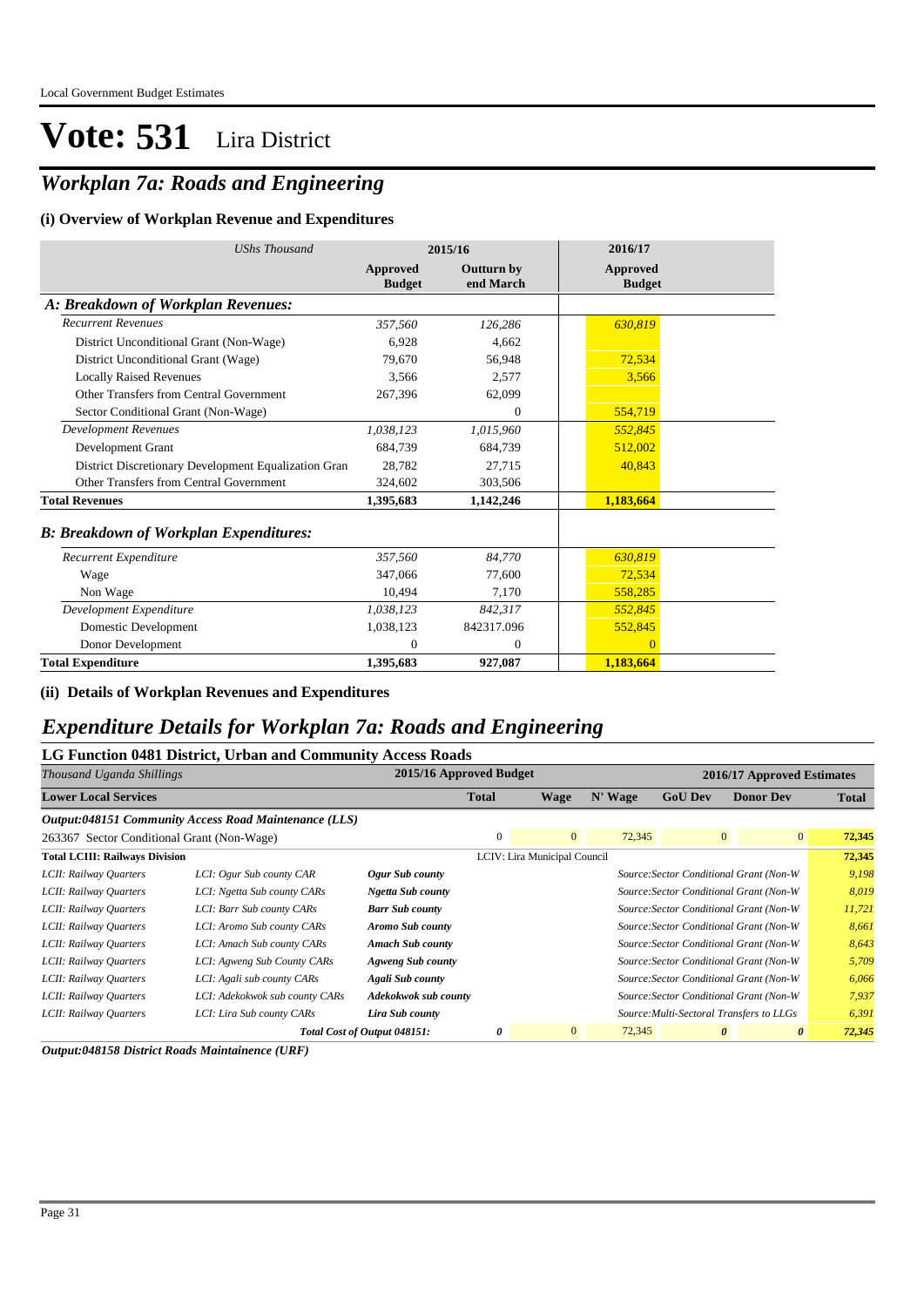Local Government Budget Estimates

# Vote: 531 Lira District

## *Workplan 7a: Roads and Engineering*

### (i) Overview of Workplan Revenue and Expenditures

| *UShs Thousand* | 2015/16 | | 2016/17 |
|---|---|---|---|
| | **Approved Budget** | **Outturn by end March** | **Approved Budget** |
| ***A: Breakdown of Workplan Revenues:*** | | | |
| *Recurrent Revenues* | *357,560* | *126,286* | *630,819* |
| District Unconditional Grant (Non-Wage) | 6,928 | 4,662 | |
| District Unconditional Grant (Wage) | 79,670 | 56,948 | 72,534 |
| Locally Raised Revenues | 3,566 | 2,577 | 3,566 |
| Other Transfers from Central Government | 267,396 | 62,099 | |
| Sector Conditional Grant (Non-Wage) | | 0 | 554,719 |
| *Development Revenues* | *1,038,123* | *1,015,960* | *552,845* |
| Development Grant | 684,739 | 684,739 | 512,002 |
| District Discretionary Development Equalization Gran | 28,782 | 27,715 | 40,843 |
| Other Transfers from Central Government | 324,602 | 303,506 | |
| **Total Revenues** | **1,395,683** | **1,142,246** | **1,183,664** |
| ***B: Breakdown of Workplan Expenditures:*** | | | |
| *Recurrent Expenditure* | *357,560* | *84,770* | *630,819* |
| Wage | 347,066 | 77,600 | 72,534 |
| Non Wage | 10,494 | 7,170 | 558,285 |
| *Development Expenditure* | *1,038,123* | *842,317* | *552,845* |
| Domestic Development | 1,038,123 | 842317.096 | 552,845 |
| Donor Development | 0 | 0 | 0 |
| **Total Expenditure** | **1,395,683** | **927,087** | **1,183,664** |

### (ii) Details of Workplan Revenues and Expenditures

## *Expenditure Details for Workplan 7a: Roads and Engineering*

### LG Function 0481 District, Urban and Community Access Roads

| *Thousand Uganda Shillings* | | | 2015/16 Approved Budget | 2016/17 Approved Estimates | | | | |
|---|---|---|---|---|---|---|---|---|
| **Lower Local Services** | | | **Total** | **Wage** | **N' Wage** | **GoU Dev** | **Donor Dev** | **Total** |
| ***Output:048151 Community Access Road Maintenance (LLS)*** | | | | | | | | |
| 263367 Sector Conditional Grant (Non-Wage) | | | 0 | 0 | 72,345 | 0 | 0 | **72,345** |
| **Total LCIII: Railways Division** | | | LCIV: Lira Municipal Council | | | | | **72,345** |
| *LCII: Railway Quarters* | *LCI: Ogur Sub county CAR* | ***Ogur Sub county*** | | | *Source:Sector Conditional Grant (Non-W* | | | *9,198* |
| *LCII: Railway Quarters* | *LCI: Ngetta Sub county CARs* | ***Ngetta Sub county*** | | | *Source:Sector Conditional Grant (Non-W* | | | *8,019* |
| *LCII: Railway Quarters* | *LCI: Barr Sub county CARs* | ***Barr Sub county*** | | | *Source:Sector Conditional Grant (Non-W* | | | *11,721* |
| *LCII: Railway Quarters* | *LCI: Aromo Sub county CARs* | ***Aromo Sub county*** | | | *Source:Sector Conditional Grant (Non-W* | | | *8,661* |
| *LCII: Railway Quarters* | *LCI: Amach Sub county CARs* | ***Amach Sub county*** | | | *Source:Sector Conditional Grant (Non-W* | | | *8,643* |
| *LCII: Railway Quarters* | *LCI: Agweng Sub County CARs* | ***Agweng Sub county*** | | | *Source:Sector Conditional Grant (Non-W* | | | *5,709* |
| *LCII: Railway Quarters* | *LCI: Agali sub county CARs* | ***Agali Sub county*** | | | *Source:Sector Conditional Grant (Non-W* | | | *6,066* |
| *LCII: Railway Quarters* | *LCI: Adekokwok sub county CARs* | ***Adekokwok sub county*** | | | *Source:Sector Conditional Grant (Non-W* | | | *7,937* |
| *LCII: Railway Quarters* | *LCI: Lira Sub county CARs* | ***Lira Sub county*** | | | *Source:Multi-Sectoral Transfers to LLGs* | | | *6,391* |
| | | ***Total Cost of Output 048151:*** | ***0*** | 0 | 72,345 | ***0*** | ***0*** | ***72,345*** |

***Output:048158 District Roads Maintainence (URF)***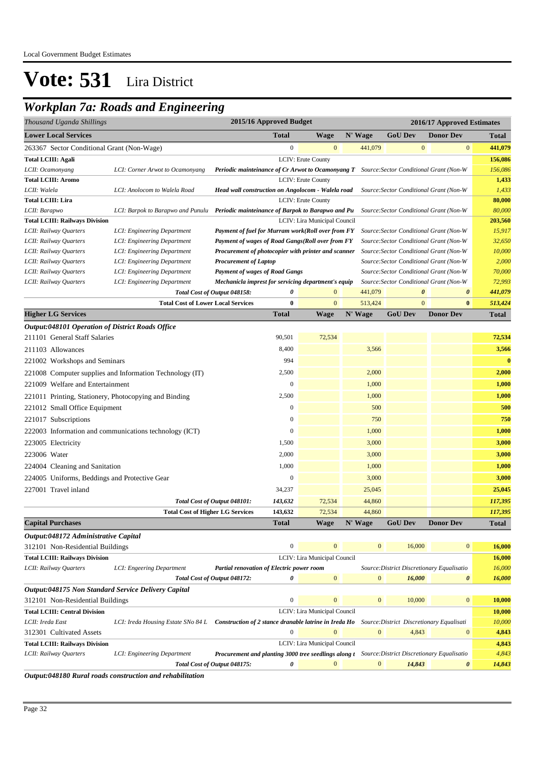Local Government Budget Estimates

# Vote: 531 Lira District

## Workplan 7a: Roads and Engineering

| Thousand Uganda Shillings | | | 2015/16 Approved Budget | | | 2016/17 Approved Estimates | | |
|---|---|---|---|---|---|---|---|---|
| **Lower Local Services** | | | **Total** | **Wage** | **N' Wage** | **GoU Dev** | **Donor Dev** | **Total** |
| 263367 Sector Conditional Grant (Non-Wage) | | | 0 | 0 | 441,079 | 0 | 0 | **441,079** |
| **Total LCIII: Agali** | | | LCIV: Erute County | | | | | **156,086** |
| *LCII: Ocamonyang* | *LCI: Corner Arwot to Ocamonyang* | ***Periodic mainteinance of Cr Arwot to Ocamonyang T*** | *Source:Sector Conditional Grant (Non-W* | | | | | *156,086* |
| **Total LCIII: Aromo** | | | LCIV: Erute County | | | | | **1,433** |
| *LCII: Walela* | *LCI: Anolocom to Walela Road* | ***Head wall construction on Angolocom - Walela road*** | *Source:Sector Conditional Grant (Non-W* | | | | | *1,433* |
| **Total LCIII: Lira** | | | LCIV: Erute County | | | | | **80,000** |
| *LCII: Barpwo* | *LCI: Barpok to Barapwo and Punulu* | ***Periodic mainteinance of Barpok to Barapwo and Pu*** | *Source:Sector Conditional Grant (Non-W* | | | | | *80,000* |
| **Total LCIII: Railways Division** | | | LCIV: Lira Municipal Council | | | | | **203,560** |
| *LCII: Railway Quarters* | *LCI: Engineering Department* | ***Payment of fuel for Murram work(Roll over from FY*** | *Source:Sector Conditional Grant (Non-W* | | | | | *15,917* |
| *LCII: Railway Quarters* | *LCI: Engineering Department* | ***Payment of wages of Road Gangs(Roll over from FY*** | *Source:Sector Conditional Grant (Non-W* | | | | | *32,650* |
| *LCII: Railway Quarters* | *LCI: Engineering Department* | ***Procurement of photocopier with printer and scanner*** | *Source:Sector Conditional Grant (Non-W* | | | | | *10,000* |
| *LCII: Railway Quarters* | *LCI: Engineering Department* | ***Procurement of Laptop*** | *Source:Sector Conditional Grant (Non-W* | | | | | *2,000* |
| *LCII: Railway Quarters* | *LCI: Engineering Department* | ***Payment of wages of Road Gangs*** | *Source:Sector Conditional Grant (Non-W* | | | | | *70,000* |
| *LCII: Railway Quarters* | *LCI: Engineering Department* | ***Mechanicla imprest for servicing department's equip*** | *Source:Sector Conditional Grant (Non-W* | | | | | *72,993* |
| | | *Total Cost of Output 048158:* | *0* | 0 | 441,079 | *0* | *0* | *441,079* |
| | | **Total Cost of Lower Local Services** | **0** | 0 | 513,424 | 0 | **0** | *513,424* |
| **Higher LG Services** | | | **Total** | **Wage** | **N' Wage** | **GoU Dev** | **Donor Dev** | **Total** |
| ***Output:048101 Operation of District Roads Office*** | | | | | | | | |
| 211101 General Staff Salaries | | | 90,501 | 72,534 | | | | **72,534** |
| 211103 Allowances | | | 8,400 | | 3,566 | | | **3,566** |
| 221002 Workshops and Seminars | | | 994 | | | | | **0** |
| 221008 Computer supplies and Information Technology (IT) | | | 2,500 | | 2,000 | | | **2,000** |
| 221009 Welfare and Entertainment | | | 0 | | 1,000 | | | **1,000** |
| 221011 Printing, Stationery, Photocopying and Binding | | | 2,500 | | 1,000 | | | **1,000** |
| 221012 Small Office Equipment | | | 0 | | 500 | | | **500** |
| 221017 Subscriptions | | | 0 | | 750 | | | **750** |
| 222003 Information and communications technology (ICT) | | | 0 | | 1,000 | | | **1,000** |
| 223005 Electricity | | | 1,500 | | 3,000 | | | **3,000** |
| 223006 Water | | | 2,000 | | 3,000 | | | **3,000** |
| 224004 Cleaning and Sanitation | | | 1,000 | | 1,000 | | | **1,000** |
| 224005 Uniforms, Beddings and Protective Gear | | | 0 | | 3,000 | | | **3,000** |
| 227001 Travel inland | | | 34,237 | | 25,045 | | | **25,045** |
| | | *Total Cost of Output 048101:* | *143,632* | 72,534 | 44,860 | | | *117,395* |
| | | **Total Cost of Higher LG Services** | **143,632** | 72,534 | 44,860 | | | *117,395* |
| **Capital Purchases** | | | **Total** | **Wage** | **N' Wage** | **GoU Dev** | **Donor Dev** | **Total** |
| ***Output:048172 Administrative Capital*** | | | | | | | | |
| 312101 Non-Residential Buildings | | | 0 | 0 | 0 | 16,000 | 0 | **16,000** |
| **Total LCIII: Railways Division** | | | LCIV: Lira Municipal Council | | | | | **16,000** |
| *LCII: Railway Quarters* | *LCI: Engeering Department* | ***Partial renovation of Electric power room*** | | | *Source:District Discretionary Equalisatio* | | | *16,000* |
| | | *Total Cost of Output 048172:* | *0* | 0 | 0 | *16,000* | *0* | *16,000* |
| ***Output:048175 Non Standard Service Delivery Capital*** | | | | | | | | |
| 312101 Non-Residential Buildings | | | 0 | 0 | 0 | 10,000 | 0 | **10,000** |
| **Total LCIII: Central Division** | | | LCIV: Lira Municipal Council | | | | | **10,000** |
| *LCII: Ireda East* | *LCI: Ireda Housing Estate SNo 84 L* | ***Construction of 2 stance dranable latrine in Ireda Ho*** | | | *Source:District Discretionary Equalisati* | | | *10,000* |
| 312301 Cultivated Assets | | | 0 | 0 | 0 | 4,843 | 0 | **4,843** |
| **Total LCIII: Railways Division** | | | LCIV: Lira Municipal Council | | | | | **4,843** |
| *LCII: Railway Quarters* | *LCI: Engineering Department* | ***Procurement and planting 3000 tree seedlings along t*** | | | *Source:District Discretionary Equalisatio* | | | *4,843* |
| | | *Total Cost of Output 048175:* | *0* | 0 | 0 | *14,843* | *0* | *14,843* |

***Output:048180 Rural roads construction and rehabilitation***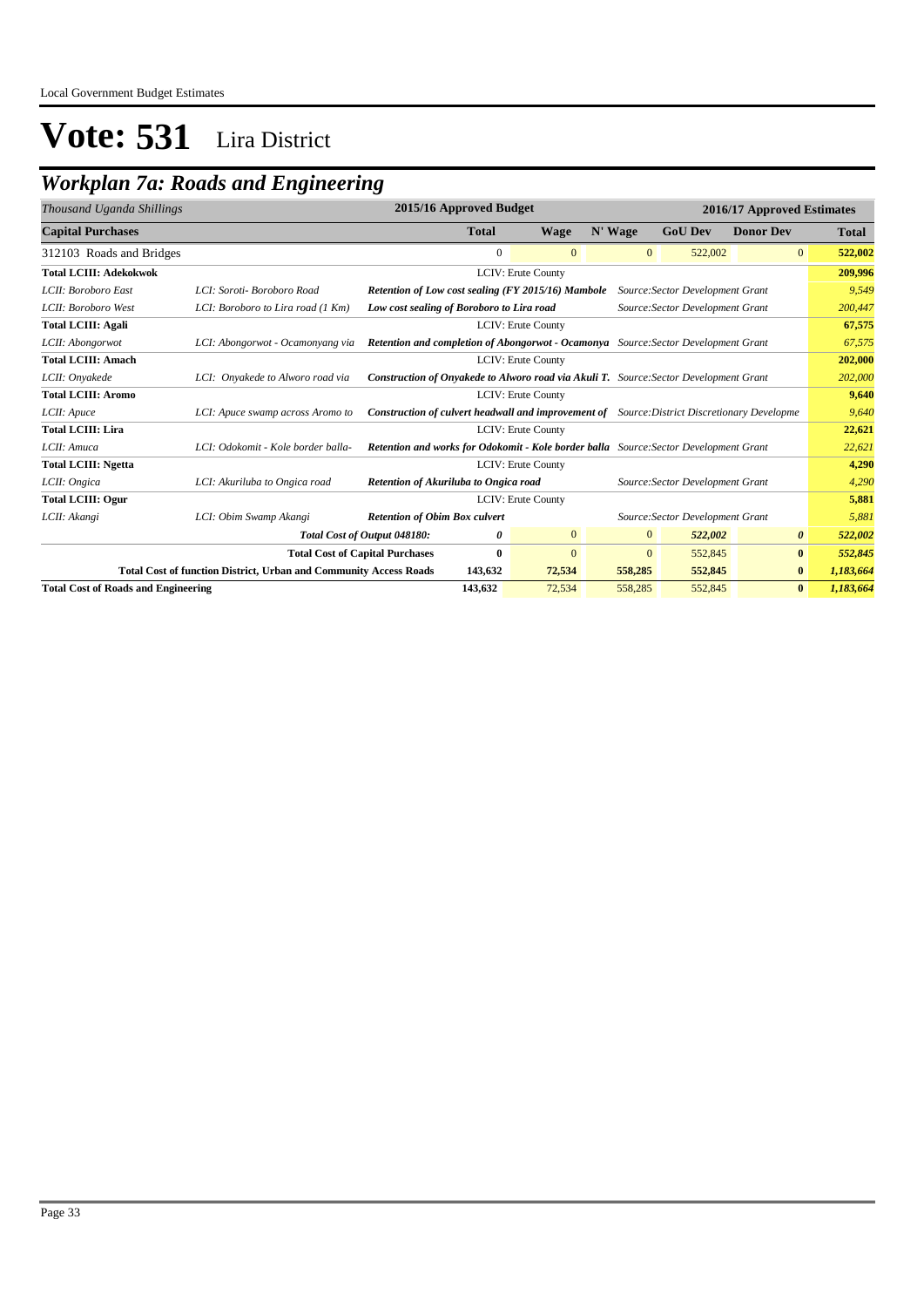# Vote: 531 Lira District

## *Workplan 7a: Roads and Engineering*

| *Thousand Uganda Shillings* | | | 2015/16 Approved Budget | | 2016/17 Approved Estimates | | | |
|---|---|---|---|---|---|---|---|---|
| **Capital Purchases** | | | **Total** | **Wage** | **N' Wage** | **GoU Dev** | **Donor Dev** | **Total** |
| 312103 Roads and Bridges | | | 0 | 0 | 0 | 522,002 | 0 | **522,002** |
| **Total LCIII: Adekokwok** | | LCIV: Erute County | | | | | | **209,996** |
| *LCII: Boroboro East* | *LCI: Soroti- Boroboro Road* | ***Retention of Low cost sealing (FY 2015/16) Mambole*** | | | *Source:Sector Development Grant* | | | *9,549* |
| *LCII: Boroboro West* | *LCI: Boroboro to Lira road (1 Km)* | ***Low cost sealing of Boroboro to Lira road*** | | | *Source:Sector Development Grant* | | | *200,447* |
| **Total LCIII: Agali** | | LCIV: Erute County | | | | | | **67,575** |
| *LCII: Abongorwot* | *LCI: Abongorwot - Ocamonyang via* | ***Retention and completion of Abongorwot - Ocamonya*** | | | *Source:Sector Development Grant* | | | *67,575* |
| **Total LCIII: Amach** | | LCIV: Erute County | | | | | | **202,000** |
| *LCII: Onyakede* | *LCI: Onyakede to Alworo road via* | ***Construction of Onyakede to Alworo road via Akuli T.*** | | | *Source:Sector Development Grant* | | | *202,000* |
| **Total LCIII: Aromo** | | LCIV: Erute County | | | | | | **9,640** |
| *LCII: Apuce* | *LCI: Apuce swamp across Aromo to* | ***Construction of culvert headwall and improvement of*** | | | *Source:District Discretionary Developme* | | | *9,640* |
| **Total LCIII: Lira** | | LCIV: Erute County | | | | | | **22,621** |
| *LCII: Amuca* | *LCI: Odokomit - Kole border balla-* | ***Retention and works for Odokomit - Kole border balla*** | | | *Source:Sector Development Grant* | | | *22,621* |
| **Total LCIII: Ngetta** | | LCIV: Erute County | | | | | | **4,290** |
| *LCII: Ongica* | *LCI: Akuriluba to Ongica road* | ***Retention of Akuriluba to Ongica road*** | | | *Source:Sector Development Grant* | | | *4,290* |
| **Total LCIII: Ogur** | | LCIV: Erute County | | | | | | **5,881** |
| *LCII: Akangi* | *LCI: Obim Swamp Akangi* | ***Retention of Obim Box culvert*** | | | *Source:Sector Development Grant* | | | *5,881* |
| | | *Total Cost of Output 048180:* | *0* | 0 | 0 | *522,002* | *0* | *522,002* |
| | | **Total Cost of Capital Purchases** | **0** | 0 | 0 | 552,845 | **0** | ***552,845*** |
| | **Total Cost of function District, Urban and Community Access Roads** | | **143,632** | **72,534** | **558,285** | **552,845** | **0** | ***1,183,664*** |
| **Total Cost of Roads and Engineering** | | | **143,632** | 72,534 | 558,285 | 552,845 | **0** | ***1,183,664*** |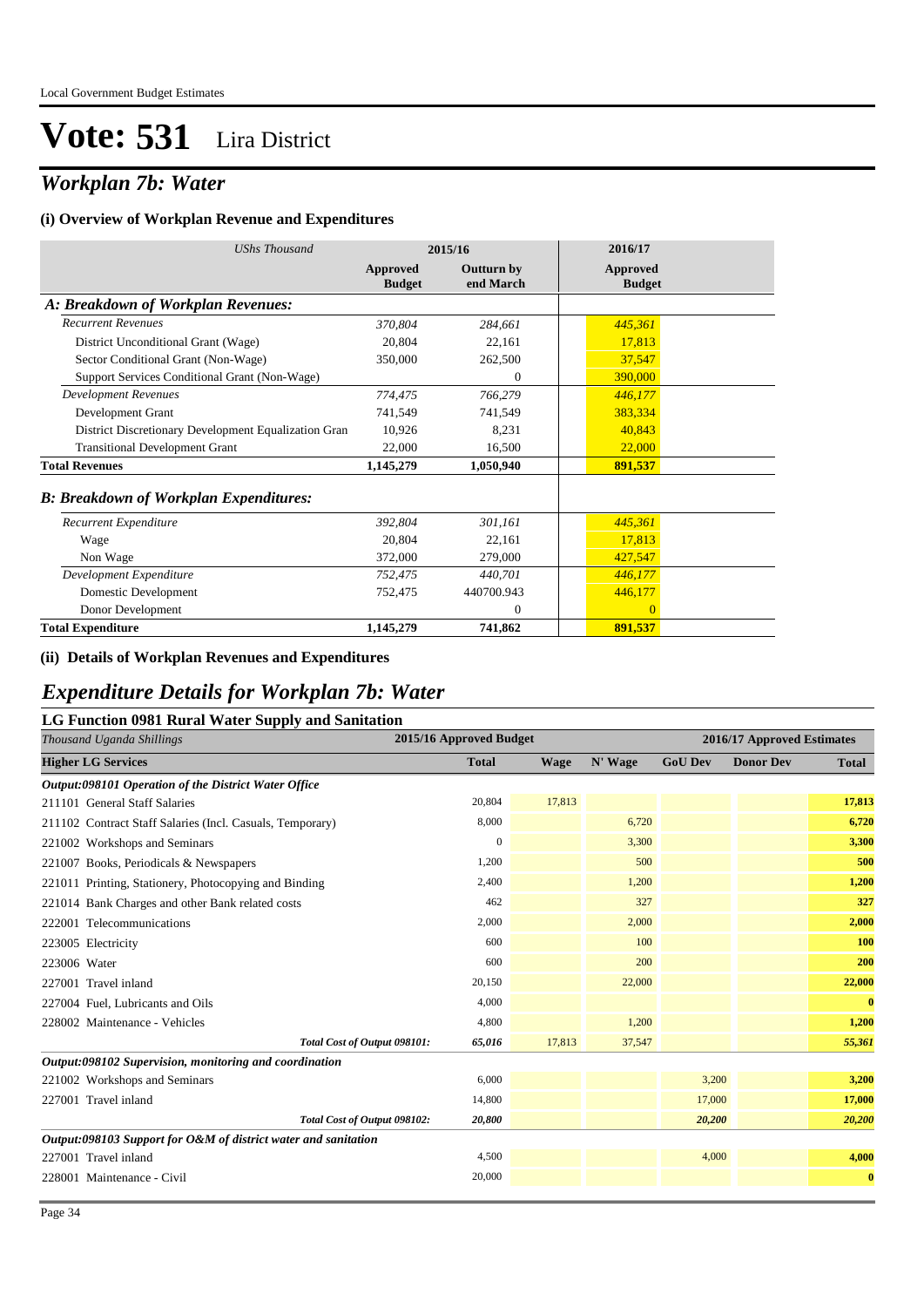Local Government Budget Estimates

# Vote: 531 Lira District

## *Workplan 7b: Water*

### (i) Overview of Workplan Revenue and Expenditures

| *UShs Thousand* | 2015/16 | | 2016/17 |
|---|---|---|---|
| | **Approved Budget** | **Outturn by end March** | **Approved Budget** |
| ***A: Breakdown of Workplan Revenues:*** | | | |
| *Recurrent Revenues* | *370,804* | *284,661* | *445,361* |
| District Unconditional Grant (Wage) | 20,804 | 22,161 | 17,813 |
| Sector Conditional Grant (Non-Wage) | 350,000 | 262,500 | 37,547 |
| Support Services Conditional Grant (Non-Wage) | | 0 | 390,000 |
| *Development Revenues* | *774,475* | *766,279* | *446,177* |
| Development Grant | 741,549 | 741,549 | 383,334 |
| District Discretionary Development Equalization Gran | 10,926 | 8,231 | 40,843 |
| Transitional Development Grant | 22,000 | 16,500 | 22,000 |
| **Total Revenues** | **1,145,279** | **1,050,940** | **891,537** |
| ***B: Breakdown of Workplan Expenditures:*** | | | |
| *Recurrent Expenditure* | *392,804* | *301,161* | *445,361* |
| Wage | 20,804 | 22,161 | 17,813 |
| Non Wage | 372,000 | 279,000 | 427,547 |
| *Development Expenditure* | *752,475* | *440,701* | *446,177* |
| Domestic Development | 752,475 | 440700.943 | 446,177 |
| Donor Development | | 0 | 0 |
| **Total Expenditure** | **1,145,279** | **741,862** | **891,537** |

### (ii) Details of Workplan Revenues and Expenditures

## *Expenditure Details for Workplan 7b: Water*

### LG Function 0981 Rural Water Supply and Sanitation

| *Thousand Uganda Shillings* | 2015/16 Approved Budget | 2016/17 Approved Estimates | | | | |
|---|---|---|---|---|---|---|
| **Higher LG Services** | **Total** | **Wage** | **N' Wage** | **GoU Dev** | **Donor Dev** | **Total** |
| ***Output:098101 Operation of the District Water Office*** | | | | | | |
| 211101 General Staff Salaries | 20,804 | 17,813 | | | | **17,813** |
| 211102 Contract Staff Salaries (Incl. Casuals, Temporary) | 8,000 | | 6,720 | | | **6,720** |
| 221002 Workshops and Seminars | 0 | | 3,300 | | | **3,300** |
| 221007 Books, Periodicals & Newspapers | 1,200 | | 500 | | | **500** |
| 221011 Printing, Stationery, Photocopying and Binding | 2,400 | | 1,200 | | | **1,200** |
| 221014 Bank Charges and other Bank related costs | 462 | | 327 | | | **327** |
| 222001 Telecommunications | 2,000 | | 2,000 | | | **2,000** |
| 223005 Electricity | 600 | | 100 | | | **100** |
| 223006 Water | 600 | | 200 | | | **200** |
| 227001 Travel inland | 20,150 | | 22,000 | | | **22,000** |
| 227004 Fuel, Lubricants and Oils | 4,000 | | | | | **0** |
| 228002 Maintenance - Vehicles | 4,800 | | 1,200 | | | **1,200** |
| ***Total Cost of Output 098101:*** | ***65,016*** | ***17,813*** | ***37,547*** | | | ***55,361*** |
| ***Output:098102 Supervision, monitoring and coordination*** | | | | | | |
| 221002 Workshops and Seminars | 6,000 | | | 3,200 | | **3,200** |
| 227001 Travel inland | 14,800 | | | 17,000 | | **17,000** |
| ***Total Cost of Output 098102:*** | ***20,800*** | | | ***20,200*** | | ***20,200*** |
| ***Output:098103 Support for O&M of district water and sanitation*** | | | | | | |
| 227001 Travel inland | 4,500 | | | 4,000 | | **4,000** |
| 228001 Maintenance - Civil | 20,000 | | | | | **0** |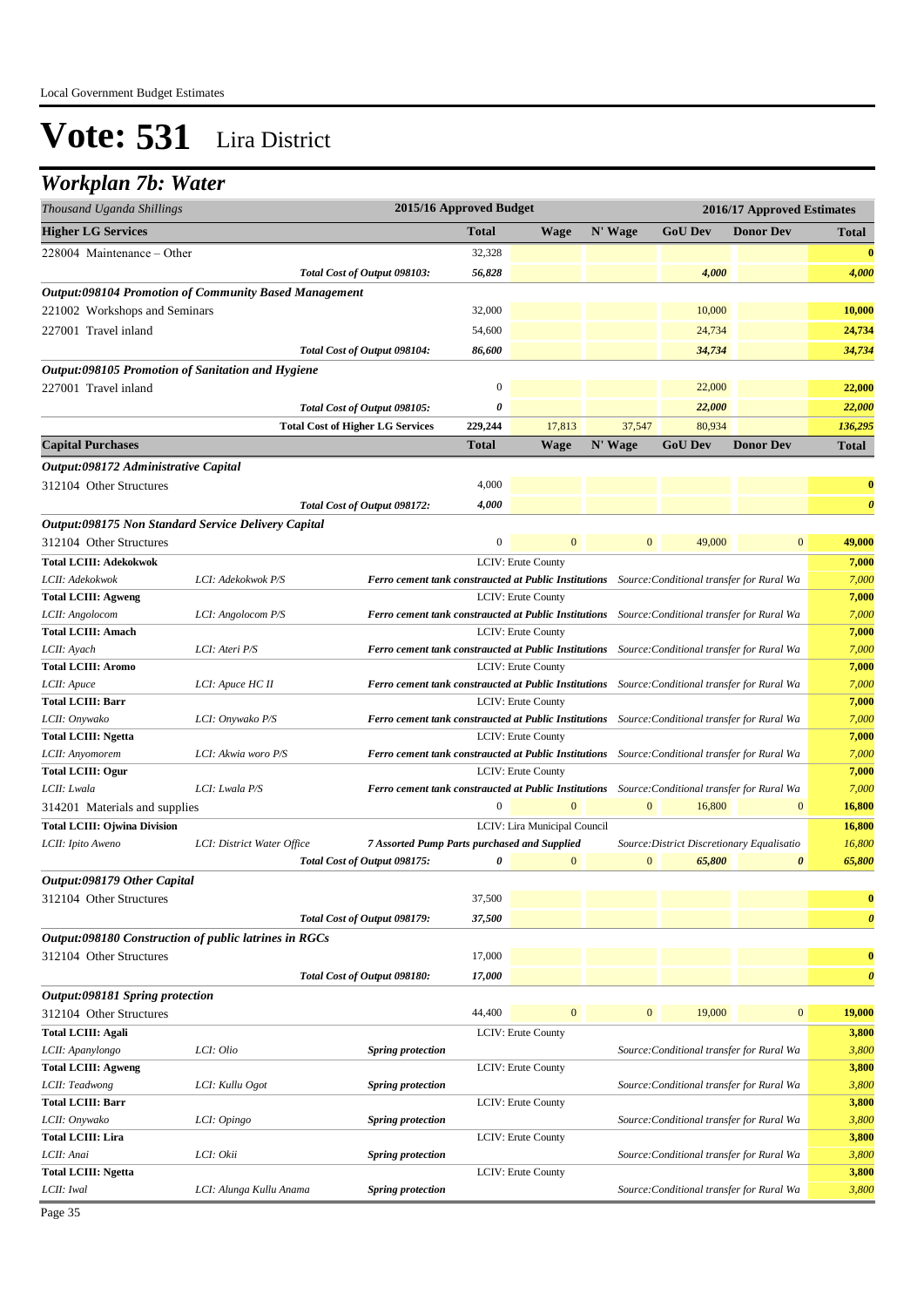# Vote: 531 Lira District

## Workplan 7b: Water

| Thousand Uganda Shillings | | | 2015/16 Approved Budget | | | 2016/17 Approved Estimates | | |
|---|---|---|---|---|---|---|---|---|
| **Higher LG Services** | | | **Total** | **Wage** | **N' Wage** | **GoU Dev** | **Donor Dev** | **Total** |
| 228004 Maintenance – Other | | | 32,328 | | | | | **0** |
| | | *Total Cost of Output 098103:* | *56,828* | | | *4,000* | | *4,000* |
| ***Output:098104 Promotion of Community Based Management*** | | | | | | | | |
| 221002 Workshops and Seminars | | | 32,000 | | | 10,000 | | **10,000** |
| 227001 Travel inland | | | 54,600 | | | 24,734 | | **24,734** |
| | | *Total Cost of Output 098104:* | *86,600* | | | *34,734* | | *34,734* |
| ***Output:098105 Promotion of Sanitation and Hygiene*** | | | | | | | | |
| 227001 Travel inland | | | 0 | | | 22,000 | | **22,000** |
| | | *Total Cost of Output 098105:* | *0* | | | *22,000* | | *22,000* |
| | | **Total Cost of Higher LG Services** | 229,244 | 17,813 | 37,547 | 80,934 | | *136,295* |
| **Capital Purchases** | | | **Total** | **Wage** | **N' Wage** | **GoU Dev** | **Donor Dev** | **Total** |
| ***Output:098172 Administrative Capital*** | | | | | | | | |
| 312104 Other Structures | | | 4,000 | | | | | **0** |
| | | *Total Cost of Output 098172:* | *4,000* | | | | | *0* |
| ***Output:098175 Non Standard Service Delivery Capital*** | | | | | | | | |
| 312104 Other Structures | | | 0 | 0 | 0 | 49,000 | 0 | **49,000** |
| **Total LCIII: Adekokwok** | | | LCIV: Erute County | | | | | **7,000** |
| *LCII: Adekokwok* | *LCI: Adekokwok P/S* | ***Ferro cement tank constructed at Public Institutions*** | | | | *Source:Conditional transfer for Rural Wa* | | *7,000* |
| **Total LCIII: Agweng** | | | LCIV: Erute County | | | | | **7,000** |
| *LCII: Angolocom* | *LCI: Angolocom P/S* | ***Ferro cement tank constructed at Public Institutions*** | | | | *Source:Conditional transfer for Rural Wa* | | *7,000* |
| **Total LCIII: Amach** | | | LCIV: Erute County | | | | | **7,000** |
| *LCII: Ayach* | *LCI: Ateri P/S* | ***Ferro cement tank constructed at Public Institutions*** | | | | *Source:Conditional transfer for Rural Wa* | | *7,000* |
| **Total LCIII: Aromo** | | | LCIV: Erute County | | | | | **7,000** |
| *LCII: Apuce* | *LCI: Apuce HC II* | ***Ferro cement tank constructed at Public Institutions*** | | | | *Source:Conditional transfer for Rural Wa* | | *7,000* |
| **Total LCIII: Barr** | | | LCIV: Erute County | | | | | **7,000** |
| *LCII: Onywako* | *LCI: Onywako P/S* | ***Ferro cement tank constructed at Public Institutions*** | | | | *Source:Conditional transfer for Rural Wa* | | *7,000* |
| **Total LCIII: Ngetta** | | | LCIV: Erute County | | | | | **7,000** |
| *LCII: Anyomorem* | *LCI: Akwia woro P/S* | ***Ferro cement tank constructed at Public Institutions*** | | | | *Source:Conditional transfer for Rural Wa* | | *7,000* |
| **Total LCIII: Ogur** | | | LCIV: Erute County | | | | | **7,000** |
| *LCII: Lwala* | *LCI: Lwala P/S* | ***Ferro cement tank constructed at Public Institutions*** | | | | *Source:Conditional transfer for Rural Wa* | | *7,000* |
| 314201 Materials and supplies | | | 0 | 0 | 0 | 16,800 | 0 | **16,800** |
| **Total LCIII: Ojwina Division** | | | LCIV: Lira Municipal Council | | | | | **16,800** |
| *LCII: Ipito Aweno* | *LCI: District Water Office* | ***7 Assorted Pump Parts purchased and Supplied*** | | | | *Source:District Discretionary Equalisatio* | | *16,800* |
| | | *Total Cost of Output 098175:* | *0* | *0* | *0* | *65,800* | *0* | *65,800* |
| ***Output:098179 Other Capital*** | | | | | | | | |
| 312104 Other Structures | | | 37,500 | | | | | **0** |
| | | *Total Cost of Output 098179:* | *37,500* | | | | | *0* |
| ***Output:098180 Construction of public latrines in RGCs*** | | | | | | | | |
| 312104 Other Structures | | | 17,000 | | | | | **0** |
| | | *Total Cost of Output 098180:* | *17,000* | | | | | *0* |
| ***Output:098181 Spring protection*** | | | | | | | | |
| 312104 Other Structures | | | 44,400 | 0 | 0 | 19,000 | 0 | **19,000** |
| **Total LCIII: Agali** | | | LCIV: Erute County | | | | | **3,800** |
| *LCII: Apanylongo* | *LCI: Olio* | ***Spring protection*** | | | | *Source:Conditional transfer for Rural Wa* | | *3,800* |
| **Total LCIII: Agweng** | | | LCIV: Erute County | | | | | **3,800** |
| *LCII: Teadwong* | *LCI: Kullu Ogot* | ***Spring protection*** | | | | *Source:Conditional transfer for Rural Wa* | | *3,800* |
| **Total LCIII: Barr** | | | LCIV: Erute County | | | | | **3,800** |
| *LCII: Onywako* | *LCI: Opingo* | ***Spring protection*** | | | | *Source:Conditional transfer for Rural Wa* | | *3,800* |
| **Total LCIII: Lira** | | | LCIV: Erute County | | | | | **3,800** |
| *LCII: Anai* | *LCI: Okii* | ***Spring protection*** | | | | *Source:Conditional transfer for Rural Wa* | | *3,800* |
| **Total LCIII: Ngetta** | | | LCIV: Erute County | | | | | **3,800** |
| *LCII: Iwal* | *LCI: Alunga Kullu Anama* | ***Spring protection*** | | | | *Source:Conditional transfer for Rural Wa* | | *3,800* |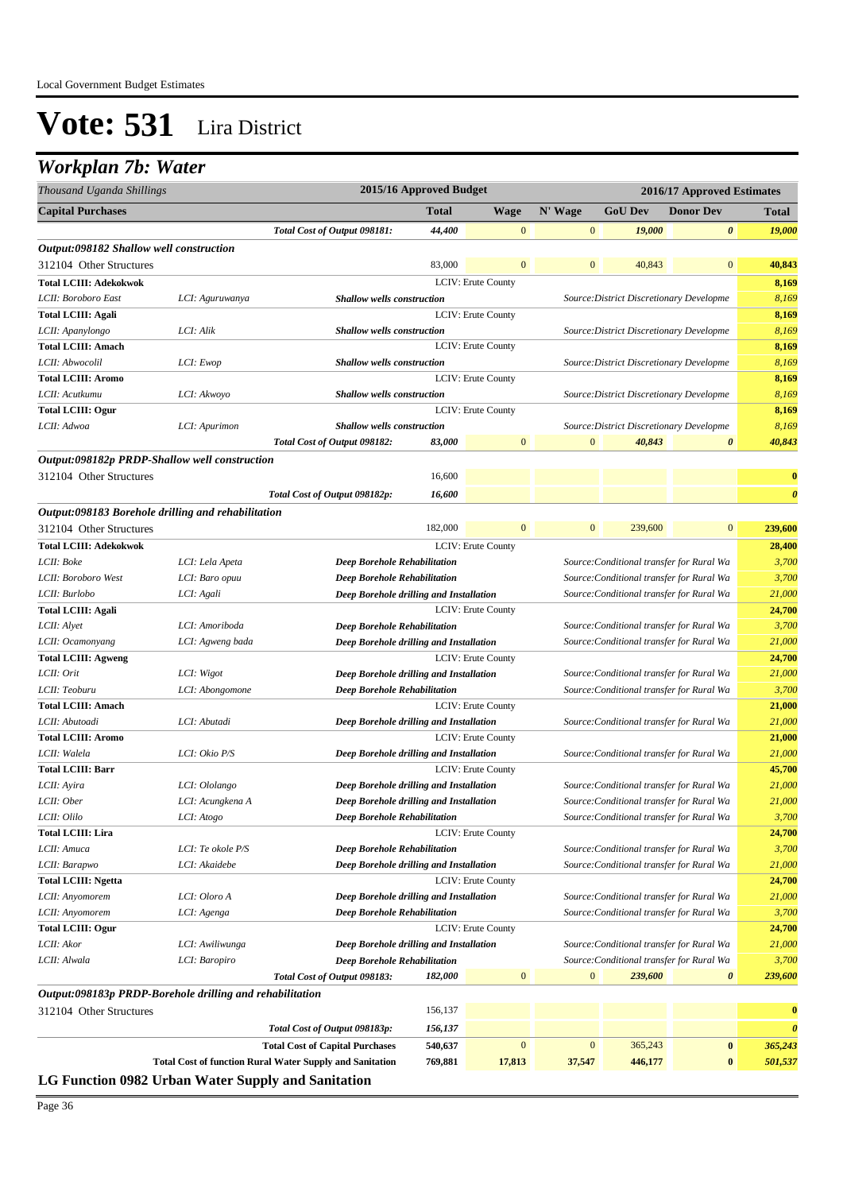Local Government Budget Estimates

# Vote: 531 Lira District

## Workplan 7b: Water

| Thousand Uganda Shillings | | | 2015/16 Approved Budget | | | 2016/17 Approved Estimates | | |
|---|---|---|---|---|---|---|---|---|
| **Capital Purchases** | | | **Total** | **Wage** | **N' Wage** | **GoU Dev** | **Donor Dev** | **Total** |
| | | *Total Cost of Output 098181:* | *44,400* | 0 | 0 | *19,000* | *0* | *19,000* |
| ***Output:098182 Shallow well construction*** | | | | | | | | |
| 312104 Other Structures | | | 83,000 | 0 | 0 | 40,843 | 0 | **40,843** |
| **Total LCIII: Adekokwok** | | | LCIV: Erute County | | | | | **8,169** |
| *LCII: Boroboro East* | *LCI: Aguruwanya* | ***Shallow wells construction*** | | | *Source:District Discretionary Developme* | | | *8,169* |
| **Total LCIII: Agali** | | | LCIV: Erute County | | | | | **8,169** |
| *LCII: Apanylongo* | *LCI: Alik* | ***Shallow wells construction*** | | | *Source:District Discretionary Developme* | | | *8,169* |
| **Total LCIII: Amach** | | | LCIV: Erute County | | | | | **8,169** |
| *LCII: Abwocolil* | *LCI: Ewop* | ***Shallow wells construction*** | | | *Source:District Discretionary Developme* | | | *8,169* |
| **Total LCIII: Aromo** | | | LCIV: Erute County | | | | | **8,169** |
| *LCII: Acutkumu* | *LCI: Akwoyo* | ***Shallow wells construction*** | | | *Source:District Discretionary Developme* | | | *8,169* |
| **Total LCIII: Ogur** | | | LCIV: Erute County | | | | | **8,169** |
| *LCII: Adwoa* | *LCI: Apurimon* | ***Shallow wells construction*** | | | *Source:District Discretionary Developme* | | | *8,169* |
| | | *Total Cost of Output 098182:* | *83,000* | 0 | 0 | *40,843* | *0* | *40,843* |
| ***Output:098182p PRDP-Shallow well construction*** | | | | | | | | |
| 312104 Other Structures | | | 16,600 | | | | | **0** |
| | | *Total Cost of Output 098182p:* | *16,600* | | | | | *0* |
| ***Output:098183 Borehole drilling and rehabilitation*** | | | | | | | | |
| 312104 Other Structures | | | 182,000 | 0 | 0 | 239,600 | 0 | **239,600** |
| **Total LCIII: Adekokwok** | | | LCIV: Erute County | | | | | **28,400** |
| *LCII: Boke* | *LCI: Lela Apeta* | ***Deep Borehole Rehabilitation*** | | | *Source:Conditional transfer for Rural Wa* | | | *3,700* |
| *LCII: Boroboro West* | *LCI: Baro opuu* | ***Deep Borehole Rehabilitation*** | | | *Source:Conditional transfer for Rural Wa* | | | *3,700* |
| *LCII: Burlobo* | *LCI: Agali* | ***Deep Borehole drilling and Installation*** | | | *Source:Conditional transfer for Rural Wa* | | | *21,000* |
| **Total LCIII: Agali** | | | LCIV: Erute County | | | | | **24,700** |
| *LCII: Alyet* | *LCI: Amoriboda* | ***Deep Borehole Rehabilitation*** | | | *Source:Conditional transfer for Rural Wa* | | | *3,700* |
| *LCII: Ocamonyang* | *LCI: Agweng bada* | ***Deep Borehole drilling and Installation*** | | | *Source:Conditional transfer for Rural Wa* | | | *21,000* |
| **Total LCIII: Agweng** | | | LCIV: Erute County | | | | | **24,700** |
| *LCII: Orit* | *LCI: Wigot* | ***Deep Borehole drilling and Installation*** | | | *Source:Conditional transfer for Rural Wa* | | | *21,000* |
| *LCII: Teoburu* | *LCI: Abongomone* | ***Deep Borehole Rehabilitation*** | | | *Source:Conditional transfer for Rural Wa* | | | *3,700* |
| **Total LCIII: Amach** | | | LCIV: Erute County | | | | | **21,000** |
| *LCII: Abutoadi* | *LCI: Abutadi* | ***Deep Borehole drilling and Installation*** | | | *Source:Conditional transfer for Rural Wa* | | | *21,000* |
| **Total LCIII: Aromo** | | | LCIV: Erute County | | | | | **21,000** |
| *LCII: Walela* | *LCI: Okio P/S* | ***Deep Borehole drilling and Installation*** | | | *Source:Conditional transfer for Rural Wa* | | | *21,000* |
| **Total LCIII: Barr** | | | LCIV: Erute County | | | | | **45,700** |
| *LCII: Ayira* | *LCI: Ololango* | ***Deep Borehole drilling and Installation*** | | | *Source:Conditional transfer for Rural Wa* | | | *21,000* |
| *LCII: Ober* | *LCI: Acungkena A* | ***Deep Borehole drilling and Installation*** | | | *Source:Conditional transfer for Rural Wa* | | | *21,000* |
| *LCII: Olilo* | *LCI: Atogo* | ***Deep Borehole Rehabilitation*** | | | *Source:Conditional transfer for Rural Wa* | | | *3,700* |
| **Total LCIII: Lira** | | | LCIV: Erute County | | | | | **24,700** |
| *LCII: Amuca* | *LCI: Te okole P/S* | ***Deep Borehole Rehabilitation*** | | | *Source:Conditional transfer for Rural Wa* | | | *3,700* |
| *LCII: Barapwo* | *LCI: Akaidebe* | ***Deep Borehole drilling and Installation*** | | | *Source:Conditional transfer for Rural Wa* | | | *21,000* |
| **Total LCIII: Ngetta** | | | LCIV: Erute County | | | | | **24,700** |
| *LCII: Anyomorem* | *LCI: Oloro A* | ***Deep Borehole drilling and Installation*** | | | *Source:Conditional transfer for Rural Wa* | | | *21,000* |
| *LCII: Anyomorem* | *LCI: Agenga* | ***Deep Borehole Rehabilitation*** | | | *Source:Conditional transfer for Rural Wa* | | | *3,700* |
| **Total LCIII: Ogur** | | | LCIV: Erute County | | | | | **24,700** |
| *LCII: Akor* | *LCI: Awiliwunga* | ***Deep Borehole drilling and Installation*** | | | *Source:Conditional transfer for Rural Wa* | | | *21,000* |
| *LCII: Alwala* | *LCI: Baropiro* | ***Deep Borehole Rehabilitation*** | | | *Source:Conditional transfer for Rural Wa* | | | *3,700* |
| | | *Total Cost of Output 098183:* | *182,000* | 0 | 0 | *239,600* | *0* | *239,600* |
| ***Output:098183p PRDP-Borehole drilling and rehabilitation*** | | | | | | | | |
| 312104 Other Structures | | | 156,137 | | | | | **0** |
| | | *Total Cost of Output 098183p:* | *156,137* | | | | | *0* |
| | | **Total Cost of Capital Purchases** | **540,637** | 0 | 0 | 365,243 | **0** | ***365,243*** |
| | **Total Cost of function Rural Water Supply and Sanitation** | | **769,881** | **17,813** | **37,547** | **446,177** | **0** | ***501,537*** |

**LG Function 0982 Urban Water Supply and Sanitation**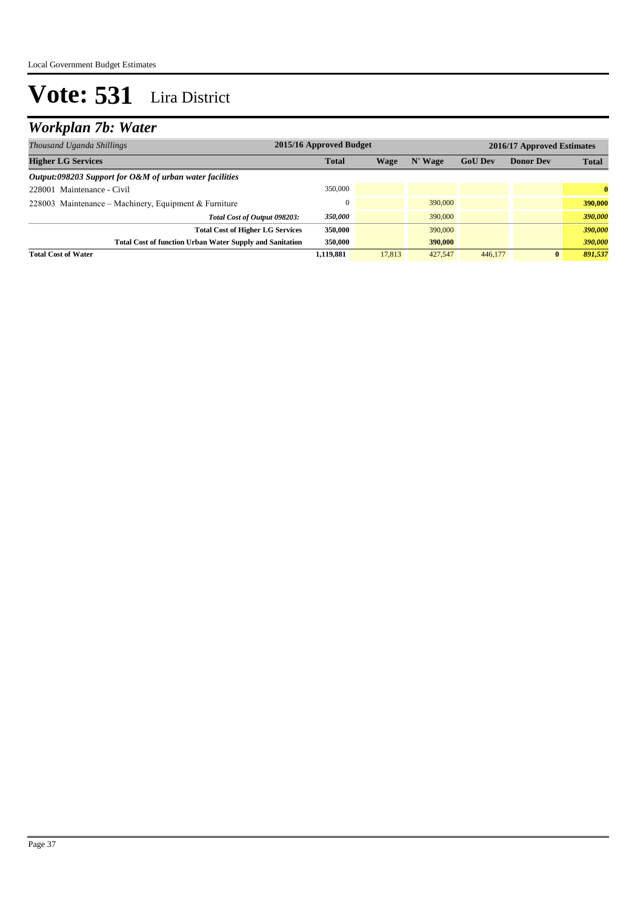# Vote: 531 Lira District

## *Workplan 7b: Water*

| *Thousand Uganda Shillings* | 2015/16 Approved Budget | 2016/17 Approved Estimates | | | | |
|---|---|---|---|---|---|---|
| **Higher LG Services** | **Total** | **Wage** | **N' Wage** | **GoU Dev** | **Donor Dev** | **Total** |
| ***Output:098203 Support for O&M of urban water facilities*** | | | | | | |
| 228001 Maintenance - Civil | 350,000 | | | | | **0** |
| 228003 Maintenance – Machinery, Equipment & Furniture | 0 | | 390,000 | | | **390,000** |
| ***Total Cost of Output 098203:*** | ***350,000*** | | 390,000 | | | ***390,000*** |
| **Total Cost of Higher LG Services** | **350,000** | | 390,000 | | | ***390,000*** |
| **Total Cost of function Urban Water Supply and Sanitation** | **350,000** | | **390,000** | | | ***390,000*** |
| **Total Cost of Water** | **1,119,881** | 17,813 | 427,547 | 446,177 | **0** | ***891,537*** |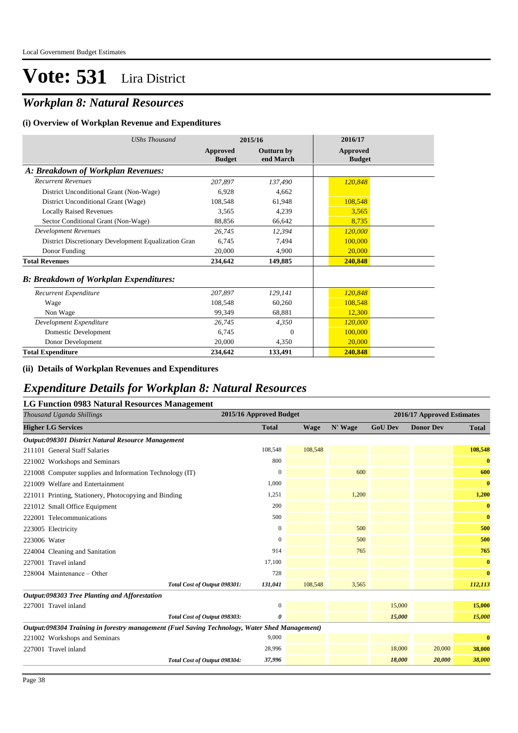Local Government Budget Estimates

# Vote: 531 Lira District

## *Workplan 8: Natural Resources*

### (i) Overview of Workplan Revenue and Expenditures

| *UShs Thousand* | 2015/16 | | 2016/17 |
|---|---|---|---|
| | **Approved Budget** | **Outturn by end March** | **Approved Budget** |
| ***A: Breakdown of Workplan Revenues:*** | | | |
| *Recurrent Revenues* | *207,897* | *137,490* | *120,848* |
| District Unconditional Grant (Non-Wage) | 6,928 | 4,662 | |
| District Unconditional Grant (Wage) | 108,548 | 61,948 | 108,548 |
| Locally Raised Revenues | 3,565 | 4,239 | 3,565 |
| Sector Conditional Grant (Non-Wage) | 88,856 | 66,642 | 8,735 |
| *Development Revenues* | *26,745* | *12,394* | *120,000* |
| District Discretionary Development Equalization Gran | 6,745 | 7,494 | 100,000 |
| Donor Funding | 20,000 | 4,900 | 20,000 |
| **Total Revenues** | **234,642** | **149,885** | **240,848** |
| ***B: Breakdown of Workplan Expenditures:*** | | | |
| *Recurrent Expenditure* | *207,897* | *129,141* | *120,848* |
| Wage | 108,548 | 60,260 | 108,548 |
| Non Wage | 99,349 | 68,881 | 12,300 |
| *Development Expenditure* | *26,745* | *4,350* | *120,000* |
| Domestic Development | 6,745 | 0 | 100,000 |
| Donor Development | 20,000 | 4,350 | 20,000 |
| **Total Expenditure** | **234,642** | **133,491** | **240,848** |

### (ii) Details of Workplan Revenues and Expenditures

## *Expenditure Details for Workplan 8: Natural Resources*

### LG Function 0983 Natural Resources Management

| *Thousand Uganda Shillings* | 2015/16 Approved Budget | 2016/17 Approved Estimates | | | | |
|---|---|---|---|---|---|---|
| **Higher LG Services** | **Total** | **Wage** | **N' Wage** | **GoU Dev** | **Donor Dev** | **Total** |
| ***Output:098301 District Natural Resource Management*** | | | | | | |
| 211101 General Staff Salaries | 108,548 | 108,548 | | | | **108,548** |
| 221002 Workshops and Seminars | 800 | | | | | **0** |
| 221008 Computer supplies and Information Technology (IT) | 0 | | 600 | | | **600** |
| 221009 Welfare and Entertainment | 1,000 | | | | | **0** |
| 221011 Printing, Stationery, Photocopying and Binding | 1,251 | | 1,200 | | | **1,200** |
| 221012 Small Office Equipment | 200 | | | | | **0** |
| 222001 Telecommunications | 500 | | | | | **0** |
| 223005 Electricity | 0 | | 500 | | | **500** |
| 223006 Water | 0 | | 500 | | | **500** |
| 224004 Cleaning and Sanitation | 914 | | 765 | | | **765** |
| 227001 Travel inland | 17,100 | | | | | **0** |
| 228004 Maintenance – Other | 728 | | | | | **0** |
| ***Total Cost of Output 098301:*** | ***131,041*** | ***108,548*** | ***3,565*** | | | ***112,113*** |
| ***Output:098303 Tree Planting and Afforestation*** | | | | | | |
| 227001 Travel inland | 0 | | | 15,000 | | **15,000** |
| ***Total Cost of Output 098303:*** | ***0*** | | | ***15,000*** | | ***15,000*** |
| ***Output:098304 Training in forestry management (Fuel Saving Technology, Water Shed Management)*** | | | | | | |
| 221002 Workshops and Seminars | 9,000 | | | | | **0** |
| 227001 Travel inland | 28,996 | | | 18,000 | 20,000 | **38,000** |
| ***Total Cost of Output 098304:*** | ***37,996*** | | | ***18,000*** | ***20,000*** | ***38,000*** |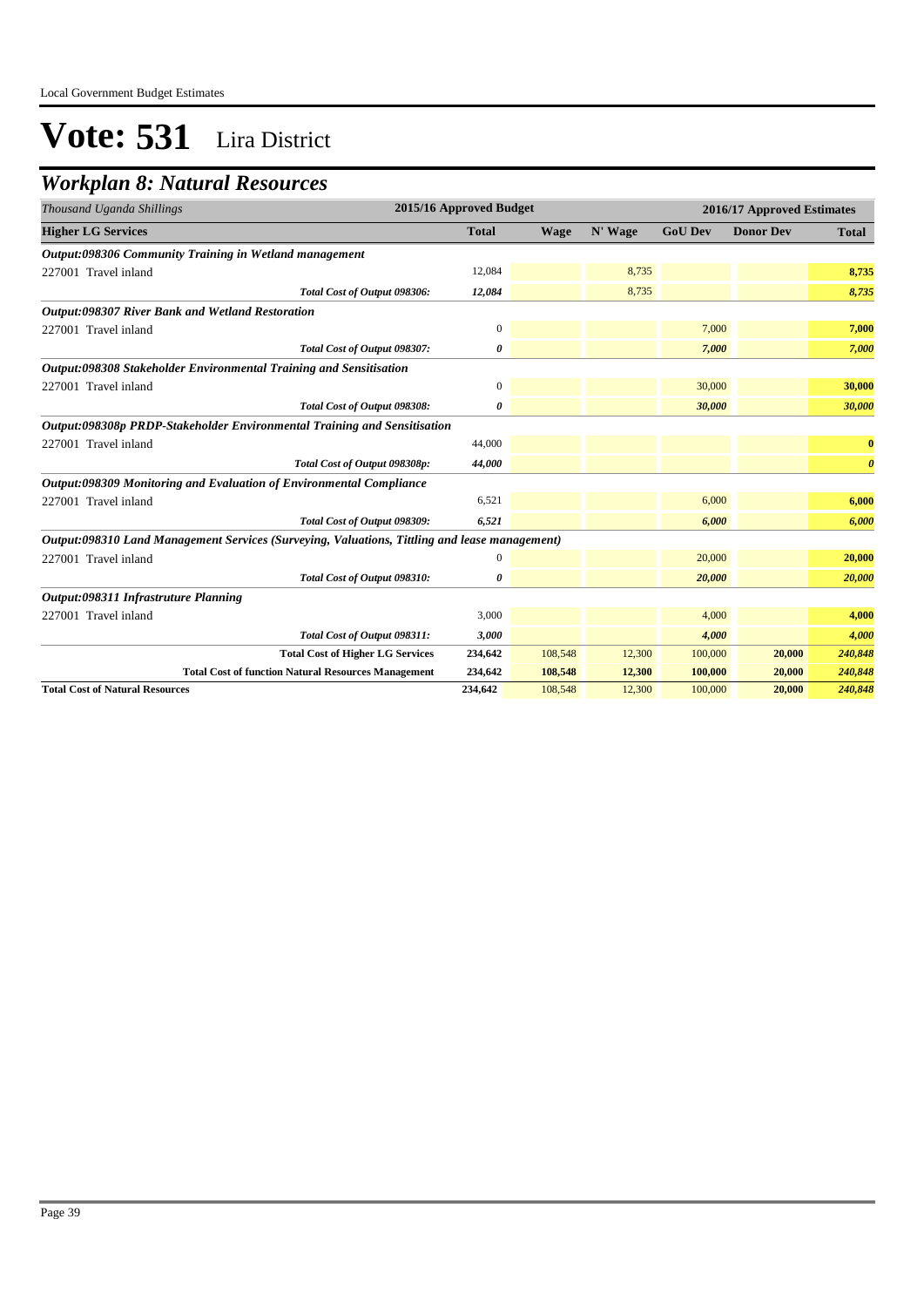Local Government Budget Estimates

# Vote: 531 Lira District

## *Workplan 8: Natural Resources*

| *Thousand Uganda Shillings* | 2015/16 Approved Budget | 2016/17 Approved Estimates | | | | |
|---|---|---|---|---|---|---|
| **Higher LG Services** | **Total** | **Wage** | **N' Wage** | **GoU Dev** | **Donor Dev** | **Total** |
| ***Output:098306 Community Training in Wetland management*** | | | | | | |
| 227001 Travel inland | 12,084 | | 8,735 | | | **8,735** |
| *Total Cost of Output 098306:* | ***12,084*** | | *8,735* | | | ***8,735*** |
| ***Output:098307 River Bank and Wetland Restoration*** | | | | | | |
| 227001 Travel inland | 0 | | | 7,000 | | **7,000** |
| *Total Cost of Output 098307:* | ***0*** | | | ***7,000*** | | ***7,000*** |
| ***Output:098308 Stakeholder Environmental Training and Sensitisation*** | | | | | | |
| 227001 Travel inland | 0 | | | 30,000 | | **30,000** |
| *Total Cost of Output 098308:* | ***0*** | | | ***30,000*** | | ***30,000*** |
| ***Output:098308p PRDP-Stakeholder Environmental Training and Sensitisation*** | | | | | | |
| 227001 Travel inland | 44,000 | | | | | **0** |
| *Total Cost of Output 098308p:* | ***44,000*** | | | | | ***0*** |
| ***Output:098309 Monitoring and Evaluation of Environmental Compliance*** | | | | | | |
| 227001 Travel inland | 6,521 | | | 6,000 | | **6,000** |
| *Total Cost of Output 098309:* | ***6,521*** | | | ***6,000*** | | ***6,000*** |
| ***Output:098310 Land Management Services (Surveying, Valuations, Tittling and lease management)*** | | | | | | |
| 227001 Travel inland | 0 | | | 20,000 | | **20,000** |
| *Total Cost of Output 098310:* | ***0*** | | | ***20,000*** | | ***20,000*** |
| ***Output:098311 Infrastruture Planning*** | | | | | | |
| 227001 Travel inland | 3,000 | | | 4,000 | | **4,000** |
| *Total Cost of Output 098311:* | ***3,000*** | | | ***4,000*** | | ***4,000*** |
| **Total Cost of Higher LG Services** | **234,642** | 108,548 | 12,300 | 100,000 | **20,000** | ***240,848*** |
| **Total Cost of function Natural Resources Management** | **234,642** | **108,548** | **12,300** | **100,000** | **20,000** | ***240,848*** |
| **Total Cost of Natural Resources** | **234,642** | 108,548 | 12,300 | 100,000 | **20,000** | ***240,848*** |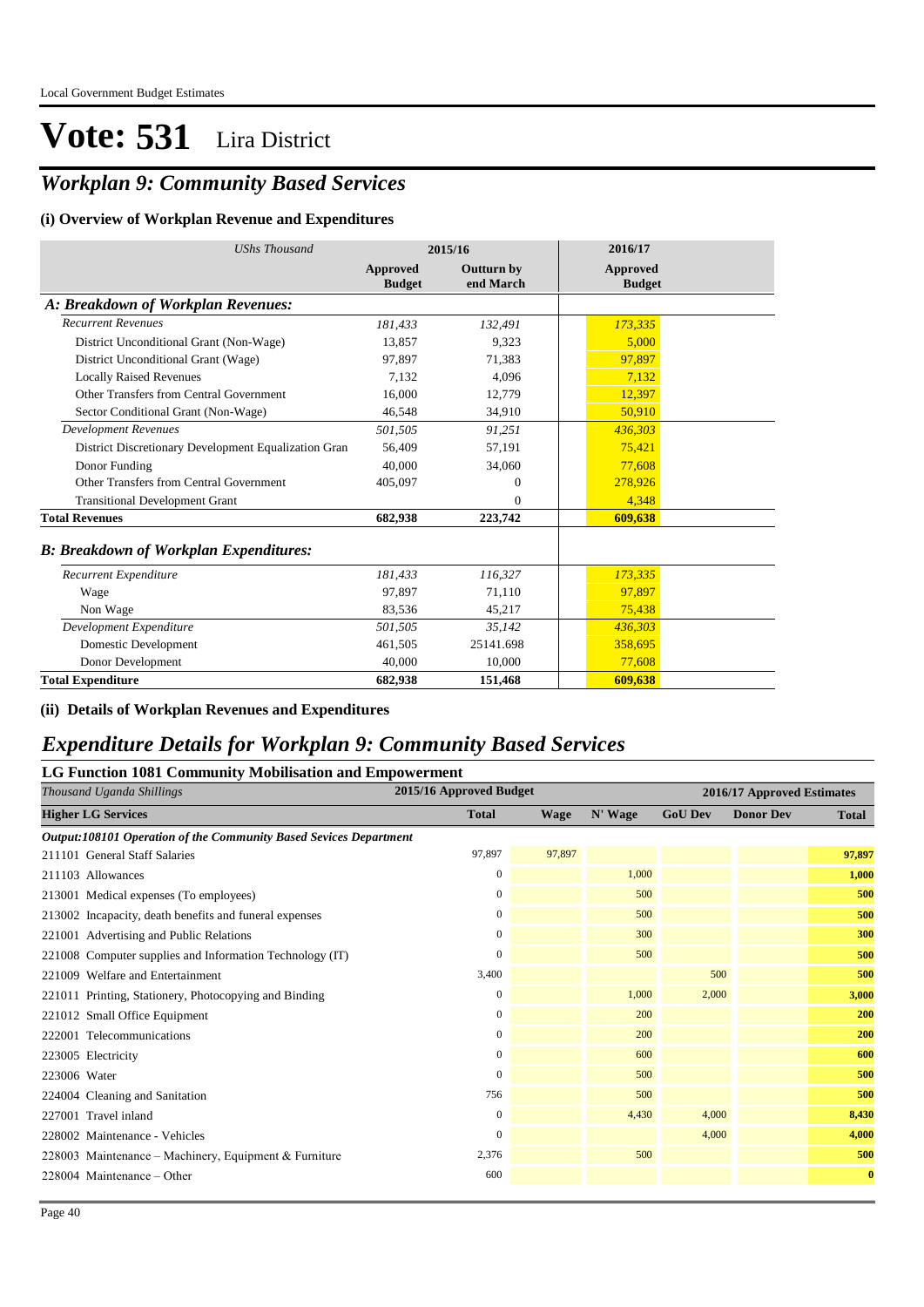Local Government Budget Estimates

# Vote: 531 Lira District

## *Workplan 9: Community Based Services*

### (i) Overview of Workplan Revenue and Expenditures

| *UShs Thousand* | 2015/16 | | 2016/17 |
|---|---|---|---|
| | **Approved Budget** | **Outturn by end March** | **Approved Budget** |
| ***A: Breakdown of Workplan Revenues:*** | | | |
| *Recurrent Revenues* | *181,433* | *132,491* | *173,335* |
| District Unconditional Grant (Non-Wage) | 13,857 | 9,323 | 5,000 |
| District Unconditional Grant (Wage) | 97,897 | 71,383 | 97,897 |
| Locally Raised Revenues | 7,132 | 4,096 | 7,132 |
| Other Transfers from Central Government | 16,000 | 12,779 | 12,397 |
| Sector Conditional Grant (Non-Wage) | 46,548 | 34,910 | 50,910 |
| *Development Revenues* | *501,505* | *91,251* | *436,303* |
| District Discretionary Development Equalization Gran | 56,409 | 57,191 | 75,421 |
| Donor Funding | 40,000 | 34,060 | 77,608 |
| Other Transfers from Central Government | 405,097 | 0 | 278,926 |
| Transitional Development Grant | | 0 | 4,348 |
| **Total Revenues** | **682,938** | **223,742** | **609,638** |
| ***B: Breakdown of Workplan Expenditures:*** | | | |
| *Recurrent Expenditure* | *181,433* | *116,327* | *173,335* |
| Wage | 97,897 | 71,110 | 97,897 |
| Non Wage | 83,536 | 45,217 | 75,438 |
| *Development Expenditure* | *501,505* | *35,142* | *436,303* |
| Domestic Development | 461,505 | 25141.698 | 358,695 |
| Donor Development | 40,000 | 10,000 | 77,608 |
| **Total Expenditure** | **682,938** | **151,468** | **609,638** |

### (ii) Details of Workplan Revenues and Expenditures

## *Expenditure Details for Workplan 9: Community Based Services*

### LG Function 1081 Community Mobilisation and Empowerment

| *Thousand Uganda Shillings* | 2015/16 Approved Budget | 2016/17 Approved Estimates | | | | |
|---|---|---|---|---|---|---|
| **Higher LG Services** | **Total** | **Wage** | **N' Wage** | **GoU Dev** | **Donor Dev** | **Total** |
| ***Output:108101 Operation of the Community Based Sevices Department*** | | | | | | |
| 211101 General Staff Salaries | 97,897 | 97,897 | | | | **97,897** |
| 211103 Allowances | 0 | | 1,000 | | | **1,000** |
| 213001 Medical expenses (To employees) | 0 | | 500 | | | **500** |
| 213002 Incapacity, death benefits and funeral expenses | 0 | | 500 | | | **500** |
| 221001 Advertising and Public Relations | 0 | | 300 | | | **300** |
| 221008 Computer supplies and Information Technology (IT) | 0 | | 500 | | | **500** |
| 221009 Welfare and Entertainment | 3,400 | | | 500 | | **500** |
| 221011 Printing, Stationery, Photocopying and Binding | 0 | | 1,000 | 2,000 | | **3,000** |
| 221012 Small Office Equipment | 0 | | 200 | | | **200** |
| 222001 Telecommunications | 0 | | 200 | | | **200** |
| 223005 Electricity | 0 | | 600 | | | **600** |
| 223006 Water | 0 | | 500 | | | **500** |
| 224004 Cleaning and Sanitation | 756 | | 500 | | | **500** |
| 227001 Travel inland | 0 | | 4,430 | 4,000 | | **8,430** |
| 228002 Maintenance - Vehicles | 0 | | | 4,000 | | **4,000** |
| 228003 Maintenance – Machinery, Equipment & Furniture | 2,376 | | 500 | | | **500** |
| 228004 Maintenance – Other | 600 | | | | | **0** |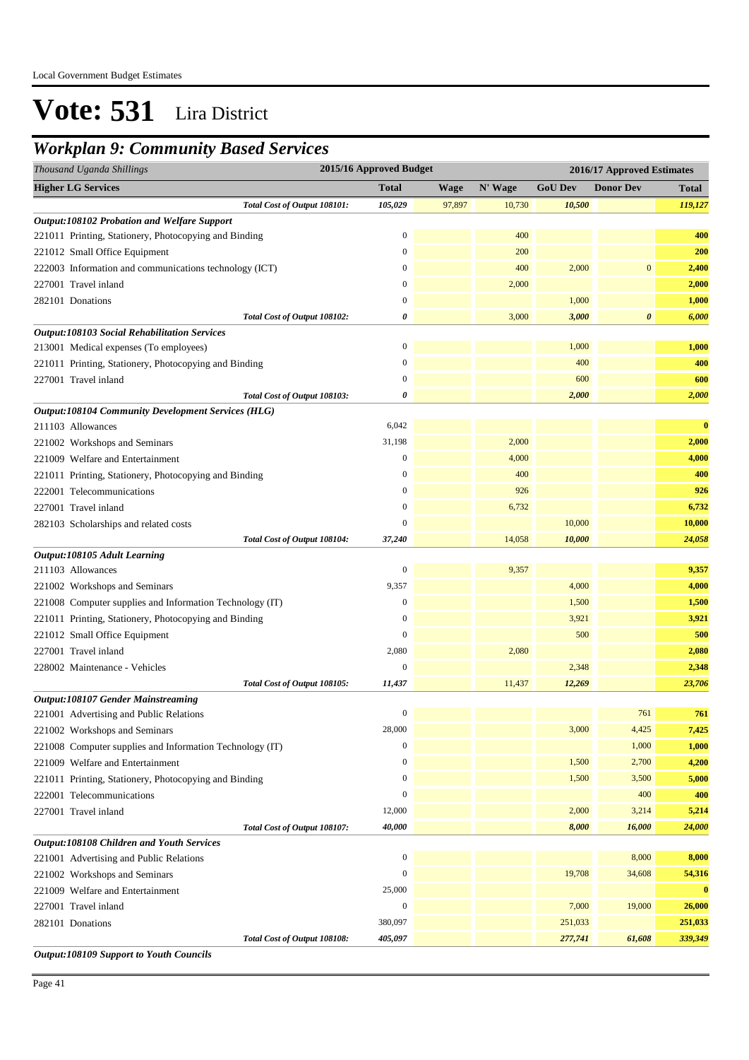# Vote: 531 Lira District

## Workplan 9: Community Based Services

| *Thousand Uganda Shillings* | 2015/16 Approved Budget | 2016/17 Approved Estimates | | | | |
|---|---|---|---|---|---|---|
| **Higher LG Services** | **Total** | **Wage** | **N' Wage** | **GoU Dev** | **Donor Dev** | **Total** |
| *Total Cost of Output 108101:* | *105,029* | 97,897 | 10,730 | *10,500* | | *119,127* |
| ***Output:108102 Probation and Welfare Support*** | | | | | | |
| 221011 Printing, Stationery, Photocopying and Binding | 0 | | 400 | | | **400** |
| 221012 Small Office Equipment | 0 | | 200 | | | **200** |
| 222003 Information and communications technology (ICT) | 0 | | 400 | 2,000 | 0 | **2,400** |
| 227001 Travel inland | 0 | | 2,000 | | | **2,000** |
| 282101 Donations | 0 | | | 1,000 | | **1,000** |
| *Total Cost of Output 108102:* | *0* | | 3,000 | *3,000* | *0* | *6,000* |
| ***Output:108103 Social Rehabilitation Services*** | | | | | | |
| 213001 Medical expenses (To employees) | 0 | | | 1,000 | | **1,000** |
| 221011 Printing, Stationery, Photocopying and Binding | 0 | | | 400 | | **400** |
| 227001 Travel inland | 0 | | | 600 | | **600** |
| *Total Cost of Output 108103:* | *0* | | | *2,000* | | *2,000* |
| ***Output:108104 Community Development Services (HLG)*** | | | | | | |
| 211103 Allowances | 6,042 | | | | | **0** |
| 221002 Workshops and Seminars | 31,198 | | 2,000 | | | **2,000** |
| 221009 Welfare and Entertainment | 0 | | 4,000 | | | **4,000** |
| 221011 Printing, Stationery, Photocopying and Binding | 0 | | 400 | | | **400** |
| 222001 Telecommunications | 0 | | 926 | | | **926** |
| 227001 Travel inland | 0 | | 6,732 | | | **6,732** |
| 282103 Scholarships and related costs | 0 | | | 10,000 | | **10,000** |
| *Total Cost of Output 108104:* | *37,240* | | 14,058 | *10,000* | | *24,058* |
| ***Output:108105 Adult Learning*** | | | | | | |
| 211103 Allowances | 0 | | 9,357 | | | **9,357** |
| 221002 Workshops and Seminars | 9,357 | | | 4,000 | | **4,000** |
| 221008 Computer supplies and Information Technology (IT) | 0 | | | 1,500 | | **1,500** |
| 221011 Printing, Stationery, Photocopying and Binding | 0 | | | 3,921 | | **3,921** |
| 221012 Small Office Equipment | 0 | | | 500 | | **500** |
| 227001 Travel inland | 2,080 | | 2,080 | | | **2,080** |
| 228002 Maintenance - Vehicles | 0 | | | 2,348 | | **2,348** |
| *Total Cost of Output 108105:* | *11,437* | | 11,437 | *12,269* | | *23,706* |
| ***Output:108107 Gender Mainstreaming*** | | | | | | |
| 221001 Advertising and Public Relations | 0 | | | | 761 | **761** |
| 221002 Workshops and Seminars | 28,000 | | | 3,000 | 4,425 | **7,425** |
| 221008 Computer supplies and Information Technology (IT) | 0 | | | | 1,000 | **1,000** |
| 221009 Welfare and Entertainment | 0 | | | 1,500 | 2,700 | **4,200** |
| 221011 Printing, Stationery, Photocopying and Binding | 0 | | | 1,500 | 3,500 | **5,000** |
| 222001 Telecommunications | 0 | | | | 400 | **400** |
| 227001 Travel inland | 12,000 | | | 2,000 | 3,214 | **5,214** |
| *Total Cost of Output 108107:* | *40,000* | | | *8,000* | *16,000* | *24,000* |
| ***Output:108108 Children and Youth Services*** | | | | | | |
| 221001 Advertising and Public Relations | 0 | | | | 8,000 | **8,000** |
| 221002 Workshops and Seminars | 0 | | | 19,708 | 34,608 | **54,316** |
| 221009 Welfare and Entertainment | 25,000 | | | | | **0** |
| 227001 Travel inland | 0 | | | 7,000 | 19,000 | **26,000** |
| 282101 Donations | 380,097 | | | 251,033 | | **251,033** |
| *Total Cost of Output 108108:* | *405,097* | | | *277,741* | *61,608* | *339,349* |
| ***Output:108109 Support to Youth Councils*** | | | | | | |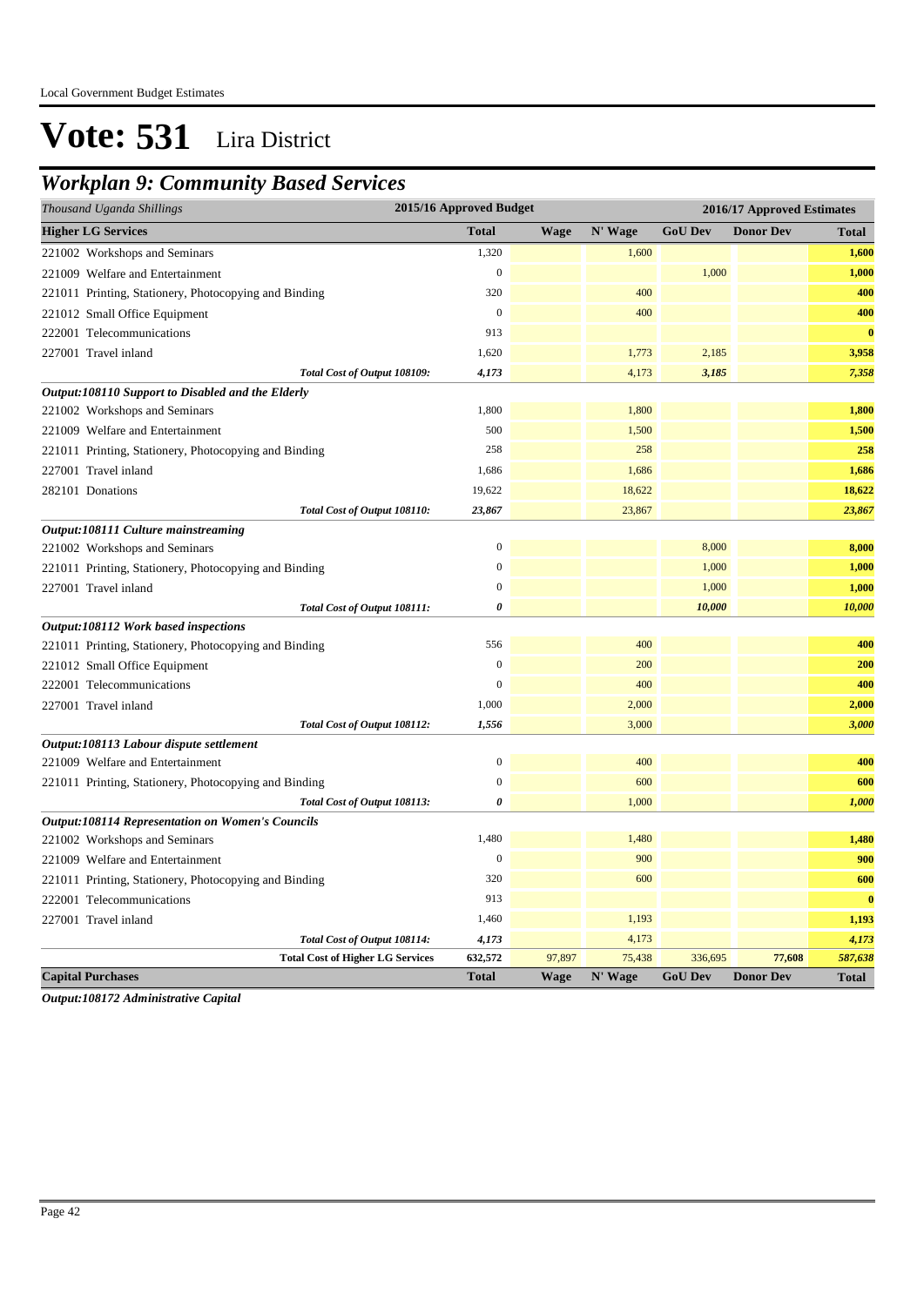# Vote: 531 Lira District

## Workplan 9: Community Based Services

| Thousand Uganda Shillings | 2015/16 Approved Budget | 2016/17 Approved Estimates | | | | |
|---|---|---|---|---|---|---|
| **Higher LG Services** | **Total** | **Wage** | **N' Wage** | **GoU Dev** | **Donor Dev** | **Total** |
| 221002 Workshops and Seminars | 1,320 | | 1,600 | | | 1,600 |
| 221009 Welfare and Entertainment | 0 | | | 1,000 | | 1,000 |
| 221011 Printing, Stationery, Photocopying and Binding | 320 | | 400 | | | 400 |
| 221012 Small Office Equipment | 0 | | 400 | | | 400 |
| 222001 Telecommunications | 913 | | | | | 0 |
| 227001 Travel inland | 1,620 | | 1,773 | 2,185 | | 3,958 |
| *Total Cost of Output 108109:* | *4,173* | | *4,173* | *3,185* | | *7,358* |
| ***Output:108110 Support to Disabled and the Elderly*** | | | | | | |
| 221002 Workshops and Seminars | 1,800 | | 1,800 | | | 1,800 |
| 221009 Welfare and Entertainment | 500 | | 1,500 | | | 1,500 |
| 221011 Printing, Stationery, Photocopying and Binding | 258 | | 258 | | | 258 |
| 227001 Travel inland | 1,686 | | 1,686 | | | 1,686 |
| 282101 Donations | 19,622 | | 18,622 | | | 18,622 |
| *Total Cost of Output 108110:* | *23,867* | | *23,867* | | | *23,867* |
| ***Output:108111 Culture mainstreaming*** | | | | | | |
| 221002 Workshops and Seminars | 0 | | | 8,000 | | 8,000 |
| 221011 Printing, Stationery, Photocopying and Binding | 0 | | | 1,000 | | 1,000 |
| 227001 Travel inland | 0 | | | 1,000 | | 1,000 |
| *Total Cost of Output 108111:* | *0* | | | *10,000* | | *10,000* |
| ***Output:108112 Work based inspections*** | | | | | | |
| 221011 Printing, Stationery, Photocopying and Binding | 556 | | 400 | | | 400 |
| 221012 Small Office Equipment | 0 | | 200 | | | 200 |
| 222001 Telecommunications | 0 | | 400 | | | 400 |
| 227001 Travel inland | 1,000 | | 2,000 | | | 2,000 |
| *Total Cost of Output 108112:* | *1,556* | | *3,000* | | | *3,000* |
| ***Output:108113 Labour dispute settlement*** | | | | | | |
| 221009 Welfare and Entertainment | 0 | | 400 | | | 400 |
| 221011 Printing, Stationery, Photocopying and Binding | 0 | | 600 | | | 600 |
| *Total Cost of Output 108113:* | *0* | | *1,000* | | | *1,000* |
| ***Output:108114 Representation on Women's Councils*** | | | | | | |
| 221002 Workshops and Seminars | 1,480 | | 1,480 | | | 1,480 |
| 221009 Welfare and Entertainment | 0 | | 900 | | | 900 |
| 221011 Printing, Stationery, Photocopying and Binding | 320 | | 600 | | | 600 |
| 222001 Telecommunications | 913 | | | | | 0 |
| 227001 Travel inland | 1,460 | | 1,193 | | | 1,193 |
| *Total Cost of Output 108114:* | *4,173* | | *4,173* | | | *4,173* |
| **Total Cost of Higher LG Services** | **632,572** | 97,897 | 75,438 | 336,695 | **77,608** | ***587,638*** |
| **Capital Purchases** | **Total** | **Wage** | **N' Wage** | **GoU Dev** | **Donor Dev** | **Total** |

***Output:108172 Administrative Capital***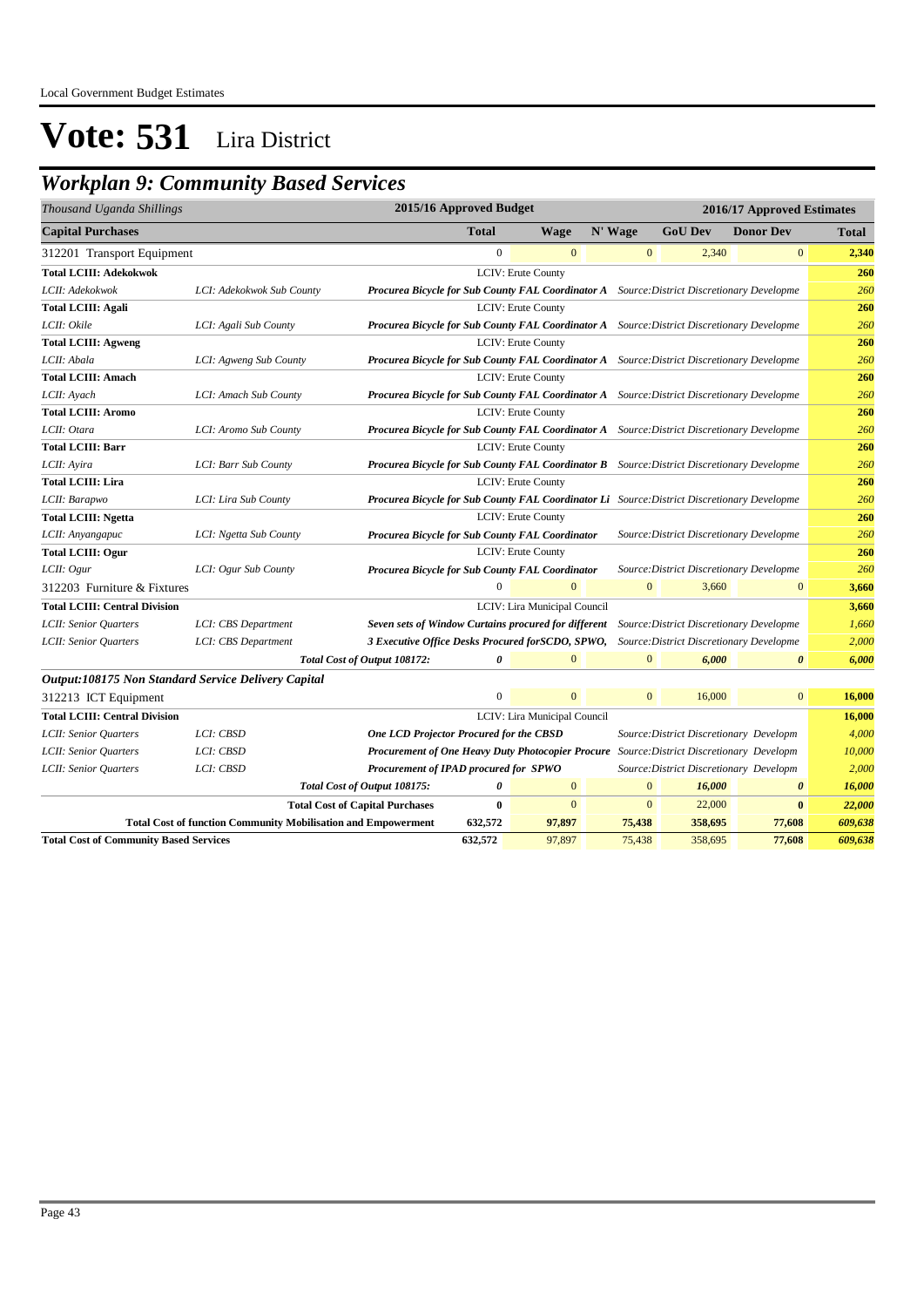# Vote: 531 Lira District

## *Workplan 9: Community Based Services*

| *Thousand Uganda Shillings* | | 2015/16 Approved Budget | | | 2016/17 Approved Estimates | | |
|---|---|---|---|---|---|---|---|
| **Capital Purchases** | | **Total** | **Wage** | **N' Wage** | **GoU Dev** | **Donor Dev** | **Total** |
| 312201 Transport Equipment | | 0 | 0 | 0 | 2,340 | 0 | **2,340** |
| **Total LCIII: Adekokwok** | | LCIV: Erute County | | | | | **260** |
| *LCII: Adekokwok* | *LCI: Adekokwok Sub County* | ***Procurea Bicycle for Sub County FAL Coordinator A*** | | *Source:District Discretionary Developme* | | | *260* |
| **Total LCIII: Agali** | | LCIV: Erute County | | | | | **260** |
| *LCII: Okile* | *LCI: Agali Sub County* | ***Procurea Bicycle for Sub County FAL Coordinator A*** | | *Source:District Discretionary Developme* | | | *260* |
| **Total LCIII: Agweng** | | LCIV: Erute County | | | | | **260** |
| *LCII: Abala* | *LCI: Agweng Sub County* | ***Procurea Bicycle for Sub County FAL Coordinator A*** | | *Source:District Discretionary Developme* | | | *260* |
| **Total LCIII: Amach** | | LCIV: Erute County | | | | | **260** |
| *LCII: Ayach* | *LCI: Amach Sub County* | ***Procurea Bicycle for Sub County FAL Coordinator A*** | | *Source:District Discretionary Developme* | | | *260* |
| **Total LCIII: Aromo** | | LCIV: Erute County | | | | | **260** |
| *LCII: Otara* | *LCI: Aromo Sub County* | ***Procurea Bicycle for Sub County FAL Coordinator A*** | | *Source:District Discretionary Developme* | | | *260* |
| **Total LCIII: Barr** | | LCIV: Erute County | | | | | **260** |
| *LCII: Ayira* | *LCI: Barr Sub County* | ***Procurea Bicycle for Sub County FAL Coordinator B*** | | *Source:District Discretionary Developme* | | | *260* |
| **Total LCIII: Lira** | | LCIV: Erute County | | | | | **260** |
| *LCII: Barapwo* | *LCI: Lira Sub County* | ***Procurea Bicycle for Sub County FAL Coordinator Li*** | | *Source:District Discretionary Developme* | | | *260* |
| **Total LCIII: Ngetta** | | LCIV: Erute County | | | | | **260** |
| *LCII: Anyangapuc* | *LCI: Ngetta Sub County* | ***Procurea Bicycle for Sub County FAL Coordinator*** | | *Source:District Discretionary Developme* | | | *260* |
| **Total LCIII: Ogur** | | LCIV: Erute County | | | | | **260** |
| *LCII: Ogur* | *LCI: Ogur Sub County* | ***Procurea Bicycle for Sub County FAL Coordinator*** | | *Source:District Discretionary Developme* | | | *260* |
| 312203 Furniture & Fixtures | | 0 | 0 | 0 | 3,660 | 0 | **3,660** |
| **Total LCIII: Central Division** | | LCIV: Lira Municipal Council | | | | | **3,660** |
| *LCII: Senior Quarters* | *LCI: CBS Department* | ***Seven sets of Window Curtains procured for different*** | | *Source:District Discretionary Developme* | | | *1,660* |
| *LCII: Senior Quarters* | *LCI: CBS Department* | ***3 Executive Office Desks Procured forSCDO, SPWO,*** | | *Source:District Discretionary Developme* | | | *2,000* |
| | ***Total Cost of Output 108172:*** | ***0*** | 0 | 0 | ***6,000*** | ***0*** | ***6,000*** |
| ***Output:108175 Non Standard Service Delivery Capital*** | | | | | | | |
| 312213 ICT Equipment | | 0 | 0 | 0 | 16,000 | 0 | **16,000** |
| **Total LCIII: Central Division** | | LCIV: Lira Municipal Council | | | | | **16,000** |
| *LCII: Senior Quarters* | *LCI: CBSD* | ***One LCD Projector Procured for the CBSD*** | | *Source:District Discretionary Developm* | | | *4,000* |
| *LCII: Senior Quarters* | *LCI: CBSD* | ***Procurement of One Heavy Duty Photocopier Procure*** | | *Source:District Discretionary Developm* | | | *10,000* |
| *LCII: Senior Quarters* | *LCI: CBSD* | ***Procurement of IPAD procured for SPWO*** | | *Source:District Discretionary Developm* | | | *2,000* |
| | ***Total Cost of Output 108175:*** | ***0*** | 0 | 0 | ***16,000*** | ***0*** | ***16,000*** |
| | **Total Cost of Capital Purchases** | **0** | 0 | 0 | 22,000 | **0** | ***22,000*** |
| | **Total Cost of function Community Mobilisation and Empowerment** | **632,572** | **97,897** | **75,438** | **358,695** | **77,608** | ***609,638*** |
| **Total Cost of Community Based Services** | | **632,572** | 97,897 | 75,438 | 358,695 | **77,608** | ***609,638*** |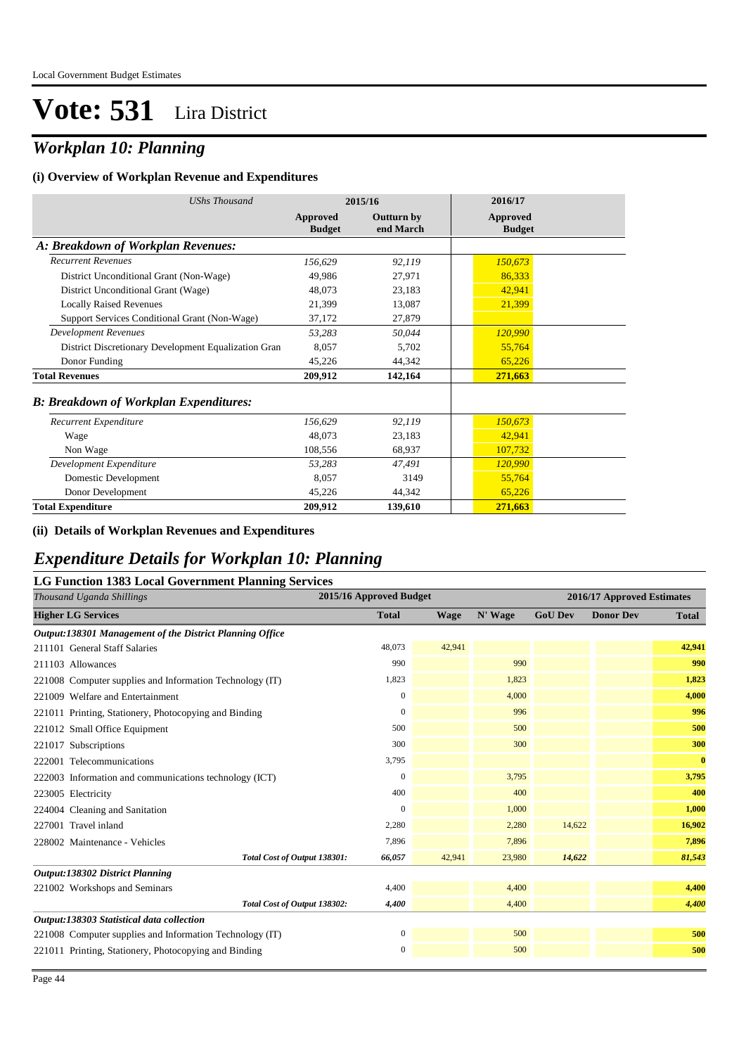# Vote: 531 Lira District

## *Workplan 10: Planning*

### (i) Overview of Workplan Revenue and Expenditures

| *UShs Thousand* | 2015/16 Approved Budget | 2015/16 Outturn by end March | 2016/17 Approved Budget |
|---|---|---|---|
| ***A: Breakdown of Workplan Revenues:*** | | | |
| *Recurrent Revenues* | *156,629* | *92,119* | *150,673* |
| District Unconditional Grant (Non-Wage) | 49,986 | 27,971 | 86,333 |
| District Unconditional Grant (Wage) | 48,073 | 23,183 | 42,941 |
| Locally Raised Revenues | 21,399 | 13,087 | 21,399 |
| Support Services Conditional Grant (Non-Wage) | 37,172 | 27,879 | |
| *Development Revenues* | *53,283* | *50,044* | *120,990* |
| District Discretionary Development Equalization Gran | 8,057 | 5,702 | 55,764 |
| Donor Funding | 45,226 | 44,342 | 65,226 |
| **Total Revenues** | **209,912** | **142,164** | **271,663** |
| ***B: Breakdown of Workplan Expenditures:*** | | | |
| *Recurrent Expenditure* | *156,629* | *92,119* | *150,673* |
| Wage | 48,073 | 23,183 | 42,941 |
| Non Wage | 108,556 | 68,937 | 107,732 |
| *Development Expenditure* | *53,283* | *47,491* | *120,990* |
| Domestic Development | 8,057 | 3149 | 55,764 |
| Donor Development | 45,226 | 44,342 | 65,226 |
| **Total Expenditure** | **209,912** | **139,610** | **271,663** |

### (ii) Details of Workplan Revenues and Expenditures

## *Expenditure Details for Workplan 10: Planning*

### LG Function 1383 Local Government Planning Services

| *Thousand Uganda Shillings* | 2015/16 Approved Budget | 2016/17 Approved Estimates | | | | |
|---|---|---|---|---|---|---|
| **Higher LG Services** | **Total** | **Wage** | **N' Wage** | **GoU Dev** | **Donor Dev** | **Total** |
| ***Output:138301 Management of the District Planning Office*** | | | | | | |
| 211101 General Staff Salaries | 48,073 | 42,941 | | | | **42,941** |
| 211103 Allowances | 990 | | 990 | | | **990** |
| 221008 Computer supplies and Information Technology (IT) | 1,823 | | 1,823 | | | **1,823** |
| 221009 Welfare and Entertainment | 0 | | 4,000 | | | **4,000** |
| 221011 Printing, Stationery, Photocopying and Binding | 0 | | 996 | | | **996** |
| 221012 Small Office Equipment | 500 | | 500 | | | **500** |
| 221017 Subscriptions | 300 | | 300 | | | **300** |
| 222001 Telecommunications | 3,795 | | | | | **0** |
| 222003 Information and communications technology (ICT) | 0 | | 3,795 | | | **3,795** |
| 223005 Electricity | 400 | | 400 | | | **400** |
| 224004 Cleaning and Sanitation | 0 | | 1,000 | | | **1,000** |
| 227001 Travel inland | 2,280 | | 2,280 | 14,622 | | **16,902** |
| 228002 Maintenance - Vehicles | 7,896 | | 7,896 | | | **7,896** |
| ***Total Cost of Output 138301:*** | ***66,057*** | *42,941* | *23,980* | ***14,622*** | | ***81,543*** |
| ***Output:138302 District Planning*** | | | | | | |
| 221002 Workshops and Seminars | 4,400 | | 4,400 | | | **4,400** |
| ***Total Cost of Output 138302:*** | ***4,400*** | | *4,400* | | | ***4,400*** |
| ***Output:138303 Statistical data collection*** | | | | | | |
| 221008 Computer supplies and Information Technology (IT) | 0 | | 500 | | | **500** |
| 221011 Printing, Stationery, Photocopying and Binding | 0 | | 500 | | | **500** |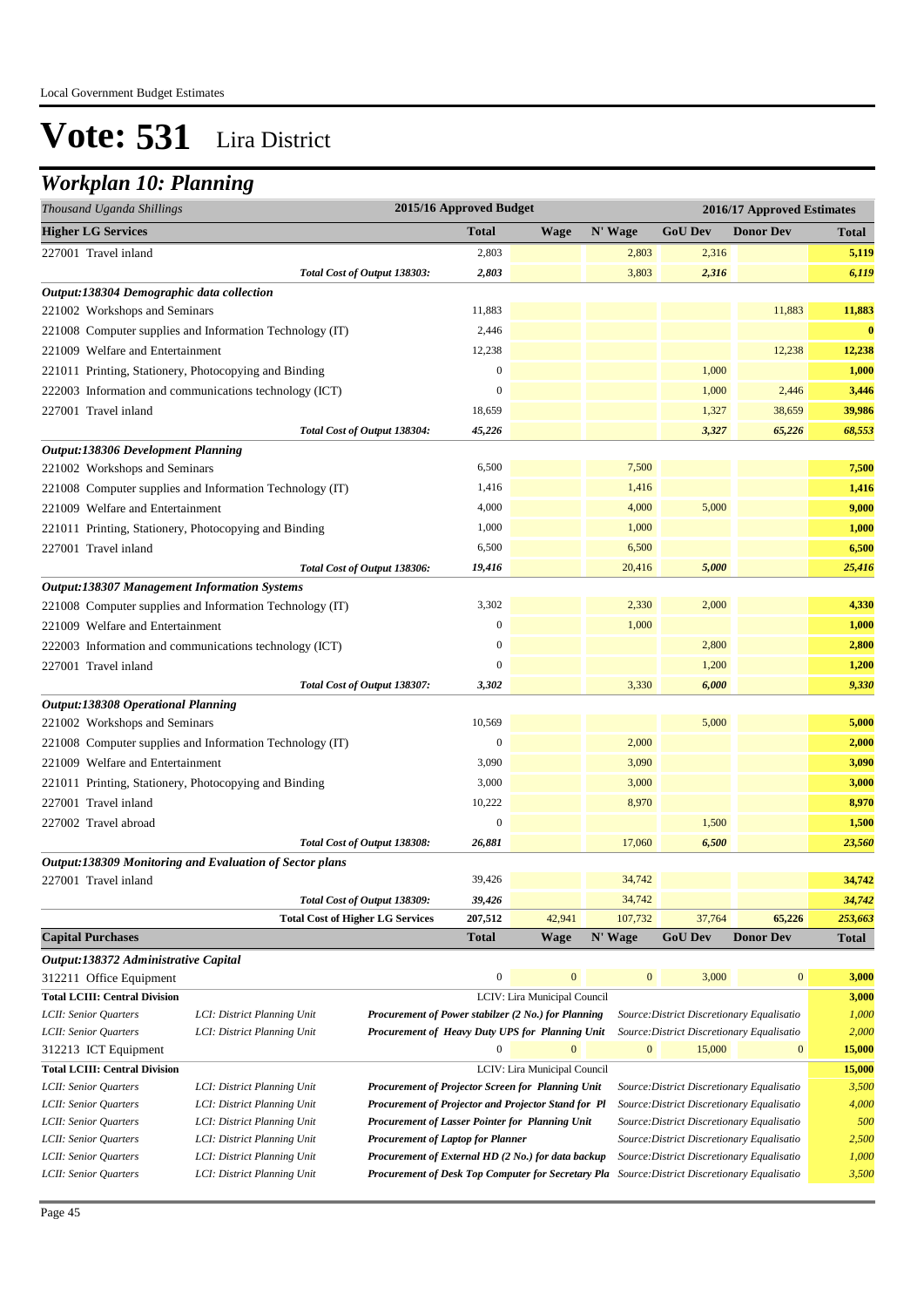Local Government Budget Estimates

# Vote: 531 Lira District

## *Workplan 10: Planning*

| *Thousand Uganda Shillings* | 2015/16 Approved Budget | 2016/17 Approved Estimates | | | | |
|---|---|---|---|---|---|---|
| **Higher LG Services** | **Total** | **Wage** | **N' Wage** | **GoU Dev** | **Donor Dev** | **Total** |
| 227001 Travel inland | 2,803 | | 2,803 | 2,316 | | 5,119 |
| *Total Cost of Output 138303:* | *2,803* | | 3,803 | *2,316* | | *6,119* |
| ***Output:138304 Demographic data collection*** | | | | | | |
| 221002 Workshops and Seminars | 11,883 | | | | 11,883 | 11,883 |
| 221008 Computer supplies and Information Technology (IT) | 2,446 | | | | | 0 |
| 221009 Welfare and Entertainment | 12,238 | | | | 12,238 | 12,238 |
| 221011 Printing, Stationery, Photocopying and Binding | 0 | | | 1,000 | | 1,000 |
| 222003 Information and communications technology (ICT) | 0 | | | 1,000 | 2,446 | 3,446 |
| 227001 Travel inland | 18,659 | | | 1,327 | 38,659 | 39,986 |
| *Total Cost of Output 138304:* | *45,226* | | | *3,327* | *65,226* | *68,553* |
| ***Output:138306 Development Planning*** | | | | | | |
| 221002 Workshops and Seminars | 6,500 | | 7,500 | | | 7,500 |
| 221008 Computer supplies and Information Technology (IT) | 1,416 | | 1,416 | | | 1,416 |
| 221009 Welfare and Entertainment | 4,000 | | 4,000 | 5,000 | | 9,000 |
| 221011 Printing, Stationery, Photocopying and Binding | 1,000 | | 1,000 | | | 1,000 |
| 227001 Travel inland | 6,500 | | 6,500 | | | 6,500 |
| *Total Cost of Output 138306:* | *19,416* | | 20,416 | *5,000* | | *25,416* |
| ***Output:138307 Management Information Systems*** | | | | | | |
| 221008 Computer supplies and Information Technology (IT) | 3,302 | | 2,330 | 2,000 | | 4,330 |
| 221009 Welfare and Entertainment | 0 | | 1,000 | | | 1,000 |
| 222003 Information and communications technology (ICT) | 0 | | | 2,800 | | 2,800 |
| 227001 Travel inland | 0 | | | 1,200 | | 1,200 |
| *Total Cost of Output 138307:* | *3,302* | | 3,330 | *6,000* | | *9,330* |
| ***Output:138308 Operational Planning*** | | | | | | |
| 221002 Workshops and Seminars | 10,569 | | | 5,000 | | 5,000 |
| 221008 Computer supplies and Information Technology (IT) | 0 | | 2,000 | | | 2,000 |
| 221009 Welfare and Entertainment | 3,090 | | 3,090 | | | 3,090 |
| 221011 Printing, Stationery, Photocopying and Binding | 3,000 | | 3,000 | | | 3,000 |
| 227001 Travel inland | 10,222 | | 8,970 | | | 8,970 |
| 227002 Travel abroad | 0 | | | 1,500 | | 1,500 |
| *Total Cost of Output 138308:* | *26,881* | | 17,060 | *6,500* | | *23,560* |
| ***Output:138309 Monitoring and Evaluation of Sector plans*** | | | | | | |
| 227001 Travel inland | 39,426 | | 34,742 | | | 34,742 |
| *Total Cost of Output 138309:* | *39,426* | | 34,742 | | | *34,742* |
| **Total Cost of Higher LG Services** | **207,512** | 42,941 | 107,732 | 37,764 | 65,226 | *253,663* |
| **Capital Purchases** | **Total** | **Wage** | **N' Wage** | **GoU Dev** | **Donor Dev** | **Total** |
| ***Output:138372 Administrative Capital*** | | | | | | |
| 312211 Office Equipment | 0 | 0 | 0 | 3,000 | 0 | 3,000 |
| **Total LCIII: Central Division** | | LCIV: Lira Municipal Council | | | | 3,000 |
| *LCII: Senior Quarters* — *LCI: District Planning Unit* | ***Procurement of Power stabilzer (2 No.) for Planning*** | | *Source:District Discretionary Equalisatio* | | | *1,000* |
| *LCII: Senior Quarters* — *LCI: District Planning Unit* | ***Procurement of Heavy Duty UPS for Planning Unit*** | | *Source:District Discretionary Equalisatio* | | | *2,000* |
| 312213 ICT Equipment | 0 | 0 | 0 | 15,000 | 0 | 15,000 |
| **Total LCIII: Central Division** | | LCIV: Lira Municipal Council | | | | 15,000 |
| *LCII: Senior Quarters* — *LCI: District Planning Unit* | ***Procurement of Projector Screen for Planning Unit*** | | *Source:District Discretionary Equalisatio* | | | *3,500* |
| *LCII: Senior Quarters* — *LCI: District Planning Unit* | ***Procurement of Projector and Projector Stand for Pl*** | | *Source:District Discretionary Equalisatio* | | | *4,000* |
| *LCII: Senior Quarters* — *LCI: District Planning Unit* | ***Procurement of Lasser Pointer for Planning Unit*** | | *Source:District Discretionary Equalisatio* | | | *500* |
| *LCII: Senior Quarters* — *LCI: District Planning Unit* | ***Procurement of Laptop for Planner*** | | *Source:District Discretionary Equalisatio* | | | *2,500* |
| *LCII: Senior Quarters* — *LCI: District Planning Unit* | ***Procurement of External HD (2 No.) for data backup*** | | *Source:District Discretionary Equalisatio* | | | *1,000* |
| *LCII: Senior Quarters* — *LCI: District Planning Unit* | ***Procurement of Desk Top Computer for Secretary Pla*** | | *Source:District Discretionary Equalisatio* | | | *3,500* |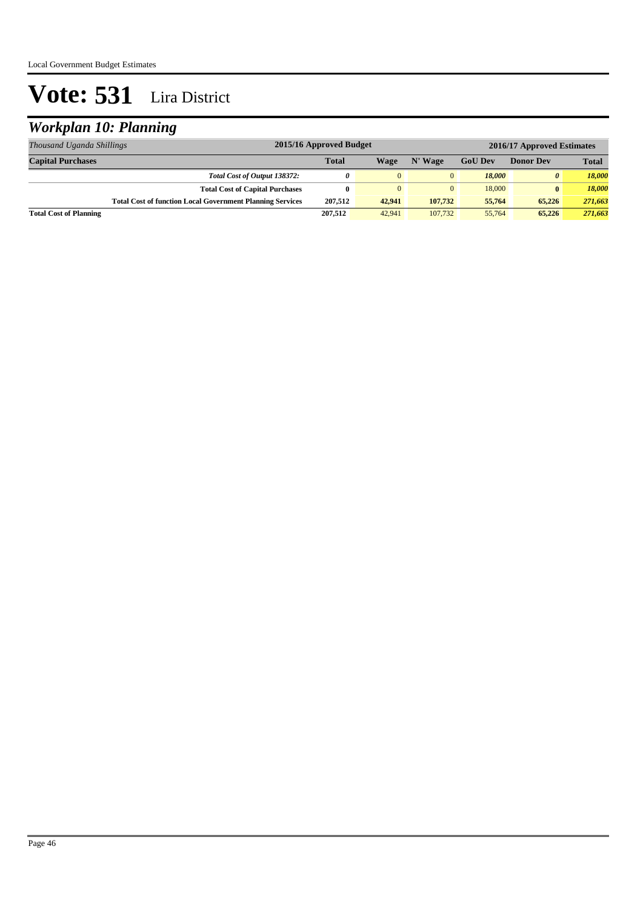# Vote: 531 Lira District

## *Workplan 10: Planning*

| *Thousand Uganda Shillings* | 2015/16 Approved Budget | 2016/17 Approved Estimates | | | | |
|---|---|---|---|---|---|---|
| **Capital Purchases** | **Total** | **Wage** | **N' Wage** | **GoU Dev** | **Donor Dev** | **Total** |
| ***Total Cost of Output 138372:*** | ***0*** | 0 | 0 | ***18,000*** | ***0*** | ***18,000*** |
| **Total Cost of Capital Purchases** | **0** | 0 | 0 | 18,000 | **0** | ***18,000*** |
| **Total Cost of function Local Government Planning Services** | **207,512** | **42,941** | **107,732** | **55,764** | **65,226** | ***271,663*** |
| **Total Cost of Planning** | **207,512** | 42,941 | 107,732 | 55,764 | **65,226** | ***271,663*** |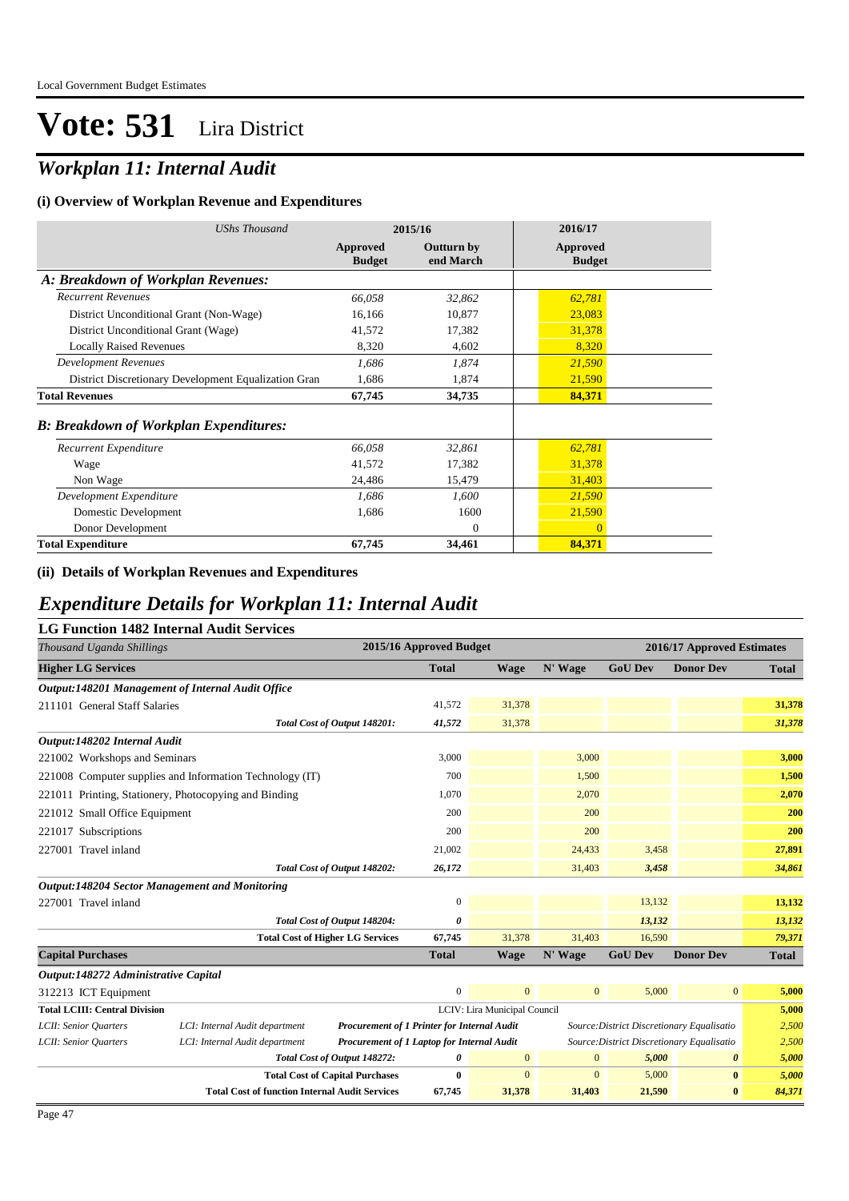# Vote: 531 Lira District

## Workplan 11: Internal Audit

### (i) Overview of Workplan Revenue and Expenditures

| *UShs Thousand* | 2015/16 | | 2016/17 |
|---|---|---|---|
| | **Approved Budget** | **Outturn by end March** | **Approved Budget** |
| ***A: Breakdown of Workplan Revenues:*** | | | |
| *Recurrent Revenues* | *66,058* | *32,862* | *62,781* |
| District Unconditional Grant (Non-Wage) | 16,166 | 10,877 | 23,083 |
| District Unconditional Grant (Wage) | 41,572 | 17,382 | 31,378 |
| Locally Raised Revenues | 8,320 | 4,602 | 8,320 |
| *Development Revenues* | *1,686* | *1,874* | *21,590* |
| District Discretionary Development Equalization Gran | 1,686 | 1,874 | 21,590 |
| **Total Revenues** | **67,745** | **34,735** | **84,371** |
| ***B: Breakdown of Workplan Expenditures:*** | | | |
| *Recurrent Expenditure* | *66,058* | *32,861* | *62,781* |
| Wage | 41,572 | 17,382 | 31,378 |
| Non Wage | 24,486 | 15,479 | 31,403 |
| *Development Expenditure* | *1,686* | *1,600* | *21,590* |
| Domestic Development | 1,686 | 1600 | 21,590 |
| Donor Development | | 0 | 0 |
| **Total Expenditure** | **67,745** | **34,461** | **84,371** |

### (ii) Details of Workplan Revenues and Expenditures

## Expenditure Details for Workplan 11: Internal Audit

### LG Function 1482 Internal Audit Services

| *Thousand Uganda Shillings* | | | 2015/16 Approved Budget | 2016/17 Approved Estimates | | | | |
|---|---|---|---|---|---|---|---|---|
| **Higher LG Services** | | | **Total** | **Wage** | **N' Wage** | **GoU Dev** | **Donor Dev** | **Total** |
| ***Output:148201 Management of Internal Audit Office*** | | | | | | | | |
| 211101 General Staff Salaries | | | 41,572 | 31,378 | | | | **31,378** |
| | | *Total Cost of Output 148201:* | *41,572* | 31,378 | | | | ***31,378*** |
| ***Output:148202 Internal Audit*** | | | | | | | | |
| 221002 Workshops and Seminars | | | 3,000 | | 3,000 | | | **3,000** |
| 221008 Computer supplies and Information Technology (IT) | | | 700 | | 1,500 | | | **1,500** |
| 221011 Printing, Stationery, Photocopying and Binding | | | 1,070 | | 2,070 | | | **2,070** |
| 221012 Small Office Equipment | | | 200 | | 200 | | | **200** |
| 221017 Subscriptions | | | 200 | | 200 | | | **200** |
| 227001 Travel inland | | | 21,002 | | 24,433 | 3,458 | | **27,891** |
| | | *Total Cost of Output 148202:* | *26,172* | | 31,403 | *3,458* | | ***34,861*** |
| ***Output:148204 Sector Management and Monitoring*** | | | | | | | | |
| 227001 Travel inland | | | 0 | | | 13,132 | | **13,132** |
| | | *Total Cost of Output 148204:* | *0* | | | *13,132* | | ***13,132*** |
| | | **Total Cost of Higher LG Services** | **67,745** | 31,378 | 31,403 | 16,590 | | ***79,371*** |
| **Capital Purchases** | | | **Total** | **Wage** | **N' Wage** | **GoU Dev** | **Donor Dev** | **Total** |
| ***Output:148272 Administrative Capital*** | | | | | | | | |
| 312213 ICT Equipment | | | 0 | 0 | 0 | 5,000 | 0 | **5,000** |
| **Total LCIII: Central Division** | | | LCIV: Lira Municipal Council | | | | | **5,000** |
| *LCII: Senior Quarters* | *LCI: Internal Audit department* | ***Procurement of 1 Printer for Internal Audit*** | | | *Source:District Discretionary Equalisatio* | | | *2,500* |
| *LCII: Senior Quarters* | *LCI: Internal Audit department* | ***Procurement of 1 Laptop for Internal Audit*** | | | *Source:District Discretionary Equalisatio* | | | *2,500* |
| | | *Total Cost of Output 148272:* | *0* | 0 | 0 | *5,000* | *0* | ***5,000*** |
| | | **Total Cost of Capital Purchases** | **0** | 0 | 0 | 5,000 | **0** | ***5,000*** |
| | | **Total Cost of function Internal Audit Services** | **67,745** | **31,378** | **31,403** | **21,590** | **0** | ***84,371*** |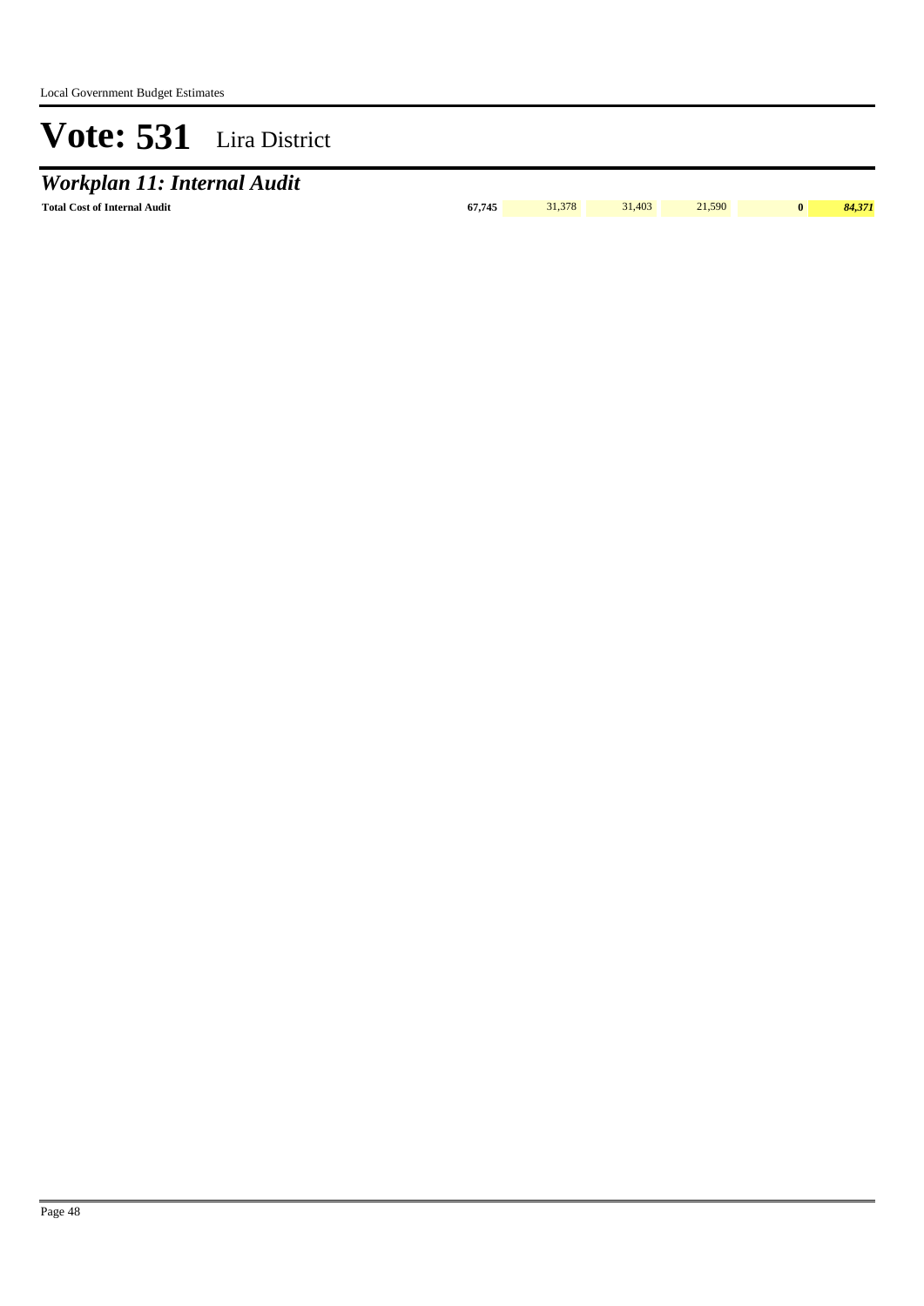# Vote: 531 Lira District

## *Workplan 11: Internal Audit*

| | | | | | | |
|---|---|---|---|---|---|---|
| **Total Cost of Internal Audit** | **67,745** | 31,378 | 31,403 | 21,590 | **0** | ***84,371*** |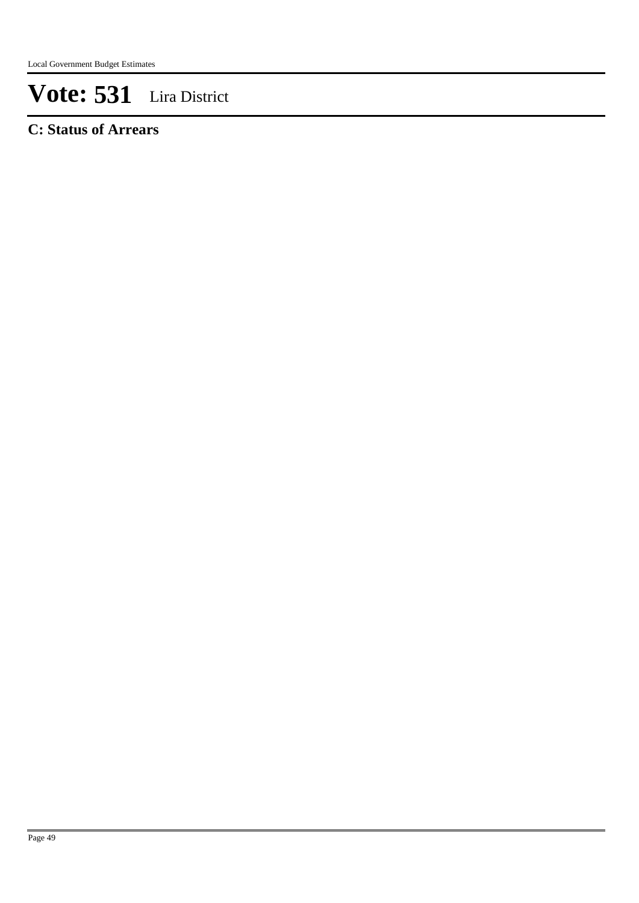# Vote: 531 Lira District

## C: Status of Arrears